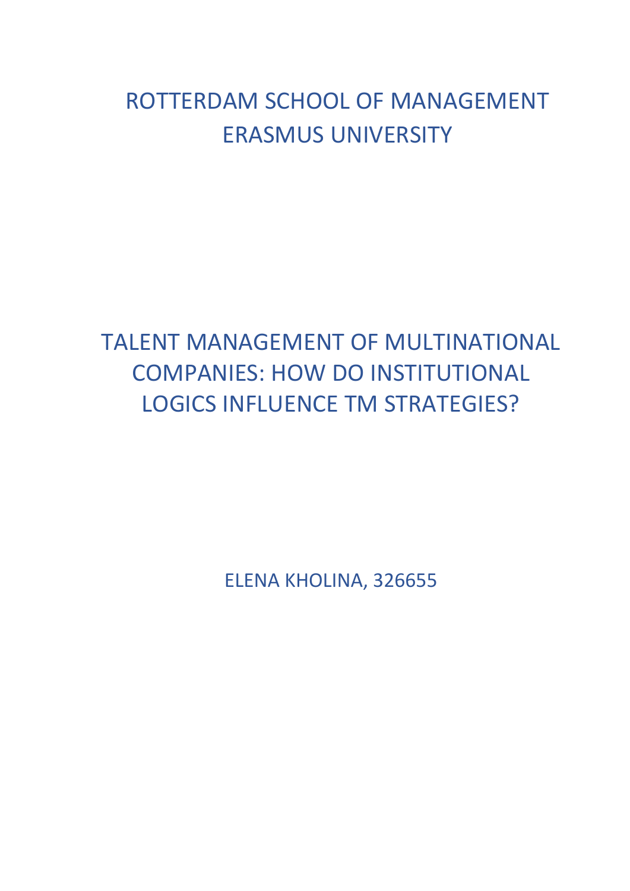ROTTERDAM SCHOOL OF MANAGEMENT
ERASMUS UNIVERSITY

# TALENT MANAGEMENT OF MULTINATIONAL COMPANIES: HOW DO INSTITUTIONAL LOGICS INFLUENCE TM STRATEGIES?

ELENA KHOLINA, 326655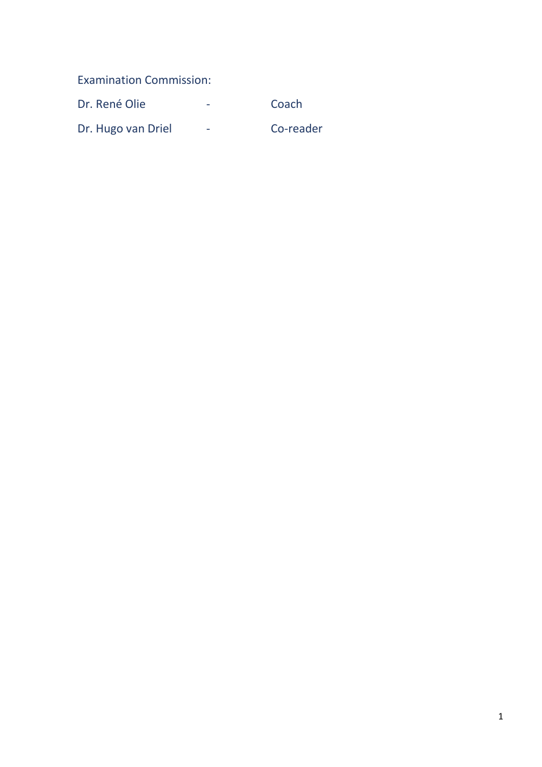Examination Commission:

| | | |
|---|---|---|
| Dr. René Olie | - | Coach |
| Dr. Hugo van Driel | - | Co-reader |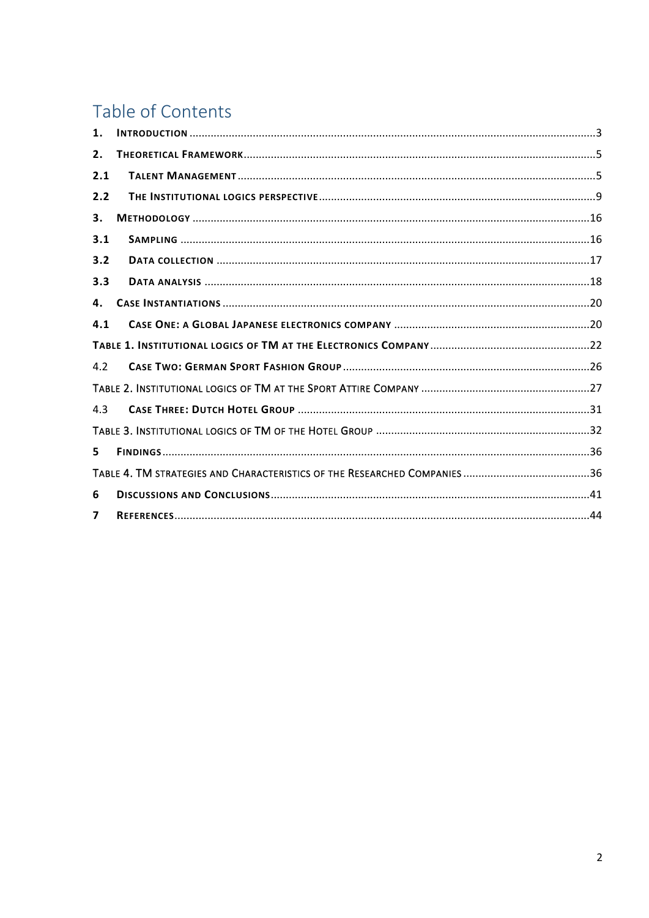# Table of Contents

1. INTRODUCTION ........................................................................................................ 3
2. THEORETICAL FRAMEWORK ........................................................................................ 5
2.1 TALENT MANAGEMENT ............................................................................................ 5
2.2 THE INSTITUTIONAL LOGICS PERSPECTIVE ................................................................. 9
3. METHODOLOGY ...................................................................................................... 16
3.1 SAMPLING ............................................................................................................ 16
3.2 DATA COLLECTION ............................................................................................... 17
3.3 DATA ANALYSIS .................................................................................................... 18
4. CASE INSTANTIATIONS ............................................................................................. 20
4.1 CASE ONE: A GLOBAL JAPANESE ELECTRONICS COMPANY ........................................ 20
TABLE 1. INSTITUTIONAL LOGICS OF TM AT THE ELECTRONICS COMPANY ............................ 22
4.2 CASE TWO: GERMAN SPORT FASHION GROUP ............................................................ 26
TABLE 2. INSTITUTIONAL LOGICS OF TM AT THE SPORT ATTIRE COMPANY ........................... 27
4.3 CASE THREE: DUTCH HOTEL GROUP ........................................................................ 31
TABLE 3. INSTITUTIONAL LOGICS OF TM OF THE HOTEL GROUP ........................................ 32
5 FINDINGS ................................................................................................................ 36
TABLE 4. TM STRATEGIES AND CHARACTERISTICS OF THE RESEARCHED COMPANIES ............... 36
6 DISCUSSIONS AND CONCLUSIONS ............................................................................. 41
7 REFERENCES ............................................................................................................ 44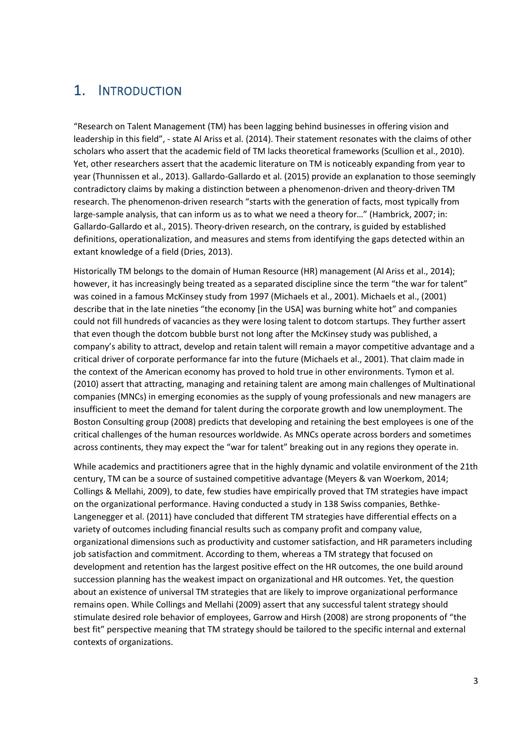# 1. Introduction

"Research on Talent Management (TM) has been lagging behind businesses in offering vision and leadership in this field", - state Al Ariss et al. (2014). Their statement resonates with the claims of other scholars who assert that the academic field of TM lacks theoretical frameworks (Scullion et al., 2010). Yet, other researchers assert that the academic literature on TM is noticeably expanding from year to year (Thunnissen et al., 2013). Gallardo-Gallardo et al. (2015) provide an explanation to those seemingly contradictory claims by making a distinction between a phenomenon-driven and theory-driven TM research. The phenomenon-driven research "starts with the generation of facts, most typically from large-sample analysis, that can inform us as to what we need a theory for…" (Hambrick, 2007; in: Gallardo-Gallardo et al., 2015). Theory-driven research, on the contrary, is guided by established definitions, operationalization, and measures and stems from identifying the gaps detected within an extant knowledge of a field (Dries, 2013).

Historically TM belongs to the domain of Human Resource (HR) management (Al Ariss et al., 2014); however, it has increasingly being treated as a separated discipline since the term "the war for talent" was coined in a famous McKinsey study from 1997 (Michaels et al., 2001). Michaels et al., (2001) describe that in the late nineties "the economy [in the USA] was burning white hot" and companies could not fill hundreds of vacancies as they were losing talent to dotcom startups. They further assert that even though the dotcom bubble burst not long after the McKinsey study was published, a company's ability to attract, develop and retain talent will remain a mayor competitive advantage and a critical driver of corporate performance far into the future (Michaels et al., 2001). That claim made in the context of the American economy has proved to hold true in other environments. Tymon et al. (2010) assert that attracting, managing and retaining talent are among main challenges of Multinational companies (MNCs) in emerging economies as the supply of young professionals and new managers are insufficient to meet the demand for talent during the corporate growth and low unemployment. The Boston Consulting group (2008) predicts that developing and retaining the best employees is one of the critical challenges of the human resources worldwide. As MNCs operate across borders and sometimes across continents, they may expect the "war for talent" breaking out in any regions they operate in.

While academics and practitioners agree that in the highly dynamic and volatile environment of the 21th century, TM can be a source of sustained competitive advantage (Meyers & van Woerkom, 2014; Collings & Mellahi, 2009), to date, few studies have empirically proved that TM strategies have impact on the organizational performance. Having conducted a study in 138 Swiss companies, Bethke-Langenegger et al. (2011) have concluded that different TM strategies have differential effects on a variety of outcomes including financial results such as company profit and company value, organizational dimensions such as productivity and customer satisfaction, and HR parameters including job satisfaction and commitment. According to them, whereas a TM strategy that focused on development and retention has the largest positive effect on the HR outcomes, the one build around succession planning has the weakest impact on organizational and HR outcomes. Yet, the question about an existence of universal TM strategies that are likely to improve organizational performance remains open. While Collings and Mellahi (2009) assert that any successful talent strategy should stimulate desired role behavior of employees, Garrow and Hirsh (2008) are strong proponents of "the best fit" perspective meaning that TM strategy should be tailored to the specific internal and external contexts of organizations.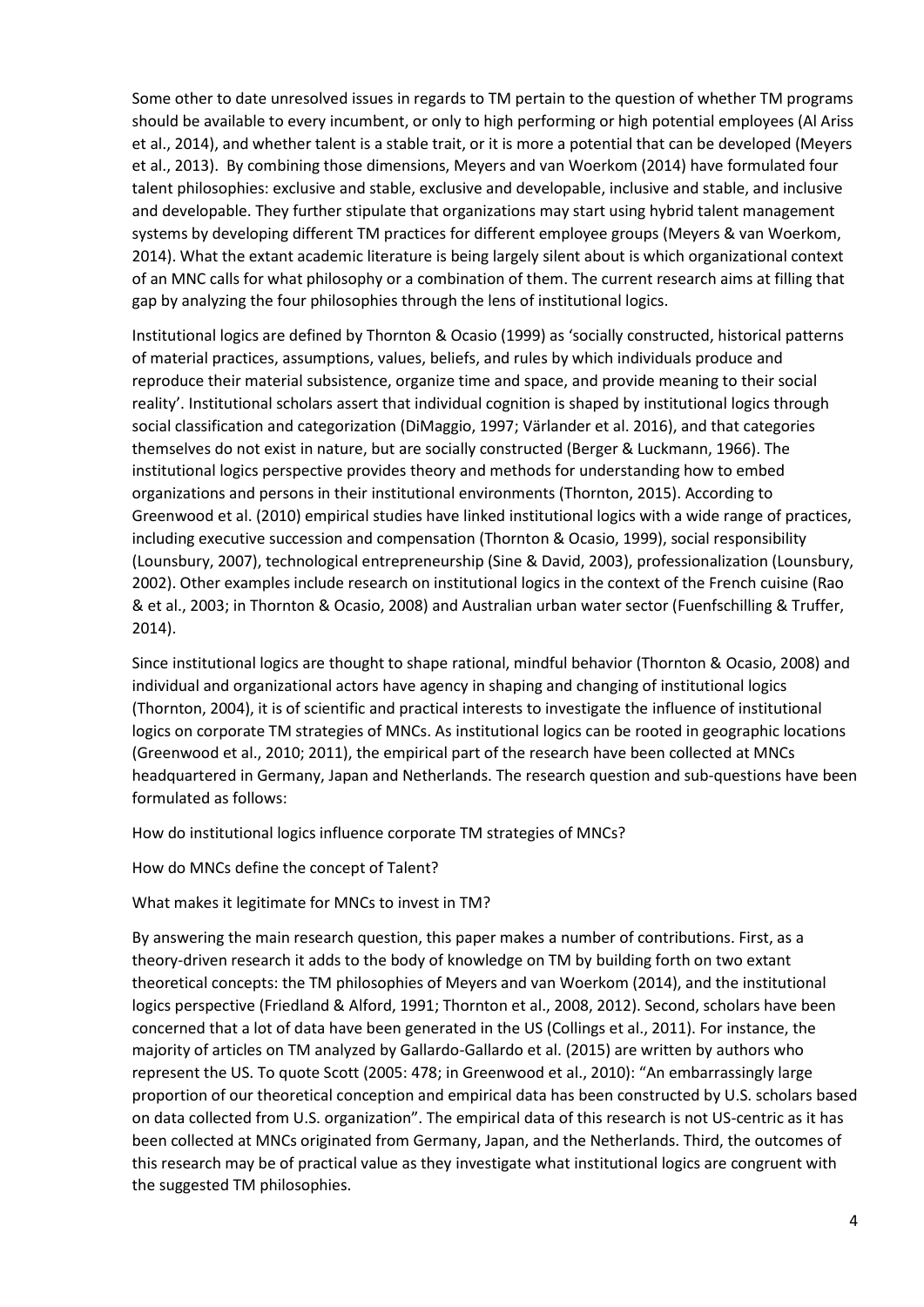Some other to date unresolved issues in regards to TM pertain to the question of whether TM programs should be available to every incumbent, or only to high performing or high potential employees (Al Ariss et al., 2014), and whether talent is a stable trait, or it is more a potential that can be developed (Meyers et al., 2013). By combining those dimensions, Meyers and van Woerkom (2014) have formulated four talent philosophies: exclusive and stable, exclusive and developable, inclusive and stable, and inclusive and developable. They further stipulate that organizations may start using hybrid talent management systems by developing different TM practices for different employee groups (Meyers & van Woerkom, 2014). What the extant academic literature is being largely silent about is which organizational context of an MNC calls for what philosophy or a combination of them. The current research aims at filling that gap by analyzing the four philosophies through the lens of institutional logics.

Institutional logics are defined by Thornton & Ocasio (1999) as 'socially constructed, historical patterns of material practices, assumptions, values, beliefs, and rules by which individuals produce and reproduce their material subsistence, organize time and space, and provide meaning to their social reality'. Institutional scholars assert that individual cognition is shaped by institutional logics through social classification and categorization (DiMaggio, 1997; Värlander et al. 2016), and that categories themselves do not exist in nature, but are socially constructed (Berger & Luckmann, 1966). The institutional logics perspective provides theory and methods for understanding how to embed organizations and persons in their institutional environments (Thornton, 2015). According to Greenwood et al. (2010) empirical studies have linked institutional logics with a wide range of practices, including executive succession and compensation (Thornton & Ocasio, 1999), social responsibility (Lounsbury, 2007), technological entrepreneurship (Sine & David, 2003), professionalization (Lounsbury, 2002). Other examples include research on institutional logics in the context of the French cuisine (Rao & et al., 2003; in Thornton & Ocasio, 2008) and Australian urban water sector (Fuenfschilling & Truffer, 2014).

Since institutional logics are thought to shape rational, mindful behavior (Thornton & Ocasio, 2008) and individual and organizational actors have agency in shaping and changing of institutional logics (Thornton, 2004), it is of scientific and practical interests to investigate the influence of institutional logics on corporate TM strategies of MNCs. As institutional logics can be rooted in geographic locations (Greenwood et al., 2010; 2011), the empirical part of the research have been collected at MNCs headquartered in Germany, Japan and Netherlands. The research question and sub-questions have been formulated as follows:

How do institutional logics influence corporate TM strategies of MNCs?

How do MNCs define the concept of Talent?

What makes it legitimate for MNCs to invest in TM?

By answering the main research question, this paper makes a number of contributions. First, as a theory-driven research it adds to the body of knowledge on TM by building forth on two extant theoretical concepts: the TM philosophies of Meyers and van Woerkom (2014), and the institutional logics perspective (Friedland & Alford, 1991; Thornton et al., 2008, 2012). Second, scholars have been concerned that a lot of data have been generated in the US (Collings et al., 2011). For instance, the majority of articles on TM analyzed by Gallardo-Gallardo et al. (2015) are written by authors who represent the US. To quote Scott (2005: 478; in Greenwood et al., 2010): "An embarrassingly large proportion of our theoretical conception and empirical data has been constructed by U.S. scholars based on data collected from U.S. organization". The empirical data of this research is not US-centric as it has been collected at MNCs originated from Germany, Japan, and the Netherlands. Third, the outcomes of this research may be of practical value as they investigate what institutional logics are congruent with the suggested TM philosophies.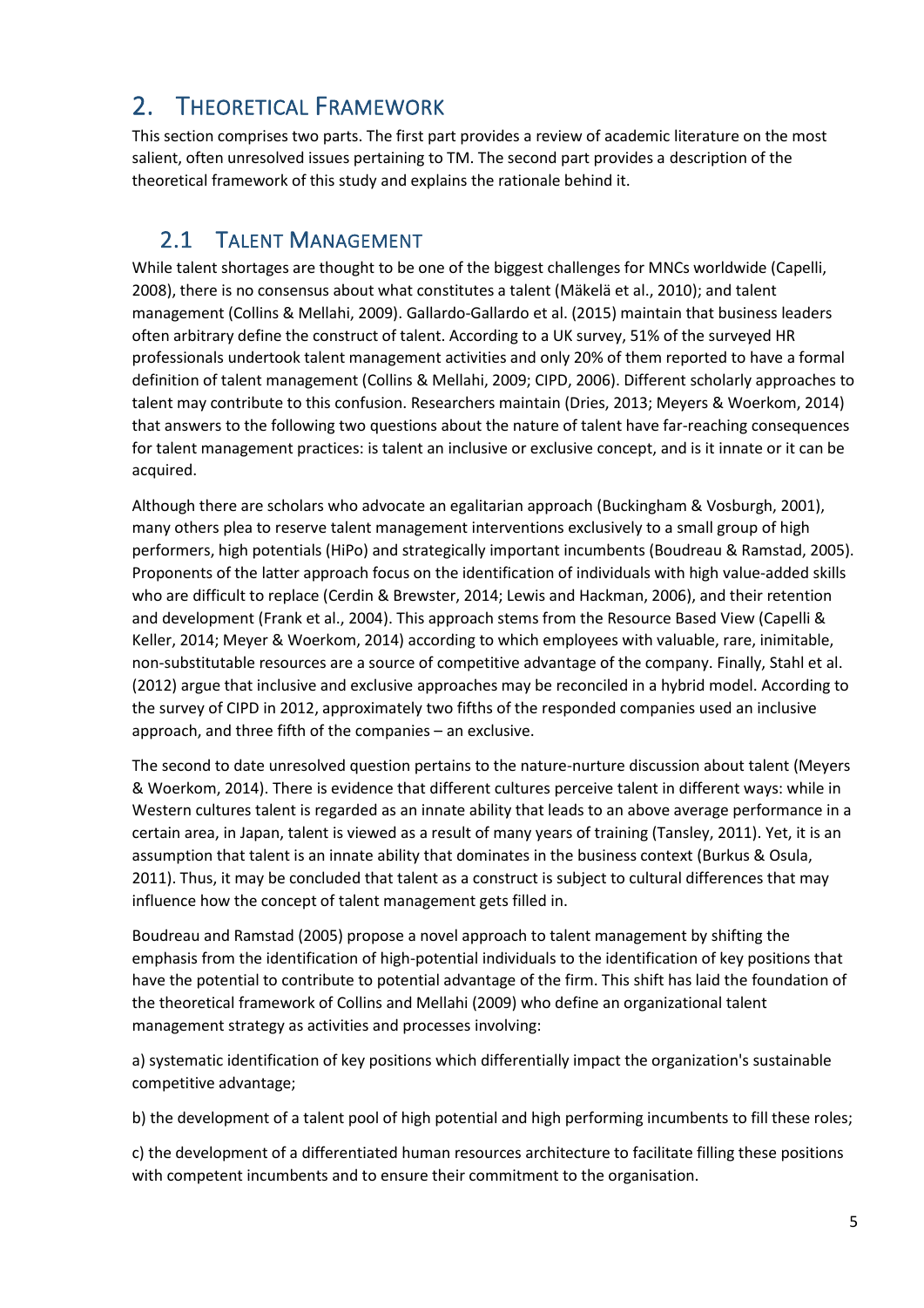# 2. THEORETICAL FRAMEWORK

This section comprises two parts. The first part provides a review of academic literature on the most salient, often unresolved issues pertaining to TM. The second part provides a description of the theoretical framework of this study and explains the rationale behind it.

## 2.1 TALENT MANAGEMENT

While talent shortages are thought to be one of the biggest challenges for MNCs worldwide (Capelli, 2008), there is no consensus about what constitutes a talent (Mäkelä et al., 2010); and talent management (Collins & Mellahi, 2009). Gallardo-Gallardo et al. (2015) maintain that business leaders often arbitrary define the construct of talent. According to a UK survey, 51% of the surveyed HR professionals undertook talent management activities and only 20% of them reported to have a formal definition of talent management (Collins & Mellahi, 2009; CIPD, 2006). Different scholarly approaches to talent may contribute to this confusion. Researchers maintain (Dries, 2013; Meyers & Woerkom, 2014) that answers to the following two questions about the nature of talent have far-reaching consequences for talent management practices: is talent an inclusive or exclusive concept, and is it innate or it can be acquired.

Although there are scholars who advocate an egalitarian approach (Buckingham & Vosburgh, 2001), many others plea to reserve talent management interventions exclusively to a small group of high performers, high potentials (HiPo) and strategically important incumbents (Boudreau & Ramstad, 2005). Proponents of the latter approach focus on the identification of individuals with high value-added skills who are difficult to replace (Cerdin & Brewster, 2014; Lewis and Hackman, 2006), and their retention and development (Frank et al., 2004). This approach stems from the Resource Based View (Capelli & Keller, 2014; Meyer & Woerkom, 2014) according to which employees with valuable, rare, inimitable, non-substitutable resources are a source of competitive advantage of the company. Finally, Stahl et al. (2012) argue that inclusive and exclusive approaches may be reconciled in a hybrid model. According to the survey of CIPD in 2012, approximately two fifths of the responded companies used an inclusive approach, and three fifth of the companies – an exclusive.

The second to date unresolved question pertains to the nature-nurture discussion about talent (Meyers & Woerkom, 2014). There is evidence that different cultures perceive talent in different ways: while in Western cultures talent is regarded as an innate ability that leads to an above average performance in a certain area, in Japan, talent is viewed as a result of many years of training (Tansley, 2011). Yet, it is an assumption that talent is an innate ability that dominates in the business context (Burkus & Osula, 2011). Thus, it may be concluded that talent as a construct is subject to cultural differences that may influence how the concept of talent management gets filled in.

Boudreau and Ramstad (2005) propose a novel approach to talent management by shifting the emphasis from the identification of high-potential individuals to the identification of key positions that have the potential to contribute to potential advantage of the firm. This shift has laid the foundation of the theoretical framework of Collins and Mellahi (2009) who define an organizational talent management strategy as activities and processes involving:

a) systematic identification of key positions which differentially impact the organization's sustainable competitive advantage;

b) the development of a talent pool of high potential and high performing incumbents to fill these roles;

c) the development of a differentiated human resources architecture to facilitate filling these positions with competent incumbents and to ensure their commitment to the organisation.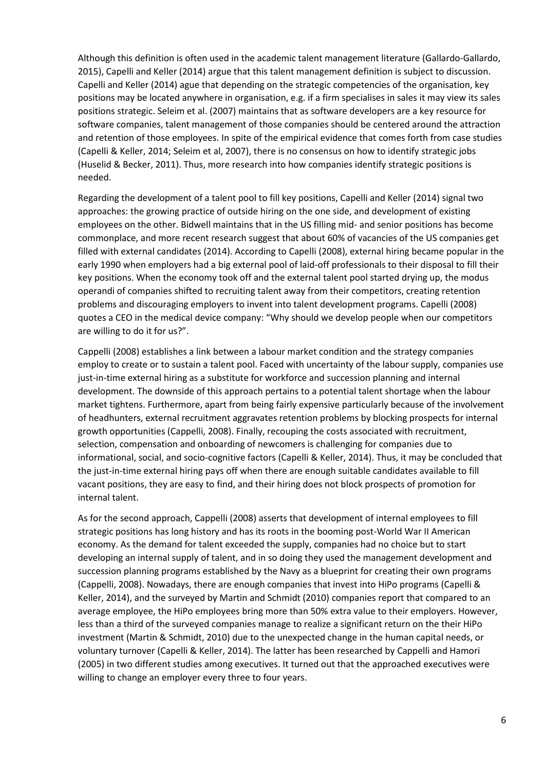Although this definition is often used in the academic talent management literature (Gallardo-Gallardo, 2015), Capelli and Keller (2014) argue that this talent management definition is subject to discussion. Capelli and Keller (2014) ague that depending on the strategic competencies of the organisation, key positions may be located anywhere in organisation, e.g. if a firm specialises in sales it may view its sales positions strategic. Seleim et al. (2007) maintains that as software developers are a key resource for software companies, talent management of those companies should be centered around the attraction and retention of those employees. In spite of the empirical evidence that comes forth from case studies (Capelli & Keller, 2014; Seleim et al, 2007), there is no consensus on how to identify strategic jobs (Huselid & Becker, 2011). Thus, more research into how companies identify strategic positions is needed.

Regarding the development of a talent pool to fill key positions, Capelli and Keller (2014) signal two approaches: the growing practice of outside hiring on the one side, and development of existing employees on the other. Bidwell maintains that in the US filling mid- and senior positions has become commonplace, and more recent research suggest that about 60% of vacancies of the US companies get filled with external candidates (2014). According to Capelli (2008), external hiring became popular in the early 1990 when employers had a big external pool of laid-off professionals to their disposal to fill their key positions. When the economy took off and the external talent pool started drying up, the modus operandi of companies shifted to recruiting talent away from their competitors, creating retention problems and discouraging employers to invent into talent development programs. Capelli (2008) quotes a CEO in the medical device company: "Why should we develop people when our competitors are willing to do it for us?".

Cappelli (2008) establishes a link between a labour market condition and the strategy companies employ to create or to sustain a talent pool. Faced with uncertainty of the labour supply, companies use just-in-time external hiring as a substitute for workforce and succession planning and internal development. The downside of this approach pertains to a potential talent shortage when the labour market tightens. Furthermore, apart from being fairly expensive particularly because of the involvement of headhunters, external recruitment aggravates retention problems by blocking prospects for internal growth opportunities (Cappelli, 2008). Finally, recouping the costs associated with recruitment, selection, compensation and onboarding of newcomers is challenging for companies due to informational, social, and socio-cognitive factors (Capelli & Keller, 2014). Thus, it may be concluded that the just-in-time external hiring pays off when there are enough suitable candidates available to fill vacant positions, they are easy to find, and their hiring does not block prospects of promotion for internal talent.

As for the second approach, Cappelli (2008) asserts that development of internal employees to fill strategic positions has long history and has its roots in the booming post-World War II American economy. As the demand for talent exceeded the supply, companies had no choice but to start developing an internal supply of talent, and in so doing they used the management development and succession planning programs established by the Navy as a blueprint for creating their own programs (Cappelli, 2008). Nowadays, there are enough companies that invest into HiPo programs (Capelli & Keller, 2014), and the surveyed by Martin and Schmidt (2010) companies report that compared to an average employee, the HiPo employees bring more than 50% extra value to their employers. However, less than a third of the surveyed companies manage to realize a significant return on the their HiPo investment (Martin & Schmidt, 2010) due to the unexpected change in the human capital needs, or voluntary turnover (Capelli & Keller, 2014). The latter has been researched by Cappelli and Hamori (2005) in two different studies among executives. It turned out that the approached executives were willing to change an employer every three to four years.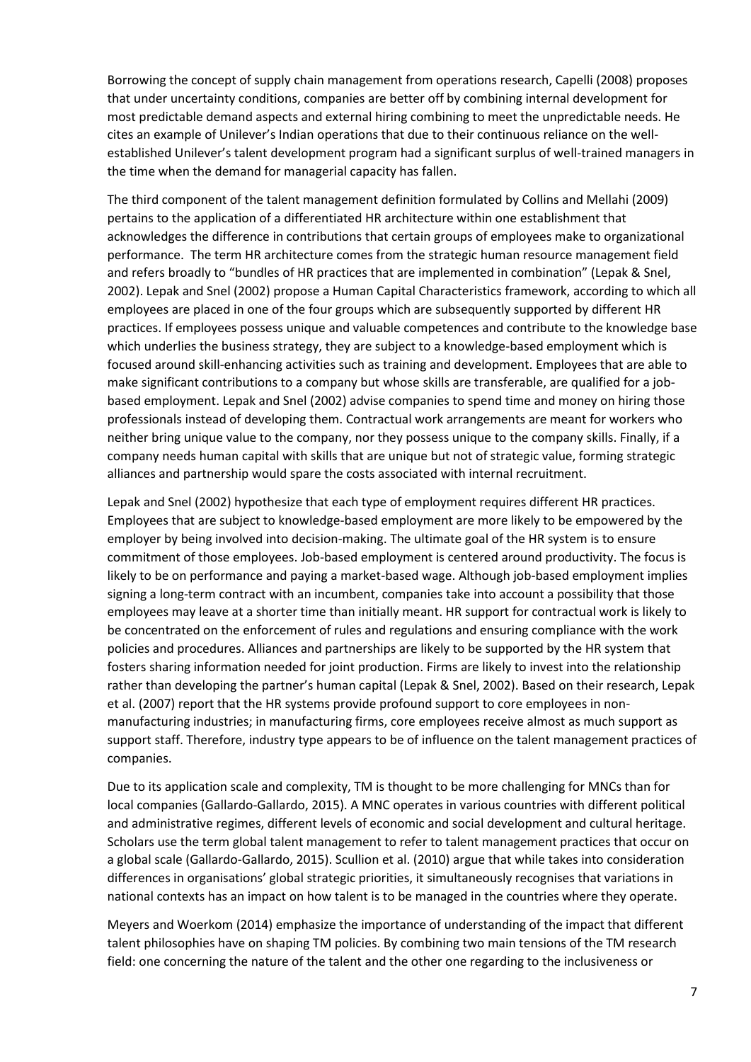Borrowing the concept of supply chain management from operations research, Capelli (2008) proposes that under uncertainty conditions, companies are better off by combining internal development for most predictable demand aspects and external hiring combining to meet the unpredictable needs. He cites an example of Unilever's Indian operations that due to their continuous reliance on the well-established Unilever's talent development program had a significant surplus of well-trained managers in the time when the demand for managerial capacity has fallen.

The third component of the talent management definition formulated by Collins and Mellahi (2009) pertains to the application of a differentiated HR architecture within one establishment that acknowledges the difference in contributions that certain groups of employees make to organizational performance. The term HR architecture comes from the strategic human resource management field and refers broadly to "bundles of HR practices that are implemented in combination" (Lepak & Snel, 2002). Lepak and Snel (2002) propose a Human Capital Characteristics framework, according to which all employees are placed in one of the four groups which are subsequently supported by different HR practices. If employees possess unique and valuable competences and contribute to the knowledge base which underlies the business strategy, they are subject to a knowledge-based employment which is focused around skill-enhancing activities such as training and development. Employees that are able to make significant contributions to a company but whose skills are transferable, are qualified for a job-based employment. Lepak and Snel (2002) advise companies to spend time and money on hiring those professionals instead of developing them. Contractual work arrangements are meant for workers who neither bring unique value to the company, nor they possess unique to the company skills. Finally, if a company needs human capital with skills that are unique but not of strategic value, forming strategic alliances and partnership would spare the costs associated with internal recruitment.

Lepak and Snel (2002) hypothesize that each type of employment requires different HR practices. Employees that are subject to knowledge-based employment are more likely to be empowered by the employer by being involved into decision-making. The ultimate goal of the HR system is to ensure commitment of those employees. Job-based employment is centered around productivity. The focus is likely to be on performance and paying a market-based wage. Although job-based employment implies signing a long-term contract with an incumbent, companies take into account a possibility that those employees may leave at a shorter time than initially meant. HR support for contractual work is likely to be concentrated on the enforcement of rules and regulations and ensuring compliance with the work policies and procedures. Alliances and partnerships are likely to be supported by the HR system that fosters sharing information needed for joint production. Firms are likely to invest into the relationship rather than developing the partner's human capital (Lepak & Snel, 2002). Based on their research, Lepak et al. (2007) report that the HR systems provide profound support to core employees in non-manufacturing industries; in manufacturing firms, core employees receive almost as much support as support staff. Therefore, industry type appears to be of influence on the talent management practices of companies.

Due to its application scale and complexity, TM is thought to be more challenging for MNCs than for local companies (Gallardo-Gallardo, 2015). A MNC operates in various countries with different political and administrative regimes, different levels of economic and social development and cultural heritage. Scholars use the term global talent management to refer to talent management practices that occur on a global scale (Gallardo-Gallardo, 2015). Scullion et al. (2010) argue that while takes into consideration differences in organisations' global strategic priorities, it simultaneously recognises that variations in national contexts has an impact on how talent is to be managed in the countries where they operate.

Meyers and Woerkom (2014) emphasize the importance of understanding of the impact that different talent philosophies have on shaping TM policies. By combining two main tensions of the TM research field: one concerning the nature of the talent and the other one regarding to the inclusiveness or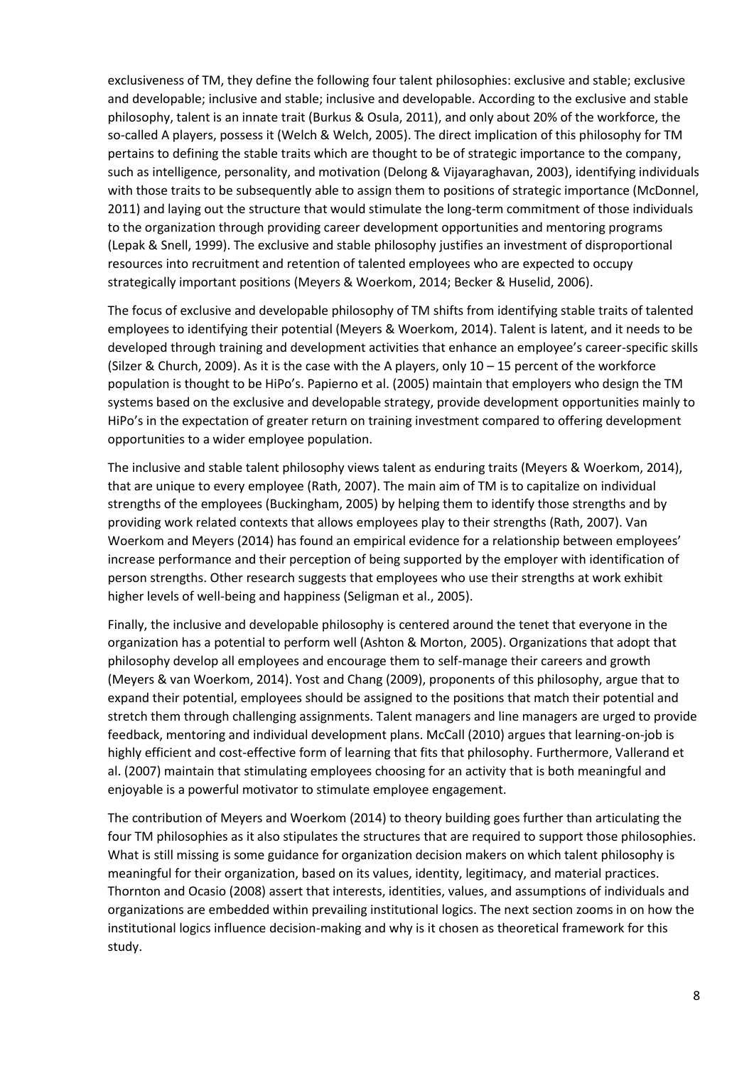exclusiveness of TM, they define the following four talent philosophies: exclusive and stable; exclusive and developable; inclusive and stable; inclusive and developable. According to the exclusive and stable philosophy, talent is an innate trait (Burkus & Osula, 2011), and only about 20% of the workforce, the so-called A players, possess it (Welch & Welch, 2005). The direct implication of this philosophy for TM pertains to defining the stable traits which are thought to be of strategic importance to the company, such as intelligence, personality, and motivation (Delong & Vijayaraghavan, 2003), identifying individuals with those traits to be subsequently able to assign them to positions of strategic importance (McDonnel, 2011) and laying out the structure that would stimulate the long-term commitment of those individuals to the organization through providing career development opportunities and mentoring programs (Lepak & Snell, 1999). The exclusive and stable philosophy justifies an investment of disproportional resources into recruitment and retention of talented employees who are expected to occupy strategically important positions (Meyers & Woerkom, 2014; Becker & Huselid, 2006).

The focus of exclusive and developable philosophy of TM shifts from identifying stable traits of talented employees to identifying their potential (Meyers & Woerkom, 2014). Talent is latent, and it needs to be developed through training and development activities that enhance an employee's career-specific skills (Silzer & Church, 2009). As it is the case with the A players, only 10 – 15 percent of the workforce population is thought to be HiPo's. Papierno et al. (2005) maintain that employers who design the TM systems based on the exclusive and developable strategy, provide development opportunities mainly to HiPo's in the expectation of greater return on training investment compared to offering development opportunities to a wider employee population.

The inclusive and stable talent philosophy views talent as enduring traits (Meyers & Woerkom, 2014), that are unique to every employee (Rath, 2007). The main aim of TM is to capitalize on individual strengths of the employees (Buckingham, 2005) by helping them to identify those strengths and by providing work related contexts that allows employees play to their strengths (Rath, 2007). Van Woerkom and Meyers (2014) has found an empirical evidence for a relationship between employees' increase performance and their perception of being supported by the employer with identification of person strengths. Other research suggests that employees who use their strengths at work exhibit higher levels of well-being and happiness (Seligman et al., 2005).

Finally, the inclusive and developable philosophy is centered around the tenet that everyone in the organization has a potential to perform well (Ashton & Morton, 2005). Organizations that adopt that philosophy develop all employees and encourage them to self-manage their careers and growth (Meyers & van Woerkom, 2014). Yost and Chang (2009), proponents of this philosophy, argue that to expand their potential, employees should be assigned to the positions that match their potential and stretch them through challenging assignments. Talent managers and line managers are urged to provide feedback, mentoring and individual development plans. McCall (2010) argues that learning-on-job is highly efficient and cost-effective form of learning that fits that philosophy. Furthermore, Vallerand et al. (2007) maintain that stimulating employees choosing for an activity that is both meaningful and enjoyable is a powerful motivator to stimulate employee engagement.

The contribution of Meyers and Woerkom (2014) to theory building goes further than articulating the four TM philosophies as it also stipulates the structures that are required to support those philosophies. What is still missing is some guidance for organization decision makers on which talent philosophy is meaningful for their organization, based on its values, identity, legitimacy, and material practices. Thornton and Ocasio (2008) assert that interests, identities, values, and assumptions of individuals and organizations are embedded within prevailing institutional logics. The next section zooms in on how the institutional logics influence decision-making and why is it chosen as theoretical framework for this study.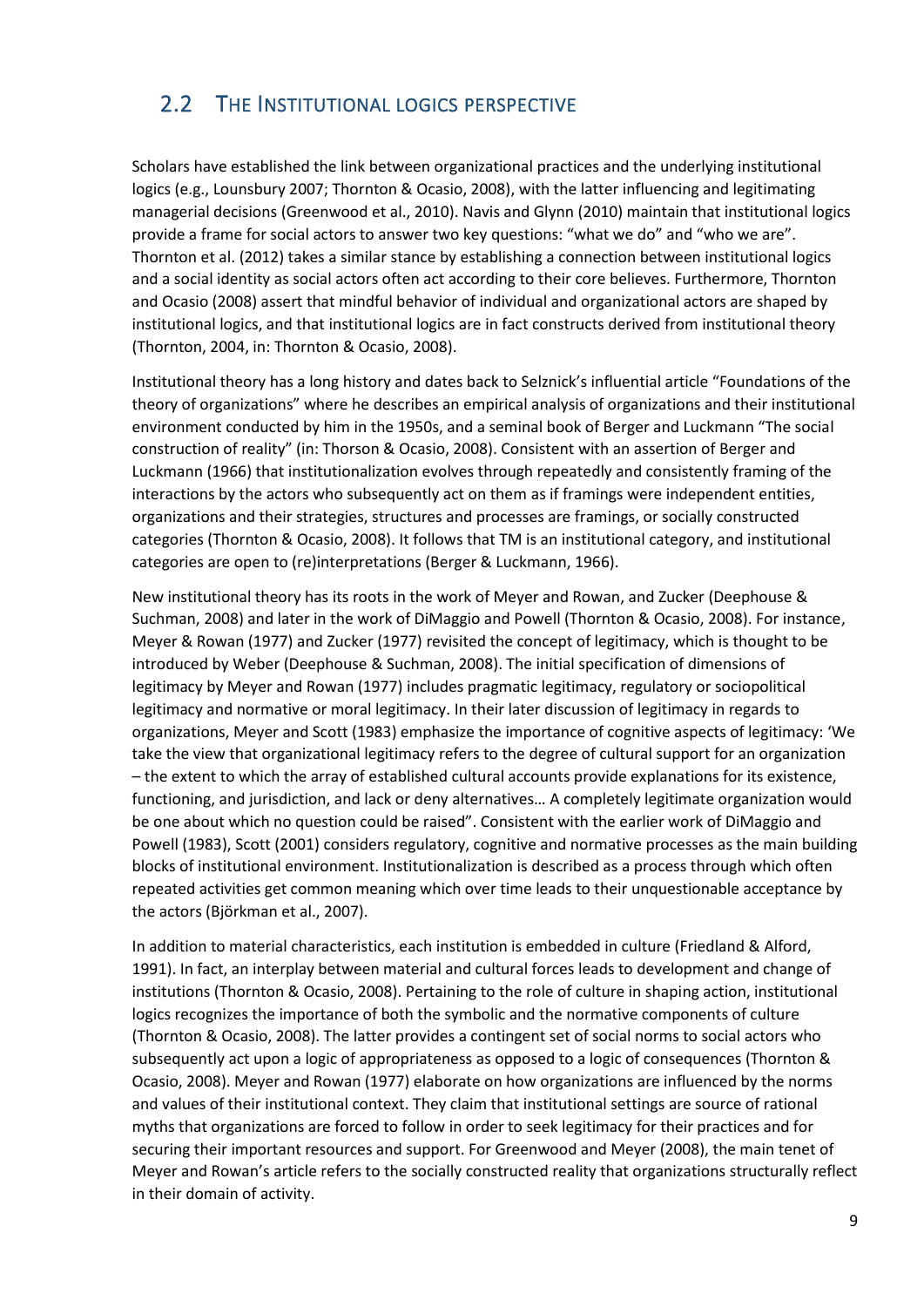## 2.2 THE INSTITUTIONAL LOGICS PERSPECTIVE

Scholars have established the link between organizational practices and the underlying institutional logics (e.g., Lounsbury 2007; Thornton & Ocasio, 2008), with the latter influencing and legitimating managerial decisions (Greenwood et al., 2010). Navis and Glynn (2010) maintain that institutional logics provide a frame for social actors to answer two key questions: "what we do" and "who we are". Thornton et al. (2012) takes a similar stance by establishing a connection between institutional logics and a social identity as social actors often act according to their core believes. Furthermore, Thornton and Ocasio (2008) assert that mindful behavior of individual and organizational actors are shaped by institutional logics, and that institutional logics are in fact constructs derived from institutional theory (Thornton, 2004, in: Thornton & Ocasio, 2008).

Institutional theory has a long history and dates back to Selznick's influential article "Foundations of the theory of organizations" where he describes an empirical analysis of organizations and their institutional environment conducted by him in the 1950s, and a seminal book of Berger and Luckmann "The social construction of reality" (in: Thorson & Ocasio, 2008). Consistent with an assertion of Berger and Luckmann (1966) that institutionalization evolves through repeatedly and consistently framing of the interactions by the actors who subsequently act on them as if framings were independent entities, organizations and their strategies, structures and processes are framings, or socially constructed categories (Thornton & Ocasio, 2008). It follows that TM is an institutional category, and institutional categories are open to (re)interpretations (Berger & Luckmann, 1966).

New institutional theory has its roots in the work of Meyer and Rowan, and Zucker (Deephouse & Suchman, 2008) and later in the work of DiMaggio and Powell (Thornton & Ocasio, 2008). For instance, Meyer & Rowan (1977) and Zucker (1977) revisited the concept of legitimacy, which is thought to be introduced by Weber (Deephouse & Suchman, 2008). The initial specification of dimensions of legitimacy by Meyer and Rowan (1977) includes pragmatic legitimacy, regulatory or sociopolitical legitimacy and normative or moral legitimacy. In their later discussion of legitimacy in regards to organizations, Meyer and Scott (1983) emphasize the importance of cognitive aspects of legitimacy: 'We take the view that organizational legitimacy refers to the degree of cultural support for an organization – the extent to which the array of established cultural accounts provide explanations for its existence, functioning, and jurisdiction, and lack or deny alternatives… A completely legitimate organization would be one about which no question could be raised". Consistent with the earlier work of DiMaggio and Powell (1983), Scott (2001) considers regulatory, cognitive and normative processes as the main building blocks of institutional environment. Institutionalization is described as a process through which often repeated activities get common meaning which over time leads to their unquestionable acceptance by the actors (Björkman et al., 2007).

In addition to material characteristics, each institution is embedded in culture (Friedland & Alford, 1991). In fact, an interplay between material and cultural forces leads to development and change of institutions (Thornton & Ocasio, 2008). Pertaining to the role of culture in shaping action, institutional logics recognizes the importance of both the symbolic and the normative components of culture (Thornton & Ocasio, 2008). The latter provides a contingent set of social norms to social actors who subsequently act upon a logic of appropriateness as opposed to a logic of consequences (Thornton & Ocasio, 2008). Meyer and Rowan (1977) elaborate on how organizations are influenced by the norms and values of their institutional context. They claim that institutional settings are source of rational myths that organizations are forced to follow in order to seek legitimacy for their practices and for securing their important resources and support. For Greenwood and Meyer (2008), the main tenet of Meyer and Rowan's article refers to the socially constructed reality that organizations structurally reflect in their domain of activity.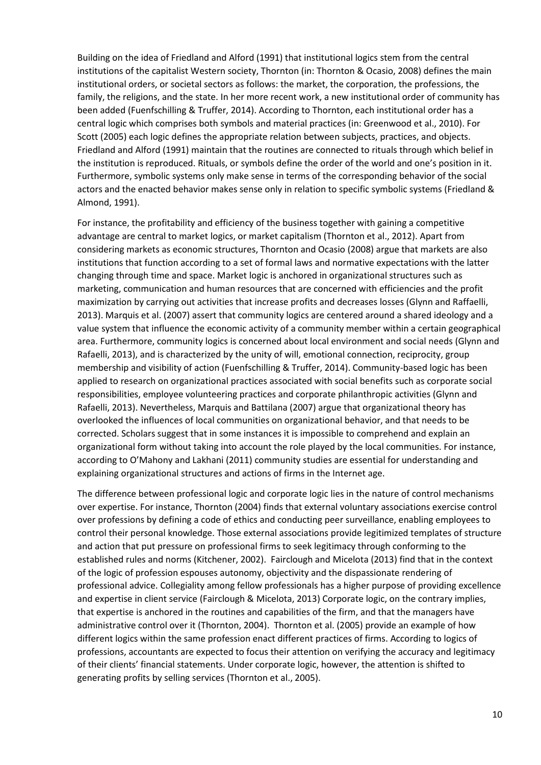Building on the idea of Friedland and Alford (1991) that institutional logics stem from the central institutions of the capitalist Western society, Thornton (in: Thornton & Ocasio, 2008) defines the main institutional orders, or societal sectors as follows: the market, the corporation, the professions, the family, the religions, and the state. In her more recent work, a new institutional order of community has been added (Fuenfschilling & Truffer, 2014). According to Thornton, each institutional order has a central logic which comprises both symbols and material practices (in: Greenwood et al., 2010). For Scott (2005) each logic defines the appropriate relation between subjects, practices, and objects. Friedland and Alford (1991) maintain that the routines are connected to rituals through which belief in the institution is reproduced. Rituals, or symbols define the order of the world and one's position in it. Furthermore, symbolic systems only make sense in terms of the corresponding behavior of the social actors and the enacted behavior makes sense only in relation to specific symbolic systems (Friedland & Almond, 1991).

For instance, the profitability and efficiency of the business together with gaining a competitive advantage are central to market logics, or market capitalism (Thornton et al., 2012). Apart from considering markets as economic structures, Thornton and Ocasio (2008) argue that markets are also institutions that function according to a set of formal laws and normative expectations with the latter changing through time and space. Market logic is anchored in organizational structures such as marketing, communication and human resources that are concerned with efficiencies and the profit maximization by carrying out activities that increase profits and decreases losses (Glynn and Raffaelli, 2013). Marquis et al. (2007) assert that community logics are centered around a shared ideology and a value system that influence the economic activity of a community member within a certain geographical area. Furthermore, community logics is concerned about local environment and social needs (Glynn and Rafaelli, 2013), and is characterized by the unity of will, emotional connection, reciprocity, group membership and visibility of action (Fuenfschilling & Truffer, 2014). Community-based logic has been applied to research on organizational practices associated with social benefits such as corporate social responsibilities, employee volunteering practices and corporate philanthropic activities (Glynn and Rafaelli, 2013). Nevertheless, Marquis and Battilana (2007) argue that organizational theory has overlooked the influences of local communities on organizational behavior, and that needs to be corrected. Scholars suggest that in some instances it is impossible to comprehend and explain an organizational form without taking into account the role played by the local communities. For instance, according to O'Mahony and Lakhani (2011) community studies are essential for understanding and explaining organizational structures and actions of firms in the Internet age.

The difference between professional logic and corporate logic lies in the nature of control mechanisms over expertise. For instance, Thornton (2004) finds that external voluntary associations exercise control over professions by defining a code of ethics and conducting peer surveillance, enabling employees to control their personal knowledge. Those external associations provide legitimized templates of structure and action that put pressure on professional firms to seek legitimacy through conforming to the established rules and norms (Kitchener, 2002). Fairclough and Micelota (2013) find that in the context of the logic of profession espouses autonomy, objectivity and the dispassionate rendering of professional advice. Collegiality among fellow professionals has a higher purpose of providing excellence and expertise in client service (Fairclough & Micelota, 2013) Corporate logic, on the contrary implies, that expertise is anchored in the routines and capabilities of the firm, and that the managers have administrative control over it (Thornton, 2004). Thornton et al. (2005) provide an example of how different logics within the same profession enact different practices of firms. According to logics of professions, accountants are expected to focus their attention on verifying the accuracy and legitimacy of their clients' financial statements. Under corporate logic, however, the attention is shifted to generating profits by selling services (Thornton et al., 2005).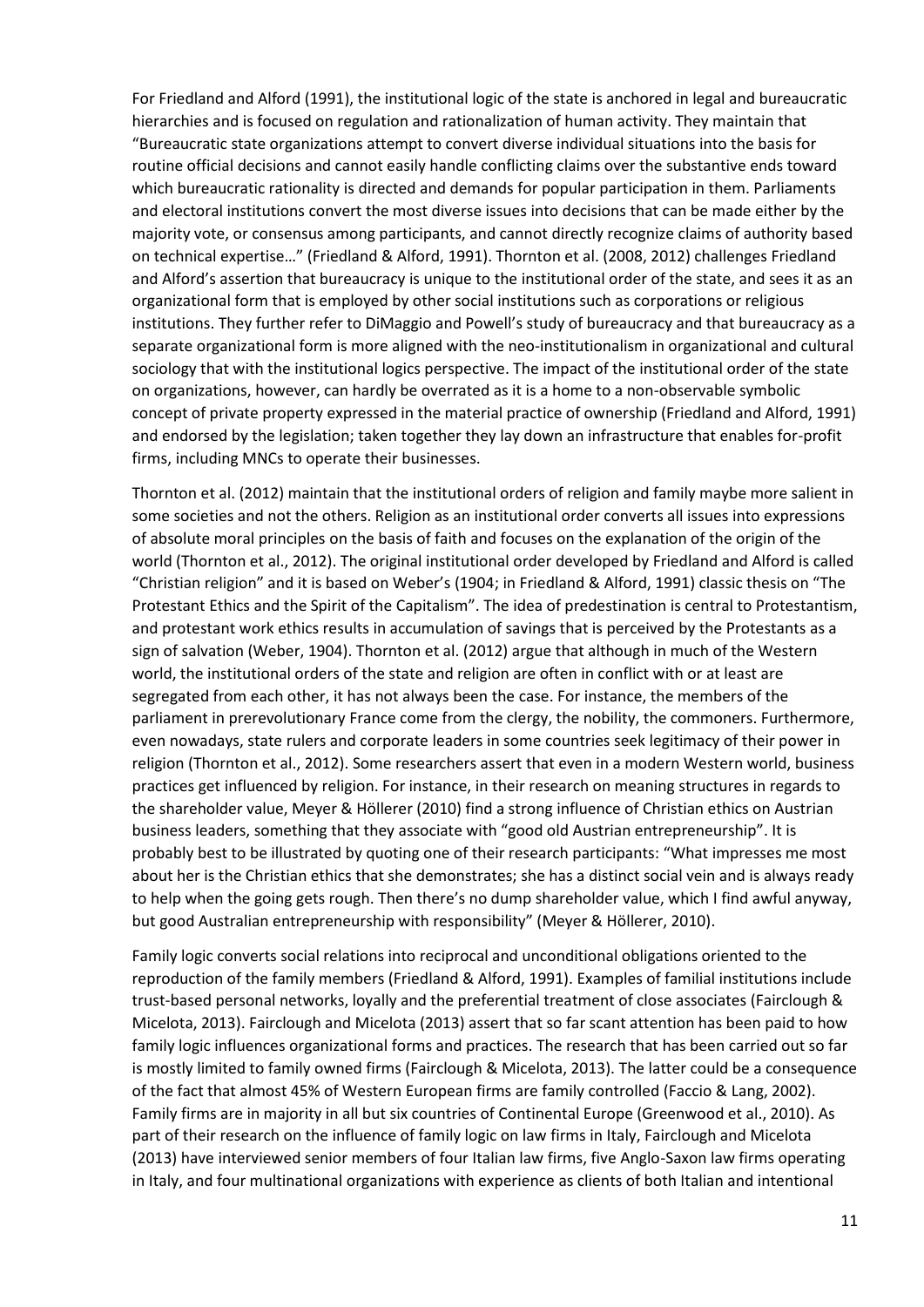For Friedland and Alford (1991), the institutional logic of the state is anchored in legal and bureaucratic hierarchies and is focused on regulation and rationalization of human activity. They maintain that "Bureaucratic state organizations attempt to convert diverse individual situations into the basis for routine official decisions and cannot easily handle conflicting claims over the substantive ends toward which bureaucratic rationality is directed and demands for popular participation in them. Parliaments and electoral institutions convert the most diverse issues into decisions that can be made either by the majority vote, or consensus among participants, and cannot directly recognize claims of authority based on technical expertise…" (Friedland & Alford, 1991). Thornton et al. (2008, 2012) challenges Friedland and Alford's assertion that bureaucracy is unique to the institutional order of the state, and sees it as an organizational form that is employed by other social institutions such as corporations or religious institutions. They further refer to DiMaggio and Powell's study of bureaucracy and that bureaucracy as a separate organizational form is more aligned with the neo-institutionalism in organizational and cultural sociology that with the institutional logics perspective. The impact of the institutional order of the state on organizations, however, can hardly be overrated as it is a home to a non-observable symbolic concept of private property expressed in the material practice of ownership (Friedland and Alford, 1991) and endorsed by the legislation; taken together they lay down an infrastructure that enables for-profit firms, including MNCs to operate their businesses.

Thornton et al. (2012) maintain that the institutional orders of religion and family maybe more salient in some societies and not the others. Religion as an institutional order converts all issues into expressions of absolute moral principles on the basis of faith and focuses on the explanation of the origin of the world (Thornton et al., 2012). The original institutional order developed by Friedland and Alford is called "Christian religion" and it is based on Weber's (1904; in Friedland & Alford, 1991) classic thesis on "The Protestant Ethics and the Spirit of the Capitalism". The idea of predestination is central to Protestantism, and protestant work ethics results in accumulation of savings that is perceived by the Protestants as a sign of salvation (Weber, 1904). Thornton et al. (2012) argue that although in much of the Western world, the institutional orders of the state and religion are often in conflict with or at least are segregated from each other, it has not always been the case. For instance, the members of the parliament in prerevolutionary France come from the clergy, the nobility, the commoners. Furthermore, even nowadays, state rulers and corporate leaders in some countries seek legitimacy of their power in religion (Thornton et al., 2012). Some researchers assert that even in a modern Western world, business practices get influenced by religion. For instance, in their research on meaning structures in regards to the shareholder value, Meyer & Höllerer (2010) find a strong influence of Christian ethics on Austrian business leaders, something that they associate with "good old Austrian entrepreneurship". It is probably best to be illustrated by quoting one of their research participants: "What impresses me most about her is the Christian ethics that she demonstrates; she has a distinct social vein and is always ready to help when the going gets rough. Then there's no dump shareholder value, which I find awful anyway, but good Australian entrepreneurship with responsibility" (Meyer & Höllerer, 2010).

Family logic converts social relations into reciprocal and unconditional obligations oriented to the reproduction of the family members (Friedland & Alford, 1991). Examples of familial institutions include trust-based personal networks, loyally and the preferential treatment of close associates (Fairclough & Micelota, 2013). Fairclough and Micelota (2013) assert that so far scant attention has been paid to how family logic influences organizational forms and practices. The research that has been carried out so far is mostly limited to family owned firms (Fairclough & Micelota, 2013). The latter could be a consequence of the fact that almost 45% of Western European firms are family controlled (Faccio & Lang, 2002). Family firms are in majority in all but six countries of Continental Europe (Greenwood et al., 2010). As part of their research on the influence of family logic on law firms in Italy, Fairclough and Micelota (2013) have interviewed senior members of four Italian law firms, five Anglo-Saxon law firms operating in Italy, and four multinational organizations with experience as clients of both Italian and intentional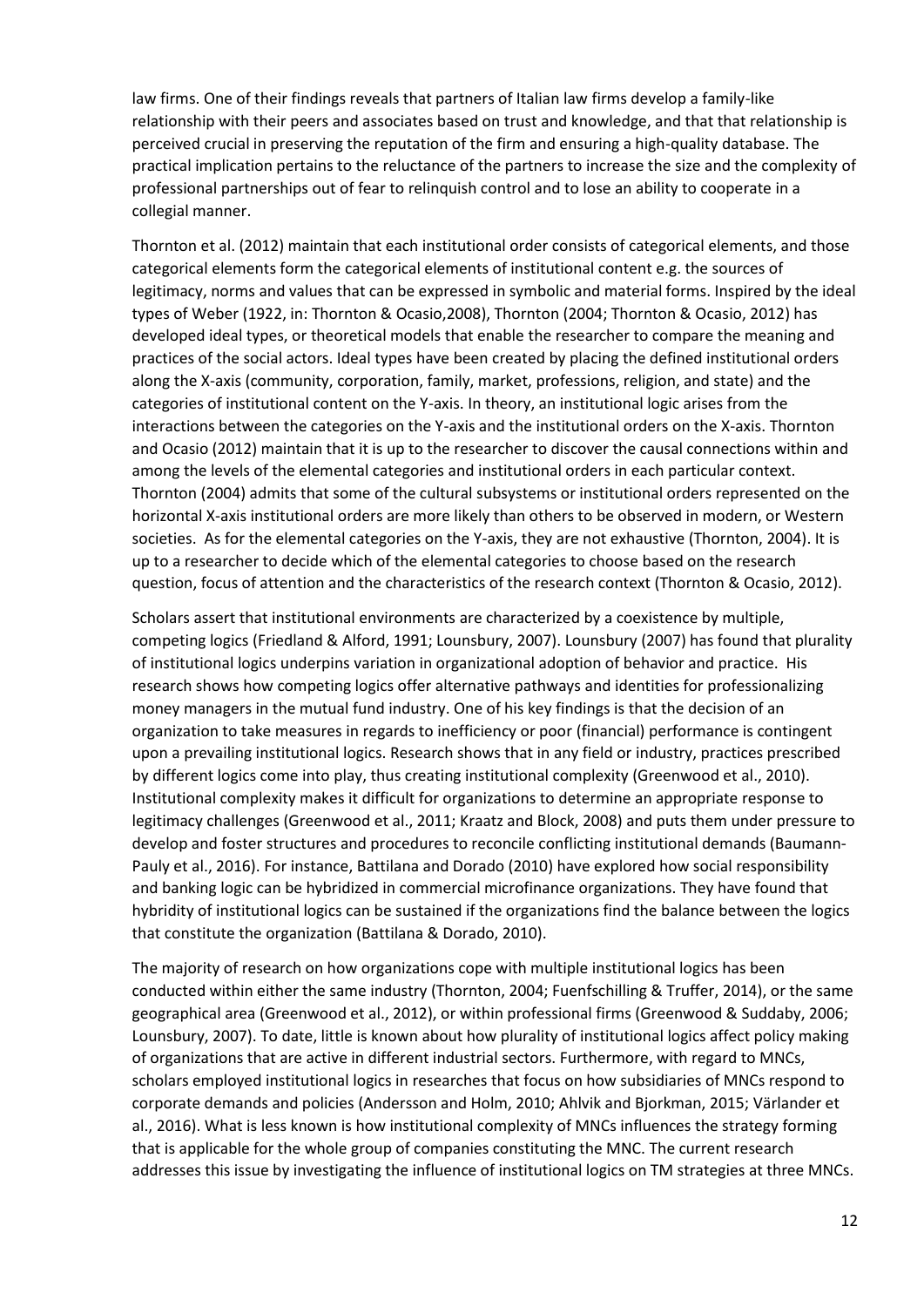law firms. One of their findings reveals that partners of Italian law firms develop a family-like relationship with their peers and associates based on trust and knowledge, and that that relationship is perceived crucial in preserving the reputation of the firm and ensuring a high-quality database. The practical implication pertains to the reluctance of the partners to increase the size and the complexity of professional partnerships out of fear to relinquish control and to lose an ability to cooperate in a collegial manner.

Thornton et al. (2012) maintain that each institutional order consists of categorical elements, and those categorical elements form the categorical elements of institutional content e.g. the sources of legitimacy, norms and values that can be expressed in symbolic and material forms. Inspired by the ideal types of Weber (1922, in: Thornton & Ocasio,2008), Thornton (2004; Thornton & Ocasio, 2012) has developed ideal types, or theoretical models that enable the researcher to compare the meaning and practices of the social actors. Ideal types have been created by placing the defined institutional orders along the X-axis (community, corporation, family, market, professions, religion, and state) and the categories of institutional content on the Y-axis. In theory, an institutional logic arises from the interactions between the categories on the Y-axis and the institutional orders on the X-axis. Thornton and Ocasio (2012) maintain that it is up to the researcher to discover the causal connections within and among the levels of the elemental categories and institutional orders in each particular context. Thornton (2004) admits that some of the cultural subsystems or institutional orders represented on the horizontal X-axis institutional orders are more likely than others to be observed in modern, or Western societies. As for the elemental categories on the Y-axis, they are not exhaustive (Thornton, 2004). It is up to a researcher to decide which of the elemental categories to choose based on the research question, focus of attention and the characteristics of the research context (Thornton & Ocasio, 2012).

Scholars assert that institutional environments are characterized by a coexistence by multiple, competing logics (Friedland & Alford, 1991; Lounsbury, 2007). Lounsbury (2007) has found that plurality of institutional logics underpins variation in organizational adoption of behavior and practice. His research shows how competing logics offer alternative pathways and identities for professionalizing money managers in the mutual fund industry. One of his key findings is that the decision of an organization to take measures in regards to inefficiency or poor (financial) performance is contingent upon a prevailing institutional logics. Research shows that in any field or industry, practices prescribed by different logics come into play, thus creating institutional complexity (Greenwood et al., 2010). Institutional complexity makes it difficult for organizations to determine an appropriate response to legitimacy challenges (Greenwood et al., 2011; Kraatz and Block, 2008) and puts them under pressure to develop and foster structures and procedures to reconcile conflicting institutional demands (Baumann-Pauly et al., 2016). For instance, Battilana and Dorado (2010) have explored how social responsibility and banking logic can be hybridized in commercial microfinance organizations. They have found that hybridity of institutional logics can be sustained if the organizations find the balance between the logics that constitute the organization (Battilana & Dorado, 2010).

The majority of research on how organizations cope with multiple institutional logics has been conducted within either the same industry (Thornton, 2004; Fuenfschilling & Truffer, 2014), or the same geographical area (Greenwood et al., 2012), or within professional firms (Greenwood & Suddaby, 2006; Lounsbury, 2007). To date, little is known about how plurality of institutional logics affect policy making of organizations that are active in different industrial sectors. Furthermore, with regard to MNCs, scholars employed institutional logics in researches that focus on how subsidiaries of MNCs respond to corporate demands and policies (Andersson and Holm, 2010; Ahlvik and Bjorkman, 2015; Värlander et al., 2016). What is less known is how institutional complexity of MNCs influences the strategy forming that is applicable for the whole group of companies constituting the MNC. The current research addresses this issue by investigating the influence of institutional logics on TM strategies at three MNCs.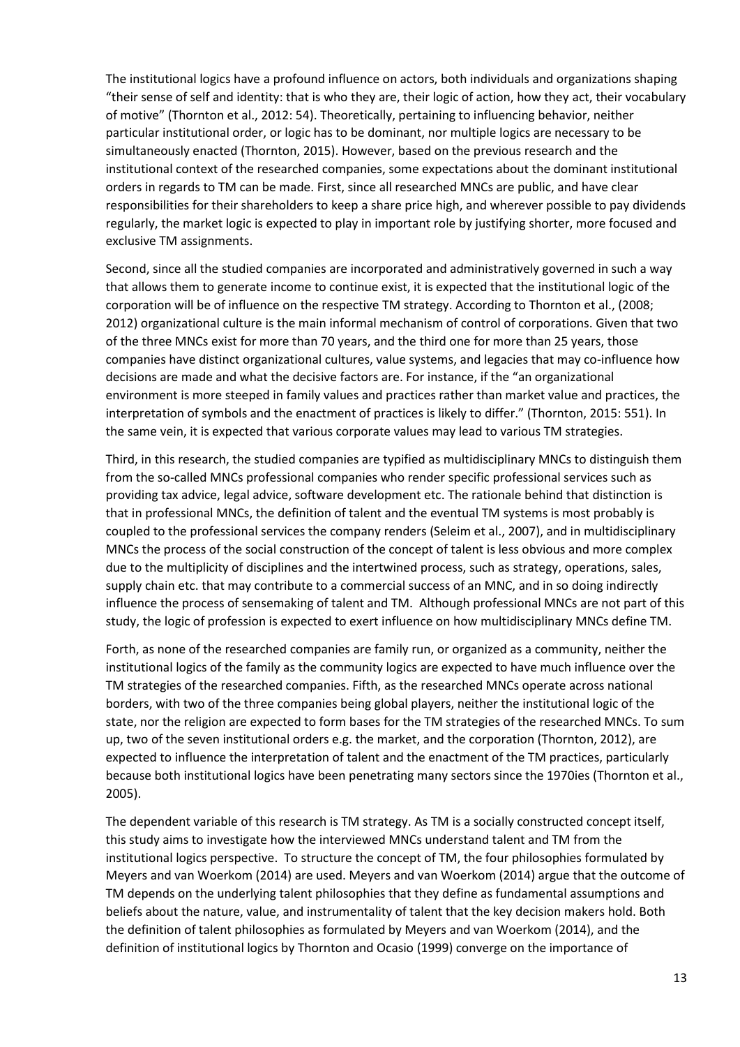The institutional logics have a profound influence on actors, both individuals and organizations shaping "their sense of self and identity: that is who they are, their logic of action, how they act, their vocabulary of motive" (Thornton et al., 2012: 54). Theoretically, pertaining to influencing behavior, neither particular institutional order, or logic has to be dominant, nor multiple logics are necessary to be simultaneously enacted (Thornton, 2015). However, based on the previous research and the institutional context of the researched companies, some expectations about the dominant institutional orders in regards to TM can be made. First, since all researched MNCs are public, and have clear responsibilities for their shareholders to keep a share price high, and wherever possible to pay dividends regularly, the market logic is expected to play in important role by justifying shorter, more focused and exclusive TM assignments.

Second, since all the studied companies are incorporated and administratively governed in such a way that allows them to generate income to continue exist, it is expected that the institutional logic of the corporation will be of influence on the respective TM strategy. According to Thornton et al., (2008; 2012) organizational culture is the main informal mechanism of control of corporations. Given that two of the three MNCs exist for more than 70 years, and the third one for more than 25 years, those companies have distinct organizational cultures, value systems, and legacies that may co-influence how decisions are made and what the decisive factors are. For instance, if the "an organizational environment is more steeped in family values and practices rather than market value and practices, the interpretation of symbols and the enactment of practices is likely to differ." (Thornton, 2015: 551). In the same vein, it is expected that various corporate values may lead to various TM strategies.

Third, in this research, the studied companies are typified as multidisciplinary MNCs to distinguish them from the so-called MNCs professional companies who render specific professional services such as providing tax advice, legal advice, software development etc. The rationale behind that distinction is that in professional MNCs, the definition of talent and the eventual TM systems is most probably is coupled to the professional services the company renders (Seleim et al., 2007), and in multidisciplinary MNCs the process of the social construction of the concept of talent is less obvious and more complex due to the multiplicity of disciplines and the intertwined process, such as strategy, operations, sales, supply chain etc. that may contribute to a commercial success of an MNC, and in so doing indirectly influence the process of sensemaking of talent and TM. Although professional MNCs are not part of this study, the logic of profession is expected to exert influence on how multidisciplinary MNCs define TM.

Forth, as none of the researched companies are family run, or organized as a community, neither the institutional logics of the family as the community logics are expected to have much influence over the TM strategies of the researched companies. Fifth, as the researched MNCs operate across national borders, with two of the three companies being global players, neither the institutional logic of the state, nor the religion are expected to form bases for the TM strategies of the researched MNCs. To sum up, two of the seven institutional orders e.g. the market, and the corporation (Thornton, 2012), are expected to influence the interpretation of talent and the enactment of the TM practices, particularly because both institutional logics have been penetrating many sectors since the 1970ies (Thornton et al., 2005).

The dependent variable of this research is TM strategy. As TM is a socially constructed concept itself, this study aims to investigate how the interviewed MNCs understand talent and TM from the institutional logics perspective. To structure the concept of TM, the four philosophies formulated by Meyers and van Woerkom (2014) are used. Meyers and van Woerkom (2014) argue that the outcome of TM depends on the underlying talent philosophies that they define as fundamental assumptions and beliefs about the nature, value, and instrumentality of talent that the key decision makers hold. Both the definition of talent philosophies as formulated by Meyers and van Woerkom (2014), and the definition of institutional logics by Thornton and Ocasio (1999) converge on the importance of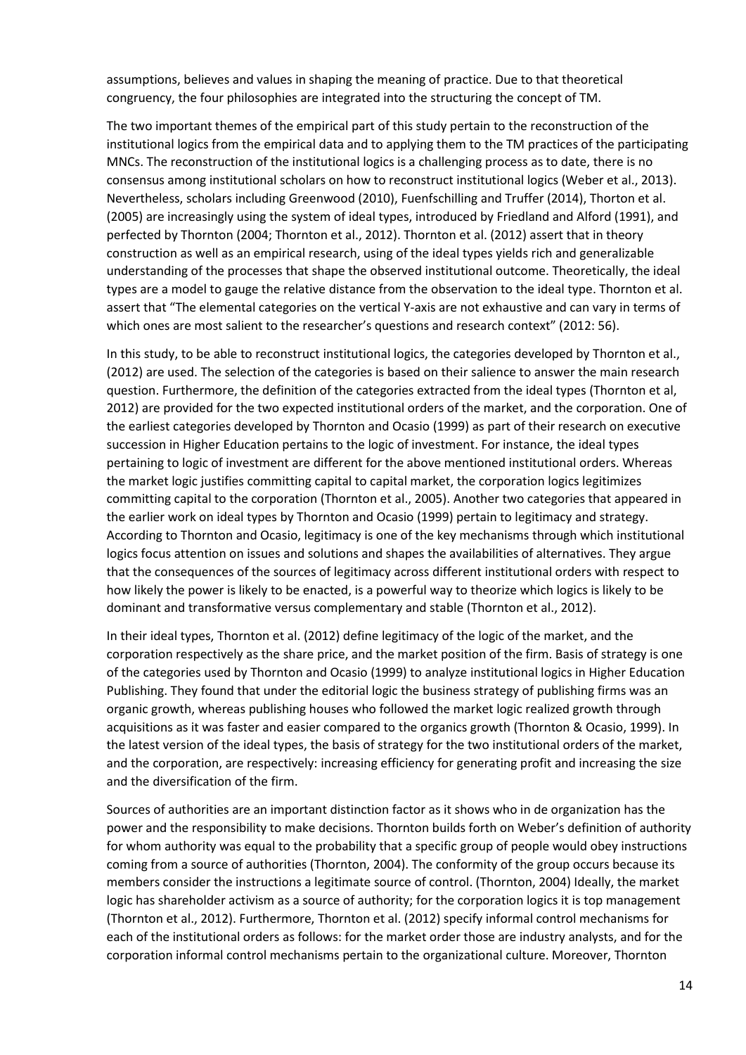assumptions, believes and values in shaping the meaning of practice. Due to that theoretical congruency, the four philosophies are integrated into the structuring the concept of TM.

The two important themes of the empirical part of this study pertain to the reconstruction of the institutional logics from the empirical data and to applying them to the TM practices of the participating MNCs. The reconstruction of the institutional logics is a challenging process as to date, there is no consensus among institutional scholars on how to reconstruct institutional logics (Weber et al., 2013). Nevertheless, scholars including Greenwood (2010), Fuenfschilling and Truffer (2014), Thorton et al. (2005) are increasingly using the system of ideal types, introduced by Friedland and Alford (1991), and perfected by Thornton (2004; Thornton et al., 2012). Thornton et al. (2012) assert that in theory construction as well as an empirical research, using of the ideal types yields rich and generalizable understanding of the processes that shape the observed institutional outcome. Theoretically, the ideal types are a model to gauge the relative distance from the observation to the ideal type. Thornton et al. assert that "The elemental categories on the vertical Y-axis are not exhaustive and can vary in terms of which ones are most salient to the researcher's questions and research context" (2012: 56).

In this study, to be able to reconstruct institutional logics, the categories developed by Thornton et al., (2012) are used. The selection of the categories is based on their salience to answer the main research question. Furthermore, the definition of the categories extracted from the ideal types (Thornton et al, 2012) are provided for the two expected institutional orders of the market, and the corporation. One of the earliest categories developed by Thornton and Ocasio (1999) as part of their research on executive succession in Higher Education pertains to the logic of investment. For instance, the ideal types pertaining to logic of investment are different for the above mentioned institutional orders. Whereas the market logic justifies committing capital to capital market, the corporation logics legitimizes committing capital to the corporation (Thornton et al., 2005). Another two categories that appeared in the earlier work on ideal types by Thornton and Ocasio (1999) pertain to legitimacy and strategy. According to Thornton and Ocasio, legitimacy is one of the key mechanisms through which institutional logics focus attention on issues and solutions and shapes the availabilities of alternatives. They argue that the consequences of the sources of legitimacy across different institutional orders with respect to how likely the power is likely to be enacted, is a powerful way to theorize which logics is likely to be dominant and transformative versus complementary and stable (Thornton et al., 2012).

In their ideal types, Thornton et al. (2012) define legitimacy of the logic of the market, and the corporation respectively as the share price, and the market position of the firm. Basis of strategy is one of the categories used by Thornton and Ocasio (1999) to analyze institutional logics in Higher Education Publishing. They found that under the editorial logic the business strategy of publishing firms was an organic growth, whereas publishing houses who followed the market logic realized growth through acquisitions as it was faster and easier compared to the organics growth (Thornton & Ocasio, 1999). In the latest version of the ideal types, the basis of strategy for the two institutional orders of the market, and the corporation, are respectively: increasing efficiency for generating profit and increasing the size and the diversification of the firm.

Sources of authorities are an important distinction factor as it shows who in de organization has the power and the responsibility to make decisions. Thornton builds forth on Weber's definition of authority for whom authority was equal to the probability that a specific group of people would obey instructions coming from a source of authorities (Thornton, 2004). The conformity of the group occurs because its members consider the instructions a legitimate source of control. (Thornton, 2004) Ideally, the market logic has shareholder activism as a source of authority; for the corporation logics it is top management (Thornton et al., 2012). Furthermore, Thornton et al. (2012) specify informal control mechanisms for each of the institutional orders as follows: for the market order those are industry analysts, and for the corporation informal control mechanisms pertain to the organizational culture. Moreover, Thornton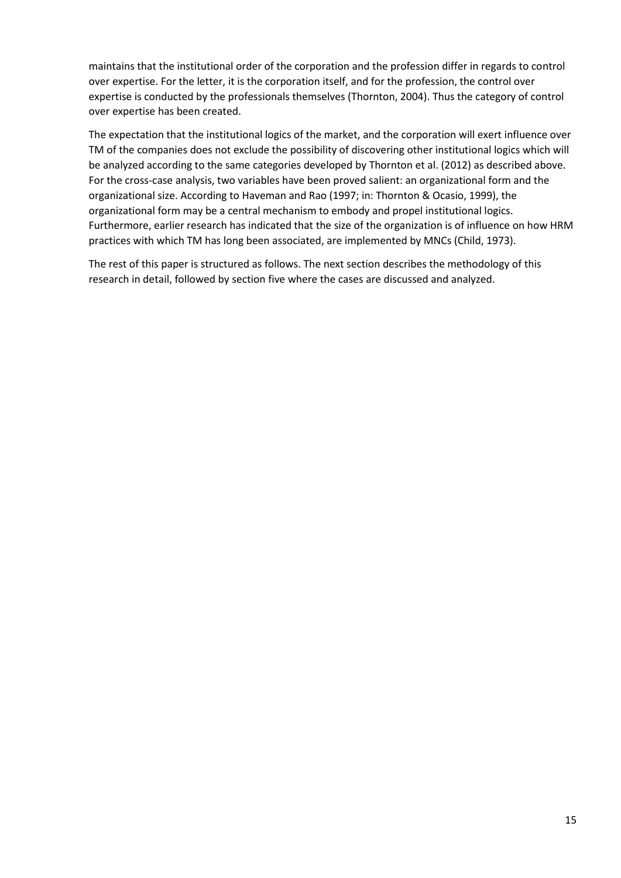maintains that the institutional order of the corporation and the profession differ in regards to control over expertise. For the letter, it is the corporation itself, and for the profession, the control over expertise is conducted by the professionals themselves (Thornton, 2004). Thus the category of control over expertise has been created.

The expectation that the institutional logics of the market, and the corporation will exert influence over TM of the companies does not exclude the possibility of discovering other institutional logics which will be analyzed according to the same categories developed by Thornton et al. (2012) as described above. For the cross-case analysis, two variables have been proved salient: an organizational form and the organizational size. According to Haveman and Rao (1997; in: Thornton & Ocasio, 1999), the organizational form may be a central mechanism to embody and propel institutional logics. Furthermore, earlier research has indicated that the size of the organization is of influence on how HRM practices with which TM has long been associated, are implemented by MNCs (Child, 1973).

The rest of this paper is structured as follows. The next section describes the methodology of this research in detail, followed by section five where the cases are discussed and analyzed.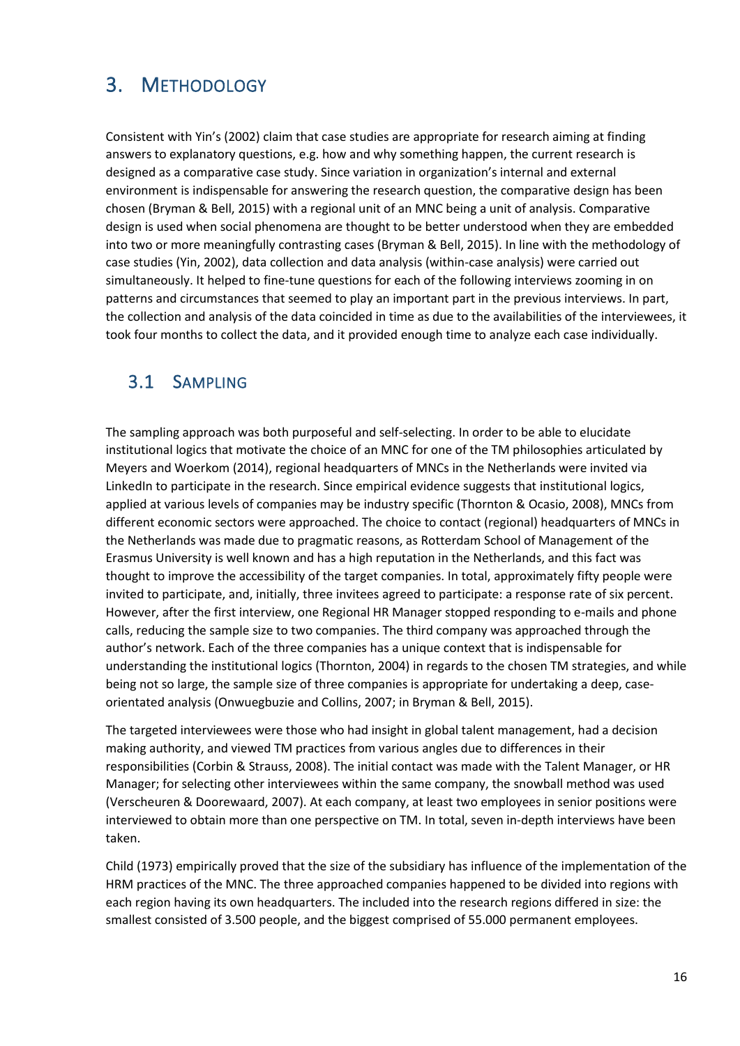# 3. METHODOLOGY

Consistent with Yin's (2002) claim that case studies are appropriate for research aiming at finding answers to explanatory questions, e.g. how and why something happen, the current research is designed as a comparative case study. Since variation in organization's internal and external environment is indispensable for answering the research question, the comparative design has been chosen (Bryman & Bell, 2015) with a regional unit of an MNC being a unit of analysis. Comparative design is used when social phenomena are thought to be better understood when they are embedded into two or more meaningfully contrasting cases (Bryman & Bell, 2015). In line with the methodology of case studies (Yin, 2002), data collection and data analysis (within-case analysis) were carried out simultaneously. It helped to fine-tune questions for each of the following interviews zooming in on patterns and circumstances that seemed to play an important part in the previous interviews. In part, the collection and analysis of the data coincided in time as due to the availabilities of the interviewees, it took four months to collect the data, and it provided enough time to analyze each case individually.

## 3.1 SAMPLING

The sampling approach was both purposeful and self-selecting. In order to be able to elucidate institutional logics that motivate the choice of an MNC for one of the TM philosophies articulated by Meyers and Woerkom (2014), regional headquarters of MNCs in the Netherlands were invited via LinkedIn to participate in the research. Since empirical evidence suggests that institutional logics, applied at various levels of companies may be industry specific (Thornton & Ocasio, 2008), MNCs from different economic sectors were approached. The choice to contact (regional) headquarters of MNCs in the Netherlands was made due to pragmatic reasons, as Rotterdam School of Management of the Erasmus University is well known and has a high reputation in the Netherlands, and this fact was thought to improve the accessibility of the target companies. In total, approximately fifty people were invited to participate, and, initially, three invitees agreed to participate: a response rate of six percent. However, after the first interview, one Regional HR Manager stopped responding to e-mails and phone calls, reducing the sample size to two companies. The third company was approached through the author's network. Each of the three companies has a unique context that is indispensable for understanding the institutional logics (Thornton, 2004) in regards to the chosen TM strategies, and while being not so large, the sample size of three companies is appropriate for undertaking a deep, case-orientated analysis (Onwuegbuzie and Collins, 2007; in Bryman & Bell, 2015).

The targeted interviewees were those who had insight in global talent management, had a decision making authority, and viewed TM practices from various angles due to differences in their responsibilities (Corbin & Strauss, 2008). The initial contact was made with the Talent Manager, or HR Manager; for selecting other interviewees within the same company, the snowball method was used (Verscheuren & Doorewaard, 2007). At each company, at least two employees in senior positions were interviewed to obtain more than one perspective on TM. In total, seven in-depth interviews have been taken.

Child (1973) empirically proved that the size of the subsidiary has influence of the implementation of the HRM practices of the MNC. The three approached companies happened to be divided into regions with each region having its own headquarters. The included into the research regions differed in size: the smallest consisted of 3.500 people, and the biggest comprised of 55.000 permanent employees.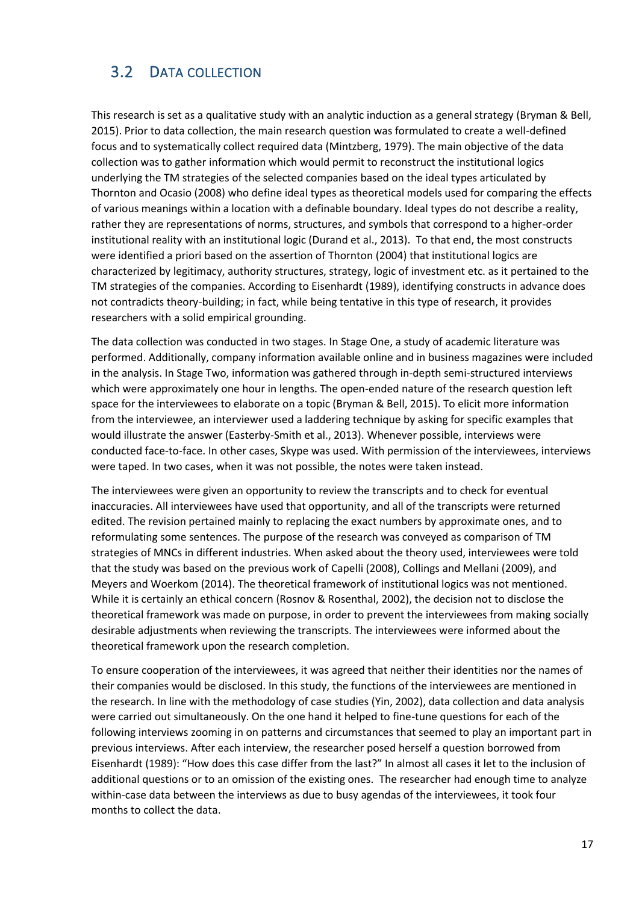## 3.2 DATA COLLECTION

This research is set as a qualitative study with an analytic induction as a general strategy (Bryman & Bell, 2015). Prior to data collection, the main research question was formulated to create a well-defined focus and to systematically collect required data (Mintzberg, 1979). The main objective of the data collection was to gather information which would permit to reconstruct the institutional logics underlying the TM strategies of the selected companies based on the ideal types articulated by Thornton and Ocasio (2008) who define ideal types as theoretical models used for comparing the effects of various meanings within a location with a definable boundary. Ideal types do not describe a reality, rather they are representations of norms, structures, and symbols that correspond to a higher-order institutional reality with an institutional logic (Durand et al., 2013). To that end, the most constructs were identified a priori based on the assertion of Thornton (2004) that institutional logics are characterized by legitimacy, authority structures, strategy, logic of investment etc. as it pertained to the TM strategies of the companies. According to Eisenhardt (1989), identifying constructs in advance does not contradicts theory-building; in fact, while being tentative in this type of research, it provides researchers with a solid empirical grounding.

The data collection was conducted in two stages. In Stage One, a study of academic literature was performed. Additionally, company information available online and in business magazines were included in the analysis. In Stage Two, information was gathered through in-depth semi-structured interviews which were approximately one hour in lengths. The open-ended nature of the research question left space for the interviewees to elaborate on a topic (Bryman & Bell, 2015). To elicit more information from the interviewee, an interviewer used a laddering technique by asking for specific examples that would illustrate the answer (Easterby-Smith et al., 2013). Whenever possible, interviews were conducted face-to-face. In other cases, Skype was used. With permission of the interviewees, interviews were taped. In two cases, when it was not possible, the notes were taken instead.

The interviewees were given an opportunity to review the transcripts and to check for eventual inaccuracies. All interviewees have used that opportunity, and all of the transcripts were returned edited. The revision pertained mainly to replacing the exact numbers by approximate ones, and to reformulating some sentences. The purpose of the research was conveyed as comparison of TM strategies of MNCs in different industries. When asked about the theory used, interviewees were told that the study was based on the previous work of Capelli (2008), Collings and Mellani (2009), and Meyers and Woerkom (2014). The theoretical framework of institutional logics was not mentioned. While it is certainly an ethical concern (Rosnov & Rosenthal, 2002), the decision not to disclose the theoretical framework was made on purpose, in order to prevent the interviewees from making socially desirable adjustments when reviewing the transcripts. The interviewees were informed about the theoretical framework upon the research completion.

To ensure cooperation of the interviewees, it was agreed that neither their identities nor the names of their companies would be disclosed. In this study, the functions of the interviewees are mentioned in the research. In line with the methodology of case studies (Yin, 2002), data collection and data analysis were carried out simultaneously. On the one hand it helped to fine-tune questions for each of the following interviews zooming in on patterns and circumstances that seemed to play an important part in previous interviews. After each interview, the researcher posed herself a question borrowed from Eisenhardt (1989): "How does this case differ from the last?" In almost all cases it let to the inclusion of additional questions or to an omission of the existing ones. The researcher had enough time to analyze within-case data between the interviews as due to busy agendas of the interviewees, it took four months to collect the data.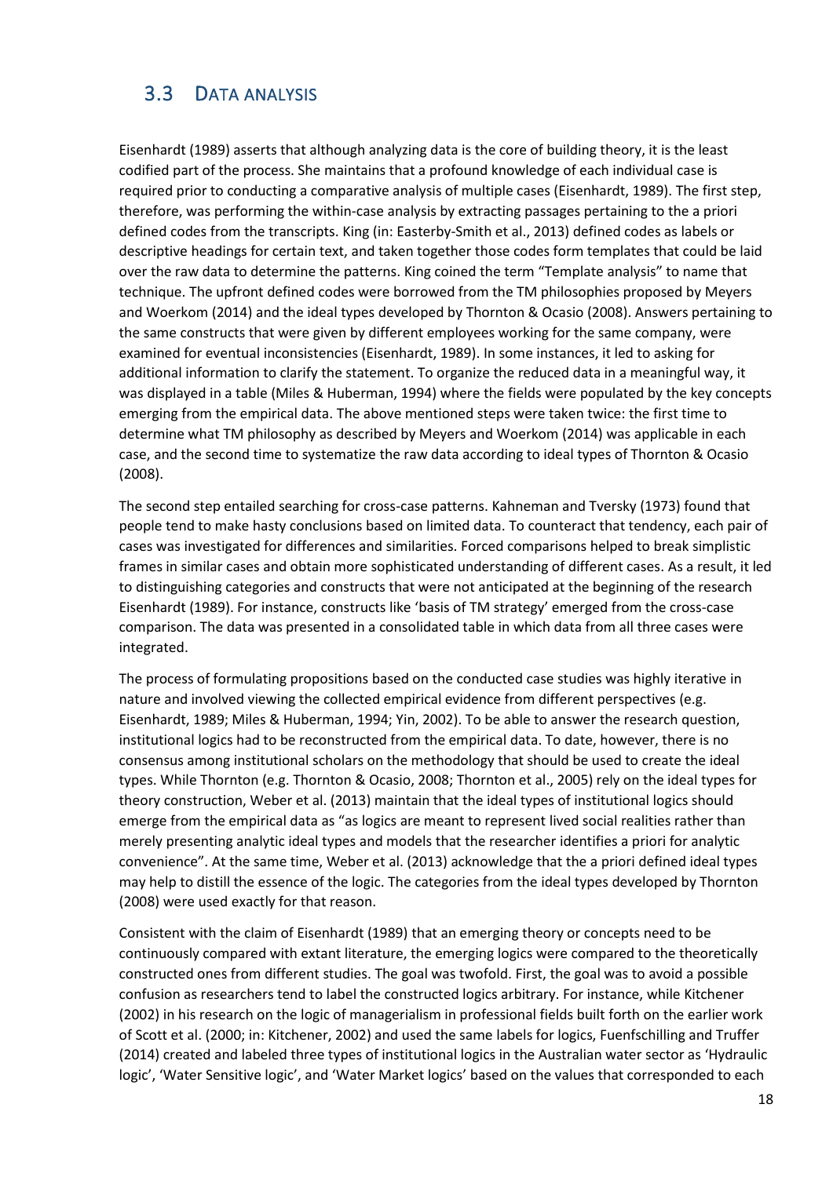## 3.3 DATA ANALYSIS

Eisenhardt (1989) asserts that although analyzing data is the core of building theory, it is the least codified part of the process. She maintains that a profound knowledge of each individual case is required prior to conducting a comparative analysis of multiple cases (Eisenhardt, 1989). The first step, therefore, was performing the within-case analysis by extracting passages pertaining to the a priori defined codes from the transcripts. King (in: Easterby-Smith et al., 2013) defined codes as labels or descriptive headings for certain text, and taken together those codes form templates that could be laid over the raw data to determine the patterns. King coined the term "Template analysis" to name that technique. The upfront defined codes were borrowed from the TM philosophies proposed by Meyers and Woerkom (2014) and the ideal types developed by Thornton & Ocasio (2008). Answers pertaining to the same constructs that were given by different employees working for the same company, were examined for eventual inconsistencies (Eisenhardt, 1989). In some instances, it led to asking for additional information to clarify the statement. To organize the reduced data in a meaningful way, it was displayed in a table (Miles & Huberman, 1994) where the fields were populated by the key concepts emerging from the empirical data. The above mentioned steps were taken twice: the first time to determine what TM philosophy as described by Meyers and Woerkom (2014) was applicable in each case, and the second time to systematize the raw data according to ideal types of Thornton & Ocasio (2008).

The second step entailed searching for cross-case patterns. Kahneman and Tversky (1973) found that people tend to make hasty conclusions based on limited data. To counteract that tendency, each pair of cases was investigated for differences and similarities. Forced comparisons helped to break simplistic frames in similar cases and obtain more sophisticated understanding of different cases. As a result, it led to distinguishing categories and constructs that were not anticipated at the beginning of the research Eisenhardt (1989). For instance, constructs like 'basis of TM strategy' emerged from the cross-case comparison. The data was presented in a consolidated table in which data from all three cases were integrated.

The process of formulating propositions based on the conducted case studies was highly iterative in nature and involved viewing the collected empirical evidence from different perspectives (e.g. Eisenhardt, 1989; Miles & Huberman, 1994; Yin, 2002). To be able to answer the research question, institutional logics had to be reconstructed from the empirical data. To date, however, there is no consensus among institutional scholars on the methodology that should be used to create the ideal types. While Thornton (e.g. Thornton & Ocasio, 2008; Thornton et al., 2005) rely on the ideal types for theory construction, Weber et al. (2013) maintain that the ideal types of institutional logics should emerge from the empirical data as "as logics are meant to represent lived social realities rather than merely presenting analytic ideal types and models that the researcher identifies a priori for analytic convenience". At the same time, Weber et al. (2013) acknowledge that the a priori defined ideal types may help to distill the essence of the logic. The categories from the ideal types developed by Thornton (2008) were used exactly for that reason.

Consistent with the claim of Eisenhardt (1989) that an emerging theory or concepts need to be continuously compared with extant literature, the emerging logics were compared to the theoretically constructed ones from different studies. The goal was twofold. First, the goal was to avoid a possible confusion as researchers tend to label the constructed logics arbitrary. For instance, while Kitchener (2002) in his research on the logic of managerialism in professional fields built forth on the earlier work of Scott et al. (2000; in: Kitchener, 2002) and used the same labels for logics, Fuenfschilling and Truffer (2014) created and labeled three types of institutional logics in the Australian water sector as 'Hydraulic logic', 'Water Sensitive logic', and 'Water Market logics' based on the values that corresponded to each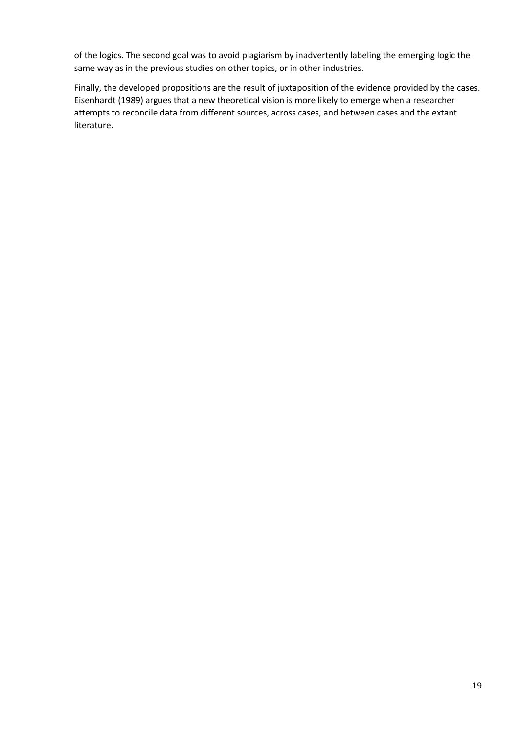of the logics. The second goal was to avoid plagiarism by inadvertently labeling the emerging logic the same way as in the previous studies on other topics, or in other industries.

Finally, the developed propositions are the result of juxtaposition of the evidence provided by the cases. Eisenhardt (1989) argues that a new theoretical vision is more likely to emerge when a researcher attempts to reconcile data from different sources, across cases, and between cases and the extant literature.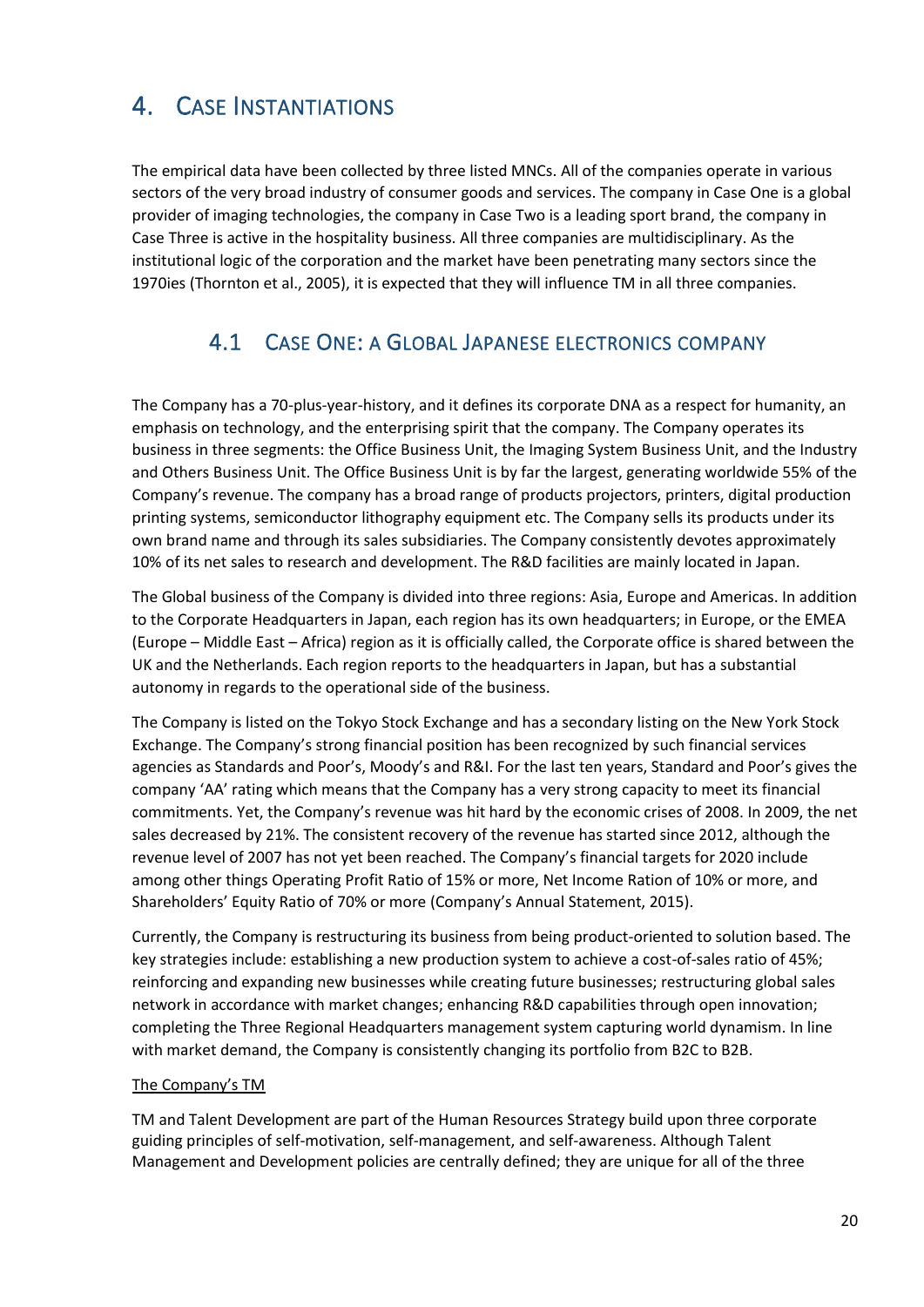# 4. Case Instantiations

The empirical data have been collected by three listed MNCs. All of the companies operate in various sectors of the very broad industry of consumer goods and services. The company in Case One is a global provider of imaging technologies, the company in Case Two is a leading sport brand, the company in Case Three is active in the hospitality business. All three companies are multidisciplinary. As the institutional logic of the corporation and the market have been penetrating many sectors since the 1970ies (Thornton et al., 2005), it is expected that they will influence TM in all three companies.

## 4.1 Case One: a Global Japanese electronics company

The Company has a 70-plus-year-history, and it defines its corporate DNA as a respect for humanity, an emphasis on technology, and the enterprising spirit that the company. The Company operates its business in three segments: the Office Business Unit, the Imaging System Business Unit, and the Industry and Others Business Unit. The Office Business Unit is by far the largest, generating worldwide 55% of the Company's revenue. The company has a broad range of products projectors, printers, digital production printing systems, semiconductor lithography equipment etc. The Company sells its products under its own brand name and through its sales subsidiaries. The Company consistently devotes approximately 10% of its net sales to research and development. The R&D facilities are mainly located in Japan.

The Global business of the Company is divided into three regions: Asia, Europe and Americas. In addition to the Corporate Headquarters in Japan, each region has its own headquarters; in Europe, or the EMEA (Europe – Middle East – Africa) region as it is officially called, the Corporate office is shared between the UK and the Netherlands. Each region reports to the headquarters in Japan, but has a substantial autonomy in regards to the operational side of the business.

The Company is listed on the Tokyo Stock Exchange and has a secondary listing on the New York Stock Exchange. The Company's strong financial position has been recognized by such financial services agencies as Standards and Poor's, Moody's and R&I. For the last ten years, Standard and Poor's gives the company 'AA' rating which means that the Company has a very strong capacity to meet its financial commitments. Yet, the Company's revenue was hit hard by the economic crises of 2008. In 2009, the net sales decreased by 21%. The consistent recovery of the revenue has started since 2012, although the revenue level of 2007 has not yet been reached. The Company's financial targets for 2020 include among other things Operating Profit Ratio of 15% or more, Net Income Ration of 10% or more, and Shareholders' Equity Ratio of 70% or more (Company's Annual Statement, 2015).

Currently, the Company is restructuring its business from being product-oriented to solution based. The key strategies include: establishing a new production system to achieve a cost-of-sales ratio of 45%; reinforcing and expanding new businesses while creating future businesses; restructuring global sales network in accordance with market changes; enhancing R&D capabilities through open innovation; completing the Three Regional Headquarters management system capturing world dynamism. In line with market demand, the Company is consistently changing its portfolio from B2C to B2B.

<u>The Company's TM</u>

TM and Talent Development are part of the Human Resources Strategy build upon three corporate guiding principles of self-motivation, self-management, and self-awareness. Although Talent Management and Development policies are centrally defined; they are unique for all of the three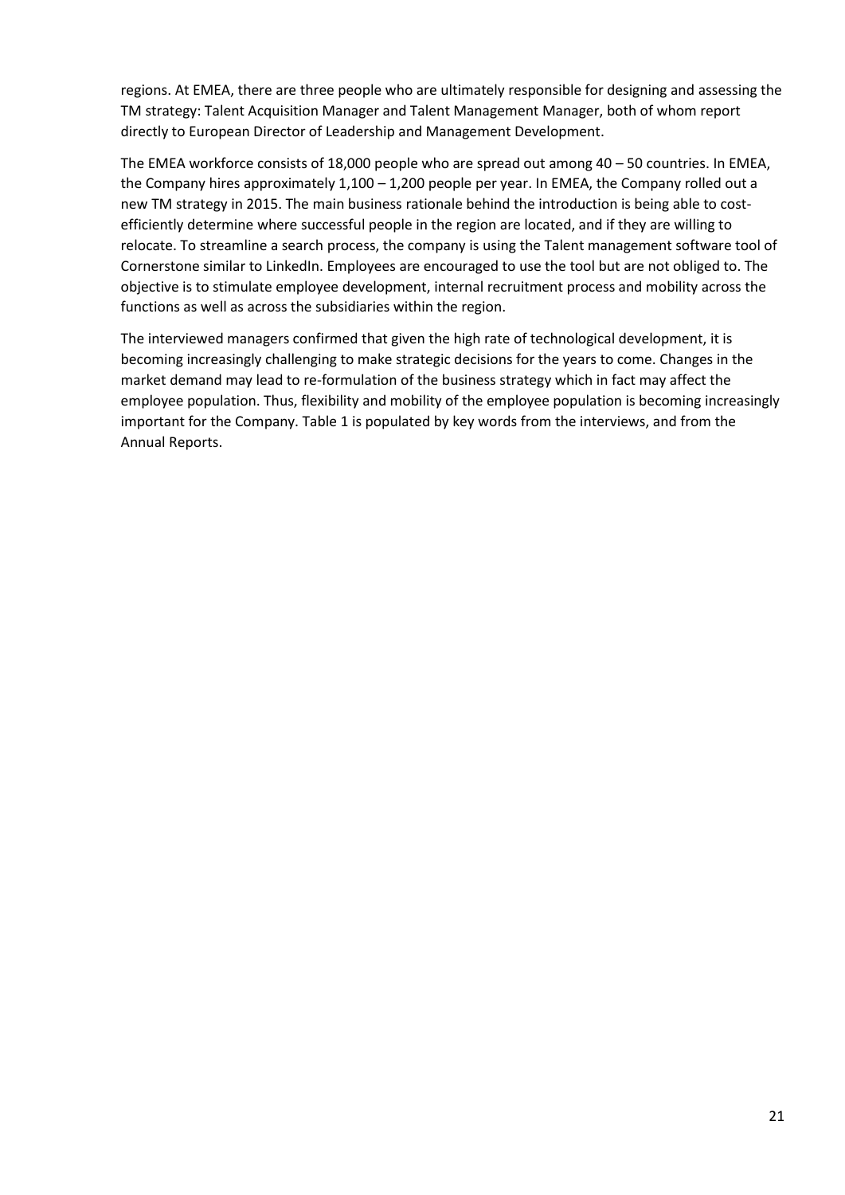regions. At EMEA, there are three people who are ultimately responsible for designing and assessing the TM strategy: Talent Acquisition Manager and Talent Management Manager, both of whom report directly to European Director of Leadership and Management Development.

The EMEA workforce consists of 18,000 people who are spread out among 40 – 50 countries. In EMEA, the Company hires approximately 1,100 – 1,200 people per year. In EMEA, the Company rolled out a new TM strategy in 2015. The main business rationale behind the introduction is being able to cost-efficiently determine where successful people in the region are located, and if they are willing to relocate. To streamline a search process, the company is using the Talent management software tool of Cornerstone similar to LinkedIn. Employees are encouraged to use the tool but are not obliged to. The objective is to stimulate employee development, internal recruitment process and mobility across the functions as well as across the subsidiaries within the region.

The interviewed managers confirmed that given the high rate of technological development, it is becoming increasingly challenging to make strategic decisions for the years to come. Changes in the market demand may lead to re-formulation of the business strategy which in fact may affect the employee population. Thus, flexibility and mobility of the employee population is becoming increasingly important for the Company. Table 1 is populated by key words from the interviews, and from the Annual Reports.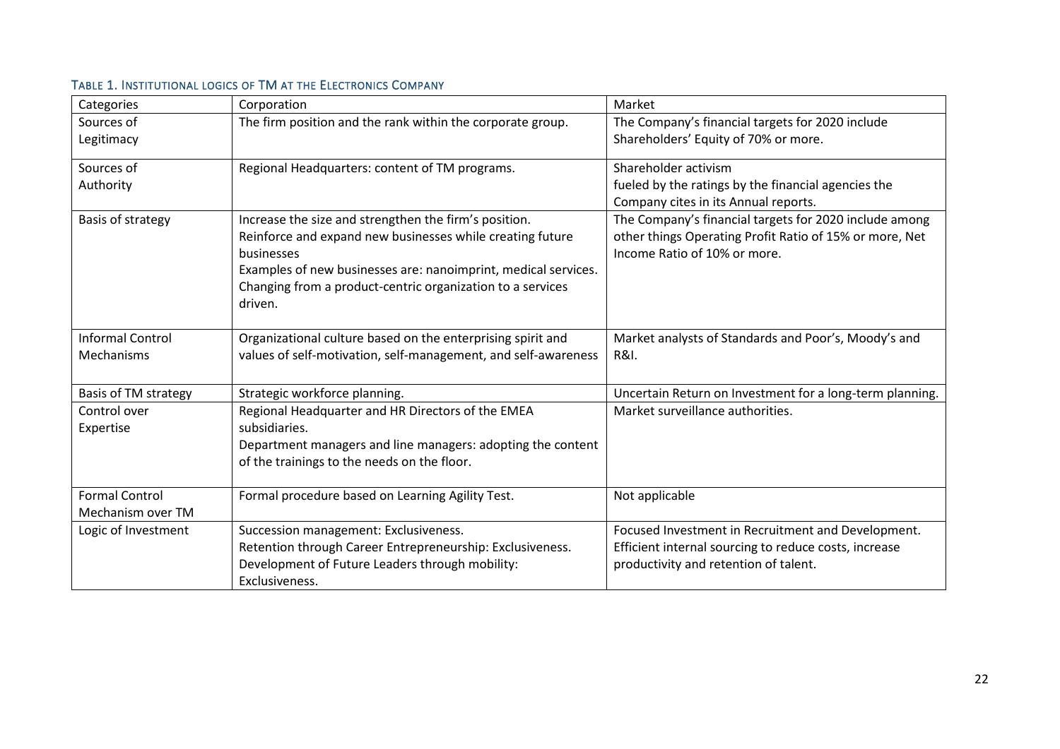#### TABLE 1. INSTITUTIONAL LOGICS OF TM AT THE ELECTRONICS COMPANY

| Categories | Corporation | Market |
|---|---|---|
| Sources of Legitimacy | The firm position and the rank within the corporate group. | The Company's financial targets for 2020 include Shareholders' Equity of 70% or more. |
| Sources of Authority | Regional Headquarters: content of TM programs. | Shareholder activism fueled by the ratings by the financial agencies the Company cites in its Annual reports. |
| Basis of strategy | Increase the size and strengthen the firm's position. Reinforce and expand new businesses while creating future businesses Examples of new businesses are: nanoimprint, medical services. Changing from a product-centric organization to a services driven. | The Company's financial targets for 2020 include among other things Operating Profit Ratio of 15% or more, Net Income Ratio of 10% or more. |
| Informal Control Mechanisms | Organizational culture based on the enterprising spirit and values of self-motivation, self-management, and self-awareness | Market analysts of Standards and Poor's, Moody's and R&I. |
| Basis of TM strategy | Strategic workforce planning. | Uncertain Return on Investment for a long-term planning. |
| Control over Expertise | Regional Headquarter and HR Directors of the EMEA subsidiaries. Department managers and line managers: adopting the content of the trainings to the needs on the floor. | Market surveillance authorities. |
| Formal Control Mechanism over TM | Formal procedure based on Learning Agility Test. | Not applicable |
| Logic of Investment | Succession management: Exclusiveness. Retention through Career Entrepreneurship: Exclusiveness. Development of Future Leaders through mobility: Exclusiveness. | Focused Investment in Recruitment and Development. Efficient internal sourcing to reduce costs, increase productivity and retention of talent. |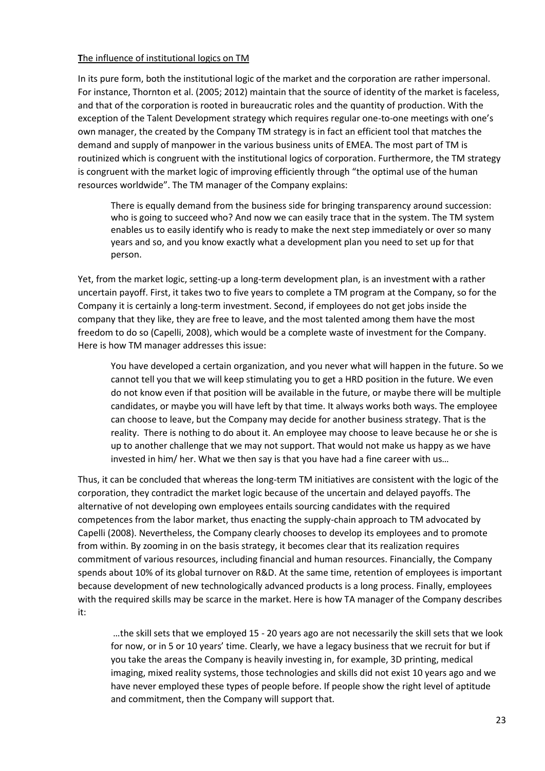**T**he influence of institutional logics on TM

In its pure form, both the institutional logic of the market and the corporation are rather impersonal. For instance, Thornton et al. (2005; 2012) maintain that the source of identity of the market is faceless, and that of the corporation is rooted in bureaucratic roles and the quantity of production. With the exception of the Talent Development strategy which requires regular one-to-one meetings with one's own manager, the created by the Company TM strategy is in fact an efficient tool that matches the demand and supply of manpower in the various business units of EMEA. The most part of TM is routinized which is congruent with the institutional logics of corporation. Furthermore, the TM strategy is congruent with the market logic of improving efficiently through "the optimal use of the human resources worldwide". The TM manager of the Company explains:

> There is equally demand from the business side for bringing transparency around succession: who is going to succeed who? And now we can easily trace that in the system. The TM system enables us to easily identify who is ready to make the next step immediately or over so many years and so, and you know exactly what a development plan you need to set up for that person.

Yet, from the market logic, setting-up a long-term development plan, is an investment with a rather uncertain payoff. First, it takes two to five years to complete a TM program at the Company, so for the Company it is certainly a long-term investment. Second, if employees do not get jobs inside the company that they like, they are free to leave, and the most talented among them have the most freedom to do so (Capelli, 2008), which would be a complete waste of investment for the Company. Here is how TM manager addresses this issue:

> You have developed a certain organization, and you never what will happen in the future. So we cannot tell you that we will keep stimulating you to get a HRD position in the future. We even do not know even if that position will be available in the future, or maybe there will be multiple candidates, or maybe you will have left by that time. It always works both ways. The employee can choose to leave, but the Company may decide for another business strategy. That is the reality. There is nothing to do about it. An employee may choose to leave because he or she is up to another challenge that we may not support. That would not make us happy as we have invested in him/ her. What we then say is that you have had a fine career with us…

Thus, it can be concluded that whereas the long-term TM initiatives are consistent with the logic of the corporation, they contradict the market logic because of the uncertain and delayed payoffs. The alternative of not developing own employees entails sourcing candidates with the required competences from the labor market, thus enacting the supply-chain approach to TM advocated by Capelli (2008). Nevertheless, the Company clearly chooses to develop its employees and to promote from within. By zooming in on the basis strategy, it becomes clear that its realization requires commitment of various resources, including financial and human resources. Financially, the Company spends about 10% of its global turnover on R&D. At the same time, retention of employees is important because development of new technologically advanced products is a long process. Finally, employees with the required skills may be scarce in the market. Here is how TA manager of the Company describes it:

> …the skill sets that we employed 15 - 20 years ago are not necessarily the skill sets that we look for now, or in 5 or 10 years' time. Clearly, we have a legacy business that we recruit for but if you take the areas the Company is heavily investing in, for example, 3D printing, medical imaging, mixed reality systems, those technologies and skills did not exist 10 years ago and we have never employed these types of people before. If people show the right level of aptitude and commitment, then the Company will support that.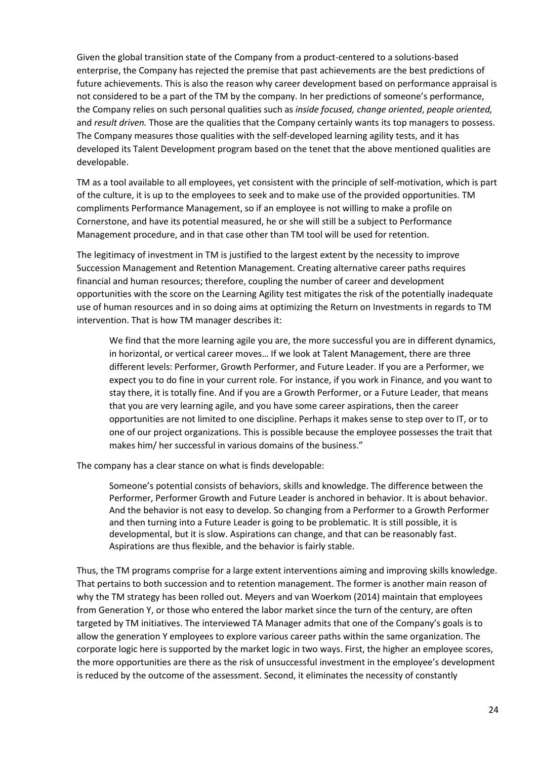Given the global transition state of the Company from a product-centered to a solutions-based enterprise, the Company has rejected the premise that past achievements are the best predictions of future achievements. This is also the reason why career development based on performance appraisal is not considered to be a part of the TM by the company. In her predictions of someone's performance, the Company relies on such personal qualities such as *inside focused, change oriented*, *people oriented,* and *result driven.* Those are the qualities that the Company certainly wants its top managers to possess. The Company measures those qualities with the self-developed learning agility tests, and it has developed its Talent Development program based on the tenet that the above mentioned qualities are developable.

TM as a tool available to all employees, yet consistent with the principle of self-motivation, which is part of the culture, it is up to the employees to seek and to make use of the provided opportunities. TM compliments Performance Management, so if an employee is not willing to make a profile on Cornerstone, and have its potential measured, he or she will still be a subject to Performance Management procedure, and in that case other than TM tool will be used for retention.

The legitimacy of investment in TM is justified to the largest extent by the necessity to improve Succession Management and Retention Management. Creating alternative career paths requires financial and human resources; therefore, coupling the number of career and development opportunities with the score on the Learning Agility test mitigates the risk of the potentially inadequate use of human resources and in so doing aims at optimizing the Return on Investments in regards to TM intervention. That is how TM manager describes it:

> We find that the more learning agile you are, the more successful you are in different dynamics, in horizontal, or vertical career moves… If we look at Talent Management, there are three different levels: Performer, Growth Performer, and Future Leader. If you are a Performer, we expect you to do fine in your current role. For instance, if you work in Finance, and you want to stay there, it is totally fine. And if you are a Growth Performer, or a Future Leader, that means that you are very learning agile, and you have some career aspirations, then the career opportunities are not limited to one discipline. Perhaps it makes sense to step over to IT, or to one of our project organizations. This is possible because the employee possesses the trait that makes him/ her successful in various domains of the business."

The company has a clear stance on what is finds developable:

> Someone's potential consists of behaviors, skills and knowledge. The difference between the Performer, Performer Growth and Future Leader is anchored in behavior. It is about behavior. And the behavior is not easy to develop. So changing from a Performer to a Growth Performer and then turning into a Future Leader is going to be problematic. It is still possible, it is developmental, but it is slow. Aspirations can change, and that can be reasonably fast. Aspirations are thus flexible, and the behavior is fairly stable.

Thus, the TM programs comprise for a large extent interventions aiming and improving skills knowledge. That pertains to both succession and to retention management. The former is another main reason of why the TM strategy has been rolled out. Meyers and van Woerkom (2014) maintain that employees from Generation Y, or those who entered the labor market since the turn of the century, are often targeted by TM initiatives. The interviewed TA Manager admits that one of the Company's goals is to allow the generation Y employees to explore various career paths within the same organization. The corporate logic here is supported by the market logic in two ways. First, the higher an employee scores, the more opportunities are there as the risk of unsuccessful investment in the employee's development is reduced by the outcome of the assessment. Second, it eliminates the necessity of constantly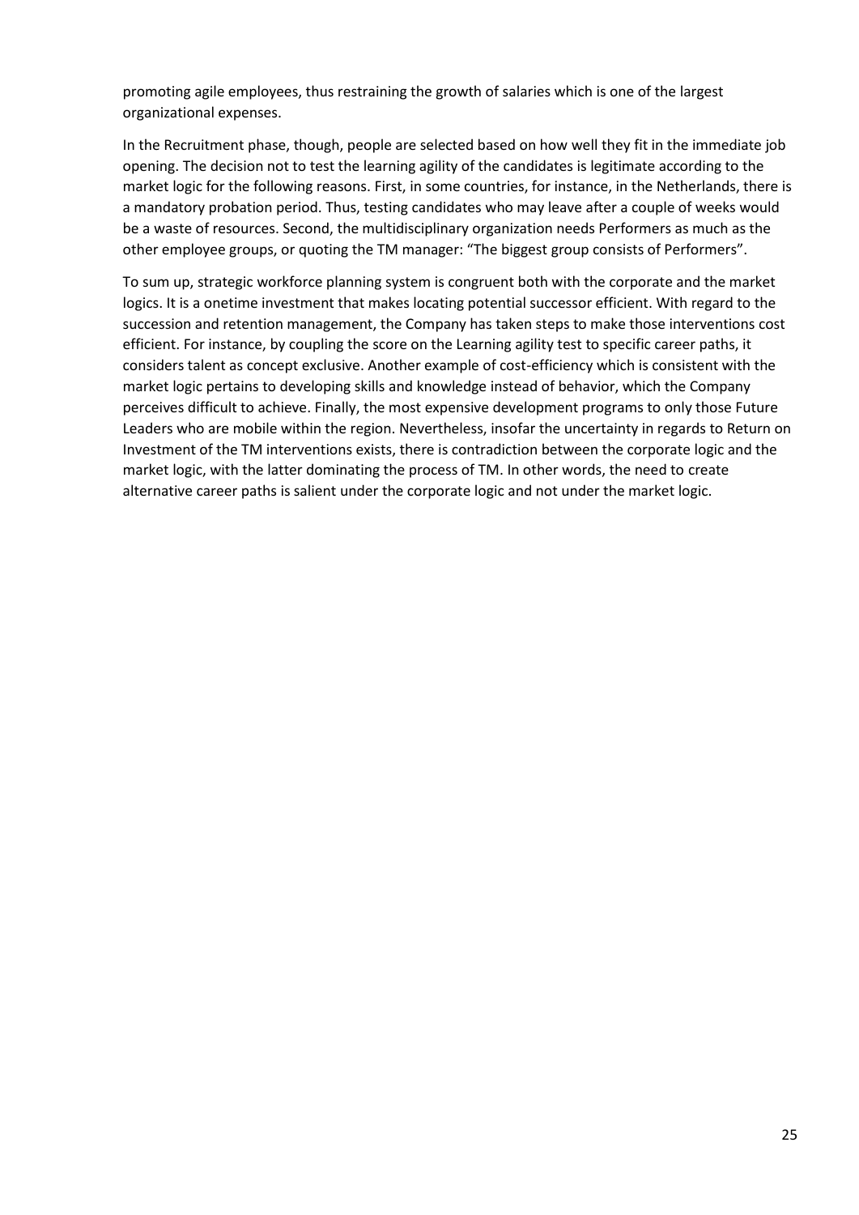promoting agile employees, thus restraining the growth of salaries which is one of the largest organizational expenses.

In the Recruitment phase, though, people are selected based on how well they fit in the immediate job opening. The decision not to test the learning agility of the candidates is legitimate according to the market logic for the following reasons. First, in some countries, for instance, in the Netherlands, there is a mandatory probation period. Thus, testing candidates who may leave after a couple of weeks would be a waste of resources. Second, the multidisciplinary organization needs Performers as much as the other employee groups, or quoting the TM manager: "The biggest group consists of Performers".

To sum up, strategic workforce planning system is congruent both with the corporate and the market logics. It is a onetime investment that makes locating potential successor efficient. With regard to the succession and retention management, the Company has taken steps to make those interventions cost efficient. For instance, by coupling the score on the Learning agility test to specific career paths, it considers talent as concept exclusive. Another example of cost-efficiency which is consistent with the market logic pertains to developing skills and knowledge instead of behavior, which the Company perceives difficult to achieve. Finally, the most expensive development programs to only those Future Leaders who are mobile within the region. Nevertheless, insofar the uncertainty in regards to Return on Investment of the TM interventions exists, there is contradiction between the corporate logic and the market logic, with the latter dominating the process of TM. In other words, the need to create alternative career paths is salient under the corporate logic and not under the market logic.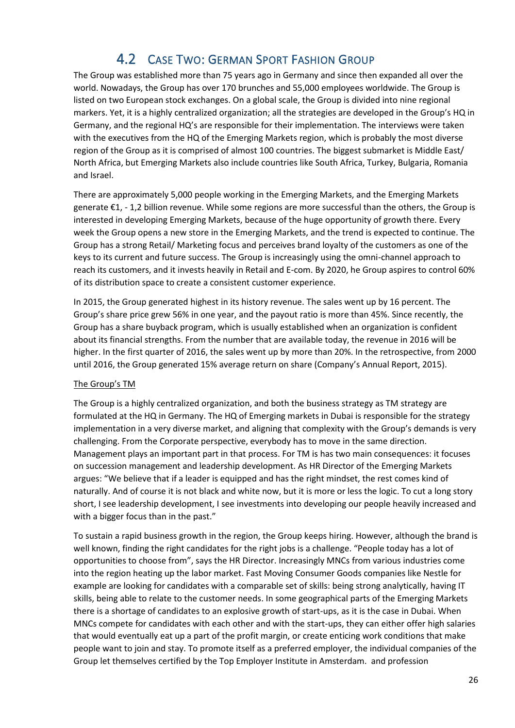## 4.2 Case Two: German Sport Fashion Group

The Group was established more than 75 years ago in Germany and since then expanded all over the world. Nowadays, the Group has over 170 brunches and 55,000 employees worldwide. The Group is listed on two European stock exchanges. On a global scale, the Group is divided into nine regional markers. Yet, it is a highly centralized organization; all the strategies are developed in the Group's HQ in Germany, and the regional HQ's are responsible for their implementation. The interviews were taken with the executives from the HQ of the Emerging Markets region, which is probably the most diverse region of the Group as it is comprised of almost 100 countries. The biggest submarket is Middle East/ North Africa, but Emerging Markets also include countries like South Africa, Turkey, Bulgaria, Romania and Israel.

There are approximately 5,000 people working in the Emerging Markets, and the Emerging Markets generate €1, - 1,2 billion revenue. While some regions are more successful than the others, the Group is interested in developing Emerging Markets, because of the huge opportunity of growth there. Every week the Group opens a new store in the Emerging Markets, and the trend is expected to continue. The Group has a strong Retail/ Marketing focus and perceives brand loyalty of the customers as one of the keys to its current and future success. The Group is increasingly using the omni-channel approach to reach its customers, and it invests heavily in Retail and E-com. By 2020, he Group aspires to control 60% of its distribution space to create a consistent customer experience.

In 2015, the Group generated highest in its history revenue. The sales went up by 16 percent. The Group's share price grew 56% in one year, and the payout ratio is more than 45%. Since recently, the Group has a share buyback program, which is usually established when an organization is confident about its financial strengths. From the number that are available today, the revenue in 2016 will be higher. In the first quarter of 2016, the sales went up by more than 20%. In the retrospective, from 2000 until 2016, the Group generated 15% average return on share (Company's Annual Report, 2015).

<u>The Group's TM</u>

The Group is a highly centralized organization, and both the business strategy as TM strategy are formulated at the HQ in Germany. The HQ of Emerging markets in Dubai is responsible for the strategy implementation in a very diverse market, and aligning that complexity with the Group's demands is very challenging. From the Corporate perspective, everybody has to move in the same direction. Management plays an important part in that process. For TM is has two main consequences: it focuses on succession management and leadership development. As HR Director of the Emerging Markets argues: "We believe that if a leader is equipped and has the right mindset, the rest comes kind of naturally. And of course it is not black and white now, but it is more or less the logic. To cut a long story short, I see leadership development, I see investments into developing our people heavily increased and with a bigger focus than in the past."

To sustain a rapid business growth in the region, the Group keeps hiring. However, although the brand is well known, finding the right candidates for the right jobs is a challenge. "People today has a lot of opportunities to choose from", says the HR Director. Increasingly MNCs from various industries come into the region heating up the labor market. Fast Moving Consumer Goods companies like Nestle for example are looking for candidates with a comparable set of skills: being strong analytically, having IT skills, being able to relate to the customer needs. In some geographical parts of the Emerging Markets there is a shortage of candidates to an explosive growth of start-ups, as it is the case in Dubai. When MNCs compete for candidates with each other and with the start-ups, they can either offer high salaries that would eventually eat up a part of the profit margin, or create enticing work conditions that make people want to join and stay. To promote itself as a preferred employer, the individual companies of the Group let themselves certified by the Top Employer Institute in Amsterdam. and profession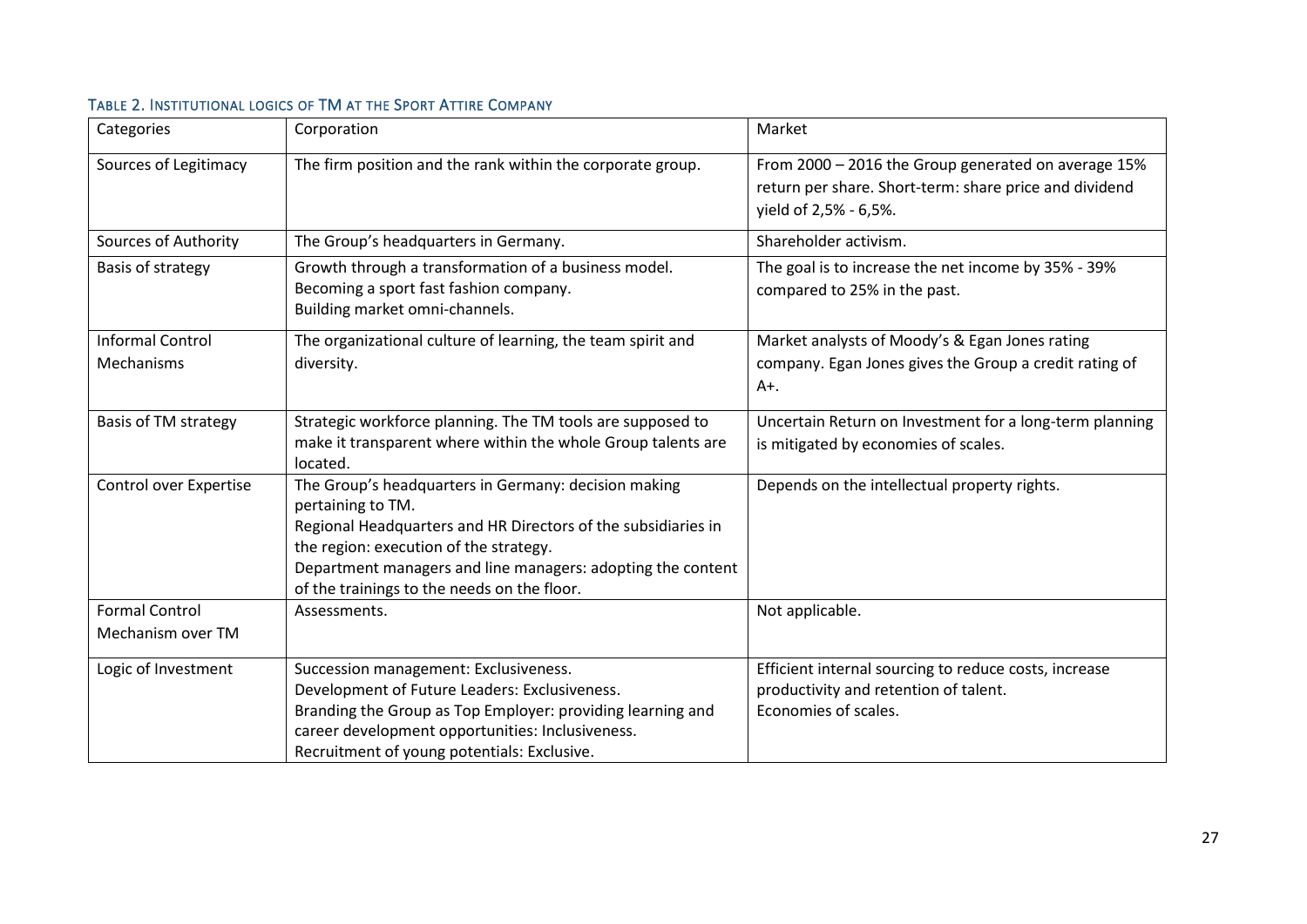#### Table 2. Institutional logics of TM at the Sport Attire Company

| Categories | Corporation | Market |
|---|---|---|
| Sources of Legitimacy | The firm position and the rank within the corporate group. | From 2000 – 2016 the Group generated on average 15% return per share. Short-term: share price and dividend yield of 2,5% - 6,5%. |
| Sources of Authority | The Group's headquarters in Germany. | Shareholder activism. |
| Basis of strategy | Growth through a transformation of a business model.<br>Becoming a sport fast fashion company.<br>Building market omni-channels. | The goal is to increase the net income by 35% - 39% compared to 25% in the past. |
| Informal Control Mechanisms | The organizational culture of learning, the team spirit and diversity. | Market analysts of Moody's & Egan Jones rating company. Egan Jones gives the Group a credit rating of A+. |
| Basis of TM strategy | Strategic workforce planning. The TM tools are supposed to make it transparent where within the whole Group talents are located. | Uncertain Return on Investment for a long-term planning is mitigated by economies of scales. |
| Control over Expertise | The Group's headquarters in Germany: decision making pertaining to TM.<br>Regional Headquarters and HR Directors of the subsidiaries in the region: execution of the strategy.<br>Department managers and line managers: adopting the content of the trainings to the needs on the floor. | Depends on the intellectual property rights. |
| Formal Control Mechanism over TM | Assessments. | Not applicable. |
| Logic of Investment | Succession management: Exclusiveness.<br>Development of Future Leaders: Exclusiveness.<br>Branding the Group as Top Employer: providing learning and career development opportunities: Inclusiveness.<br>Recruitment of young potentials: Exclusive. | Efficient internal sourcing to reduce costs, increase productivity and retention of talent.<br>Economies of scales. |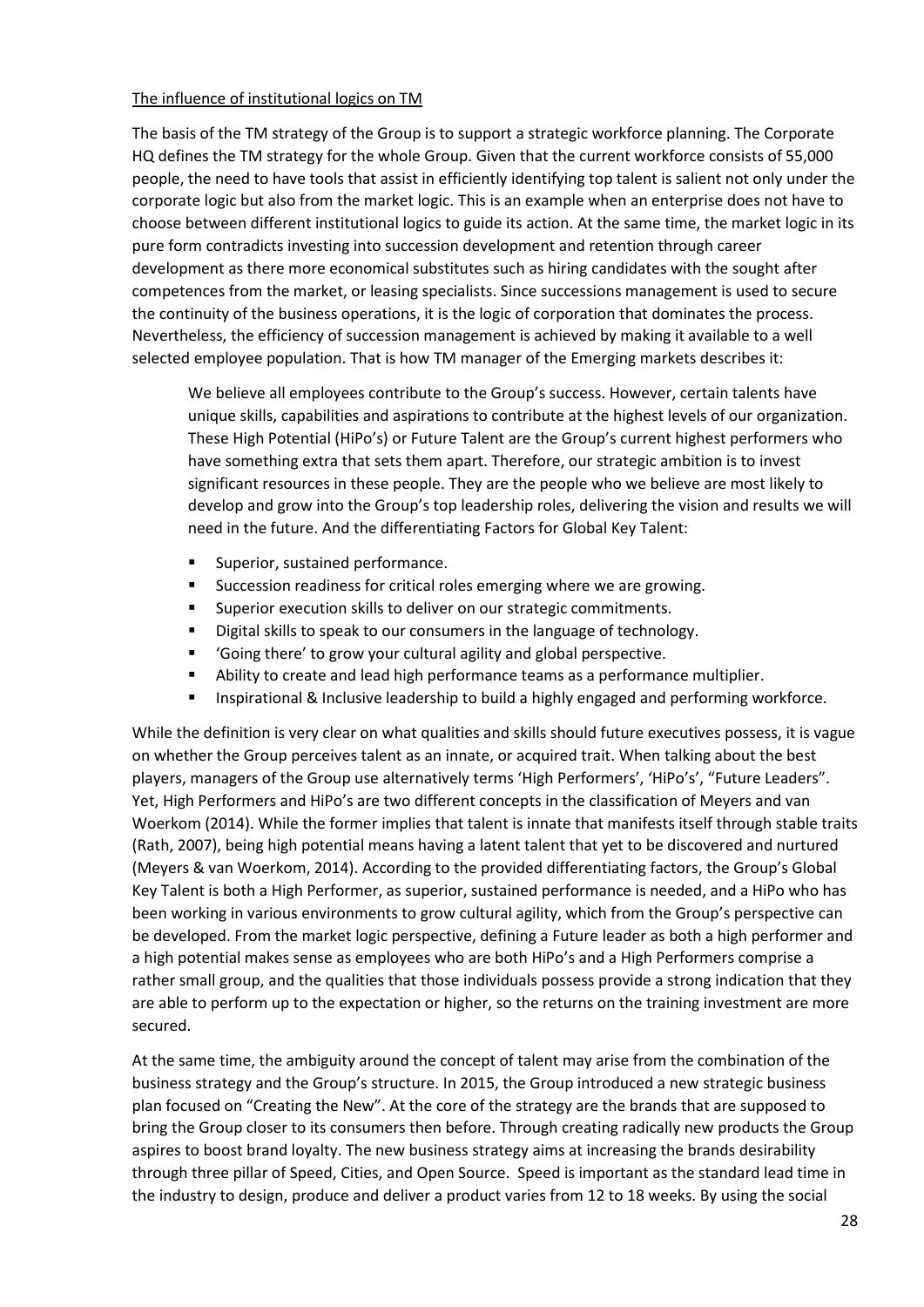The influence of institutional logics on TM

The basis of the TM strategy of the Group is to support a strategic workforce planning. The Corporate HQ defines the TM strategy for the whole Group. Given that the current workforce consists of 55,000 people, the need to have tools that assist in efficiently identifying top talent is salient not only under the corporate logic but also from the market logic. This is an example when an enterprise does not have to choose between different institutional logics to guide its action. At the same time, the market logic in its pure form contradicts investing into succession development and retention through career development as there more economical substitutes such as hiring candidates with the sought after competences from the market, or leasing specialists. Since successions management is used to secure the continuity of the business operations, it is the logic of corporation that dominates the process. Nevertheless, the efficiency of succession management is achieved by making it available to a well selected employee population. That is how TM manager of the Emerging markets describes it:

> We believe all employees contribute to the Group's success. However, certain talents have unique skills, capabilities and aspirations to contribute at the highest levels of our organization. These High Potential (HiPo's) or Future Talent are the Group's current highest performers who have something extra that sets them apart. Therefore, our strategic ambition is to invest significant resources in these people. They are the people who we believe are most likely to develop and grow into the Group's top leadership roles, delivering the vision and results we will need in the future. And the differentiating Factors for Global Key Talent:
>
> - Superior, sustained performance.
> - Succession readiness for critical roles emerging where we are growing.
> - Superior execution skills to deliver on our strategic commitments.
> - Digital skills to speak to our consumers in the language of technology.
> - 'Going there' to grow your cultural agility and global perspective.
> - Ability to create and lead high performance teams as a performance multiplier.
> - Inspirational & Inclusive leadership to build a highly engaged and performing workforce.

While the definition is very clear on what qualities and skills should future executives possess, it is vague on whether the Group perceives talent as an innate, or acquired trait. When talking about the best players, managers of the Group use alternatively terms 'High Performers', 'HiPo's', "Future Leaders". Yet, High Performers and HiPo's are two different concepts in the classification of Meyers and van Woerkom (2014). While the former implies that talent is innate that manifests itself through stable traits (Rath, 2007), being high potential means having a latent talent that yet to be discovered and nurtured (Meyers & van Woerkom, 2014). According to the provided differentiating factors, the Group's Global Key Talent is both a High Performer, as superior, sustained performance is needed, and a HiPo who has been working in various environments to grow cultural agility, which from the Group's perspective can be developed. From the market logic perspective, defining a Future leader as both a high performer and a high potential makes sense as employees who are both HiPo's and a High Performers comprise a rather small group, and the qualities that those individuals possess provide a strong indication that they are able to perform up to the expectation or higher, so the returns on the training investment are more secured.

At the same time, the ambiguity around the concept of talent may arise from the combination of the business strategy and the Group's structure. In 2015, the Group introduced a new strategic business plan focused on "Creating the New". At the core of the strategy are the brands that are supposed to bring the Group closer to its consumers then before. Through creating radically new products the Group aspires to boost brand loyalty. The new business strategy aims at increasing the brands desirability through three pillar of Speed, Cities, and Open Source. Speed is important as the standard lead time in the industry to design, produce and deliver a product varies from 12 to 18 weeks. By using the social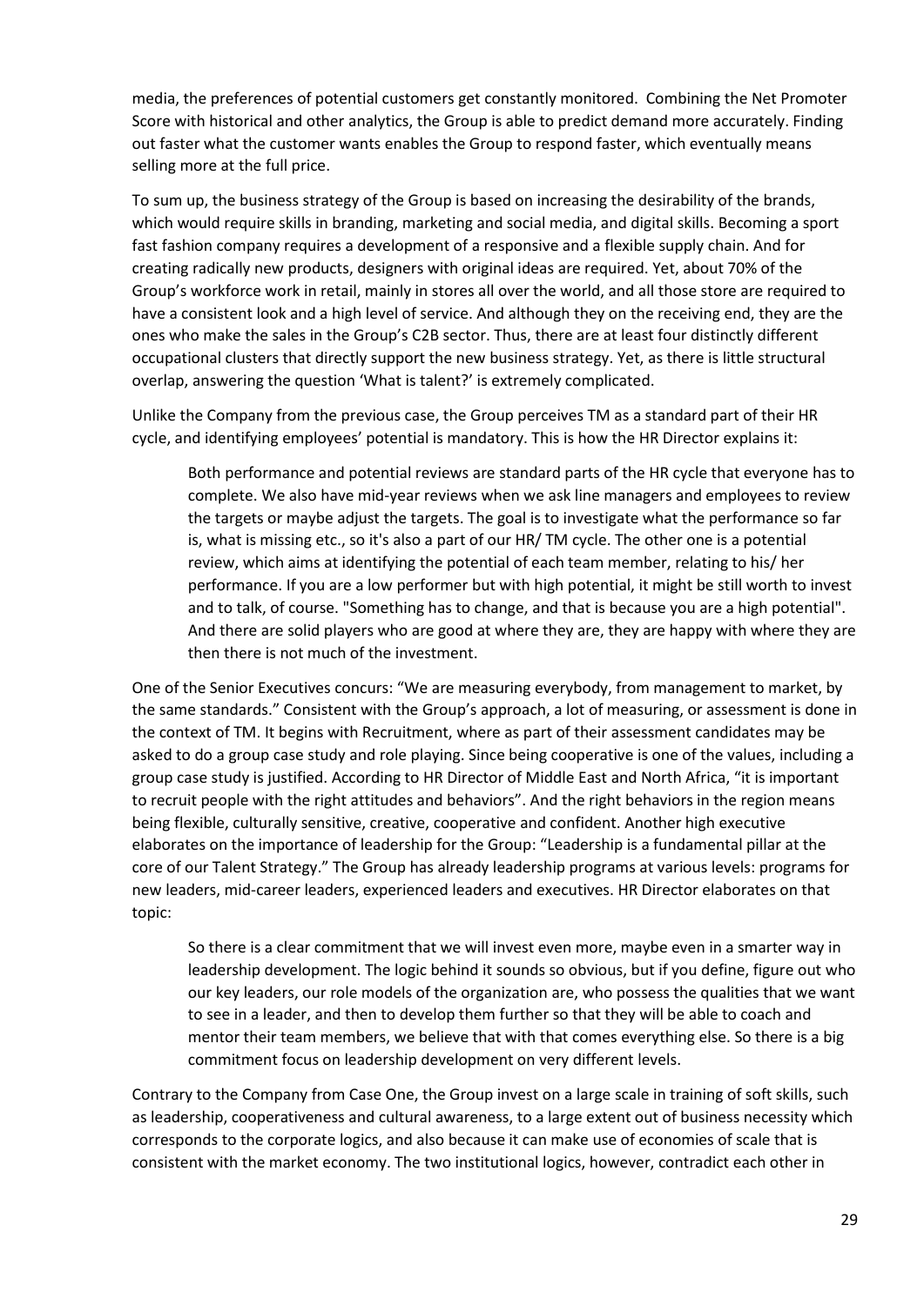media, the preferences of potential customers get constantly monitored. Combining the Net Promoter Score with historical and other analytics, the Group is able to predict demand more accurately. Finding out faster what the customer wants enables the Group to respond faster, which eventually means selling more at the full price.

To sum up, the business strategy of the Group is based on increasing the desirability of the brands, which would require skills in branding, marketing and social media, and digital skills. Becoming a sport fast fashion company requires a development of a responsive and a flexible supply chain. And for creating radically new products, designers with original ideas are required. Yet, about 70% of the Group's workforce work in retail, mainly in stores all over the world, and all those store are required to have a consistent look and a high level of service. And although they on the receiving end, they are the ones who make the sales in the Group's C2B sector. Thus, there are at least four distinctly different occupational clusters that directly support the new business strategy. Yet, as there is little structural overlap, answering the question 'What is talent?' is extremely complicated.

Unlike the Company from the previous case, the Group perceives TM as a standard part of their HR cycle, and identifying employees' potential is mandatory. This is how the HR Director explains it:

> Both performance and potential reviews are standard parts of the HR cycle that everyone has to complete. We also have mid-year reviews when we ask line managers and employees to review the targets or maybe adjust the targets. The goal is to investigate what the performance so far is, what is missing etc., so it's also a part of our HR/ TM cycle. The other one is a potential review, which aims at identifying the potential of each team member, relating to his/ her performance. If you are a low performer but with high potential, it might be still worth to invest and to talk, of course. "Something has to change, and that is because you are a high potential". And there are solid players who are good at where they are, they are happy with where they are then there is not much of the investment.

One of the Senior Executives concurs: "We are measuring everybody, from management to market, by the same standards." Consistent with the Group's approach, a lot of measuring, or assessment is done in the context of TM. It begins with Recruitment, where as part of their assessment candidates may be asked to do a group case study and role playing. Since being cooperative is one of the values, including a group case study is justified. According to HR Director of Middle East and North Africa, "it is important to recruit people with the right attitudes and behaviors". And the right behaviors in the region means being flexible, culturally sensitive, creative, cooperative and confident. Another high executive elaborates on the importance of leadership for the Group: "Leadership is a fundamental pillar at the core of our Talent Strategy." The Group has already leadership programs at various levels: programs for new leaders, mid-career leaders, experienced leaders and executives. HR Director elaborates on that topic:

> So there is a clear commitment that we will invest even more, maybe even in a smarter way in leadership development. The logic behind it sounds so obvious, but if you define, figure out who our key leaders, our role models of the organization are, who possess the qualities that we want to see in a leader, and then to develop them further so that they will be able to coach and mentor their team members, we believe that with that comes everything else. So there is a big commitment focus on leadership development on very different levels.

Contrary to the Company from Case One, the Group invest on a large scale in training of soft skills, such as leadership, cooperativeness and cultural awareness, to a large extent out of business necessity which corresponds to the corporate logics, and also because it can make use of economies of scale that is consistent with the market economy. The two institutional logics, however, contradict each other in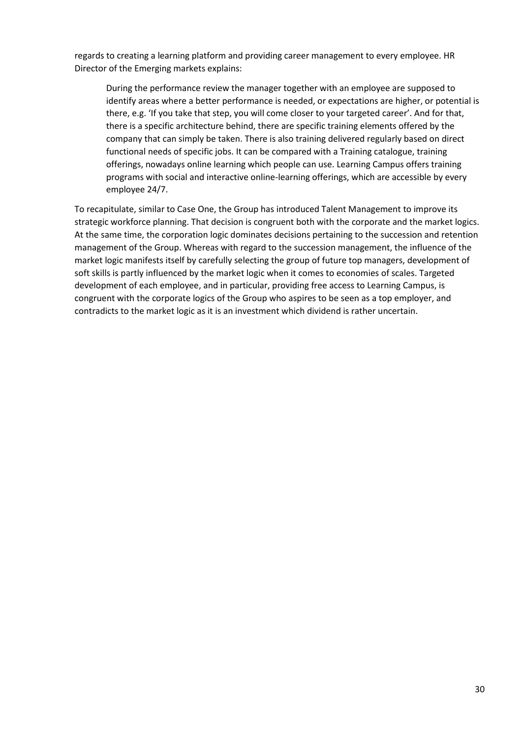regards to creating a learning platform and providing career management to every employee. HR Director of the Emerging markets explains:

> During the performance review the manager together with an employee are supposed to identify areas where a better performance is needed, or expectations are higher, or potential is there, e.g. 'If you take that step, you will come closer to your targeted career'. And for that, there is a specific architecture behind, there are specific training elements offered by the company that can simply be taken. There is also training delivered regularly based on direct functional needs of specific jobs. It can be compared with a Training catalogue, training offerings, nowadays online learning which people can use. Learning Campus offers training programs with social and interactive online-learning offerings, which are accessible by every employee 24/7.

To recapitulate, similar to Case One, the Group has introduced Talent Management to improve its strategic workforce planning. That decision is congruent both with the corporate and the market logics. At the same time, the corporation logic dominates decisions pertaining to the succession and retention management of the Group. Whereas with regard to the succession management, the influence of the market logic manifests itself by carefully selecting the group of future top managers, development of soft skills is partly influenced by the market logic when it comes to economies of scales. Targeted development of each employee, and in particular, providing free access to Learning Campus, is congruent with the corporate logics of the Group who aspires to be seen as a top employer, and contradicts to the market logic as it is an investment which dividend is rather uncertain.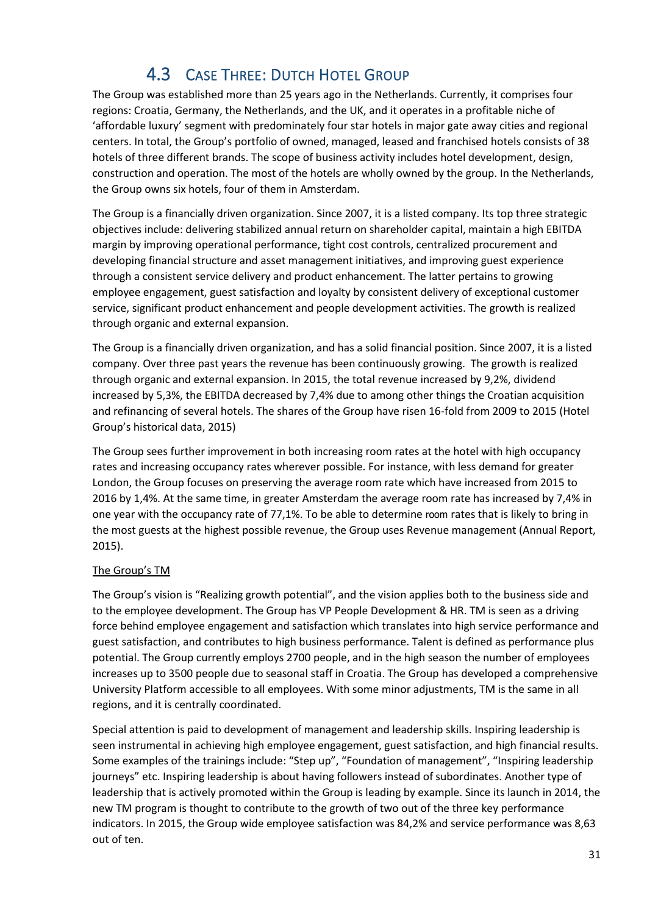## 4.3 Case Three: Dutch Hotel Group

The Group was established more than 25 years ago in the Netherlands. Currently, it comprises four regions: Croatia, Germany, the Netherlands, and the UK, and it operates in a profitable niche of 'affordable luxury' segment with predominately four star hotels in major gate away cities and regional centers. In total, the Group's portfolio of owned, managed, leased and franchised hotels consists of 38 hotels of three different brands. The scope of business activity includes hotel development, design, construction and operation. The most of the hotels are wholly owned by the group. In the Netherlands, the Group owns six hotels, four of them in Amsterdam.

The Group is a financially driven organization. Since 2007, it is a listed company. Its top three strategic objectives include: delivering stabilized annual return on shareholder capital, maintain a high EBITDA margin by improving operational performance, tight cost controls, centralized procurement and developing financial structure and asset management initiatives, and improving guest experience through a consistent service delivery and product enhancement. The latter pertains to growing employee engagement, guest satisfaction and loyalty by consistent delivery of exceptional customer service, significant product enhancement and people development activities. The growth is realized through organic and external expansion.

The Group is a financially driven organization, and has a solid financial position. Since 2007, it is a listed company. Over three past years the revenue has been continuously growing. The growth is realized through organic and external expansion. In 2015, the total revenue increased by 9,2%, dividend increased by 5,3%, the EBITDA decreased by 7,4% due to among other things the Croatian acquisition and refinancing of several hotels. The shares of the Group have risen 16-fold from 2009 to 2015 (Hotel Group's historical data, 2015)

The Group sees further improvement in both increasing room rates at the hotel with high occupancy rates and increasing occupancy rates wherever possible. For instance, with less demand for greater London, the Group focuses on preserving the average room rate which have increased from 2015 to 2016 by 1,4%. At the same time, in greater Amsterdam the average room rate has increased by 7,4% in one year with the occupancy rate of 77,1%. To be able to determine room rates that is likely to bring in the most guests at the highest possible revenue, the Group uses Revenue management (Annual Report, 2015).

The Group's TM

The Group's vision is "Realizing growth potential", and the vision applies both to the business side and to the employee development. The Group has VP People Development & HR. TM is seen as a driving force behind employee engagement and satisfaction which translates into high service performance and guest satisfaction, and contributes to high business performance. Talent is defined as performance plus potential. The Group currently employs 2700 people, and in the high season the number of employees increases up to 3500 people due to seasonal staff in Croatia. The Group has developed a comprehensive University Platform accessible to all employees. With some minor adjustments, TM is the same in all regions, and it is centrally coordinated.

Special attention is paid to development of management and leadership skills. Inspiring leadership is seen instrumental in achieving high employee engagement, guest satisfaction, and high financial results. Some examples of the trainings include: "Step up", "Foundation of management", "Inspiring leadership journeys" etc. Inspiring leadership is about having followers instead of subordinates. Another type of leadership that is actively promoted within the Group is leading by example. Since its launch in 2014, the new TM program is thought to contribute to the growth of two out of the three key performance indicators. In 2015, the Group wide employee satisfaction was 84,2% and service performance was 8,63 out of ten.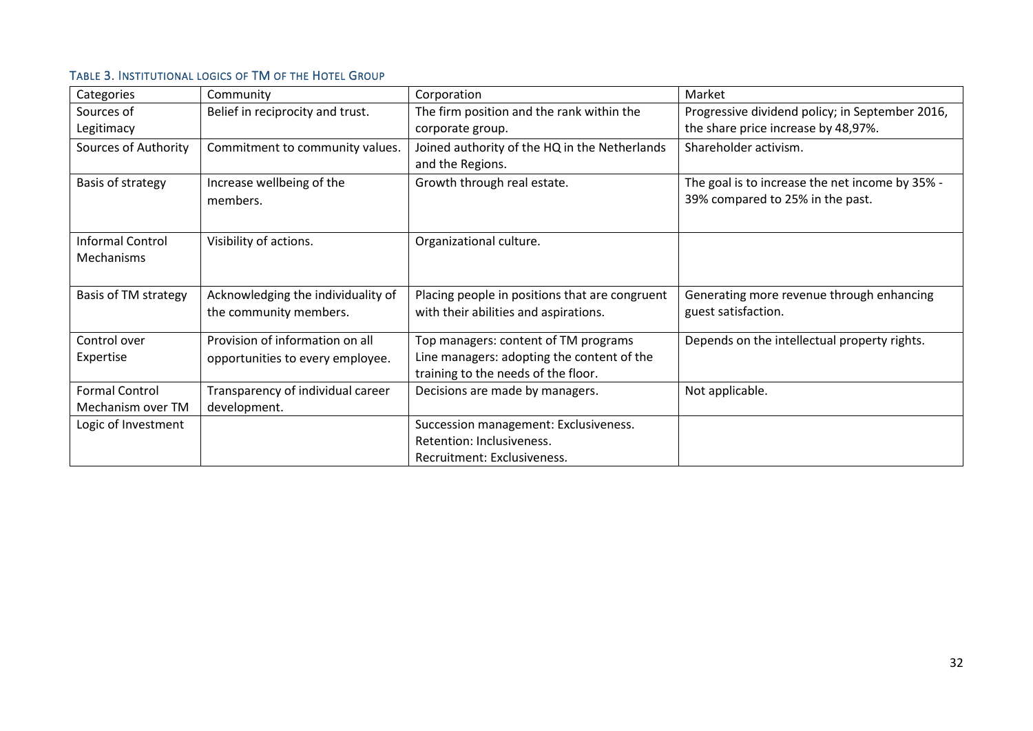TABLE 3. INSTITUTIONAL LOGICS OF TM OF THE HOTEL GROUP

| Categories | Community | Corporation | Market |
|---|---|---|---|
| Sources of Legitimacy | Belief in reciprocity and trust. | The firm position and the rank within the corporate group. | Progressive dividend policy; in September 2016, the share price increase by 48,97%. |
| Sources of Authority | Commitment to community values. | Joined authority of the HQ in the Netherlands and the Regions. | Shareholder activism. |
| Basis of strategy | Increase wellbeing of the members. | Growth through real estate. | The goal is to increase the net income by 35% - 39% compared to 25% in the past. |
| Informal Control Mechanisms | Visibility of actions. | Organizational culture. | |
| Basis of TM strategy | Acknowledging the individuality of the community members. | Placing people in positions that are congruent with their abilities and aspirations. | Generating more revenue through enhancing guest satisfaction. |
| Control over Expertise | Provision of information on all opportunities to every employee. | Top managers: content of TM programs<br>Line managers: adopting the content of the training to the needs of the floor. | Depends on the intellectual property rights. |
| Formal Control Mechanism over TM | Transparency of individual career development. | Decisions are made by managers. | Not applicable. |
| Logic of Investment | | Succession management: Exclusiveness.<br>Retention: Inclusiveness.<br>Recruitment: Exclusiveness. | |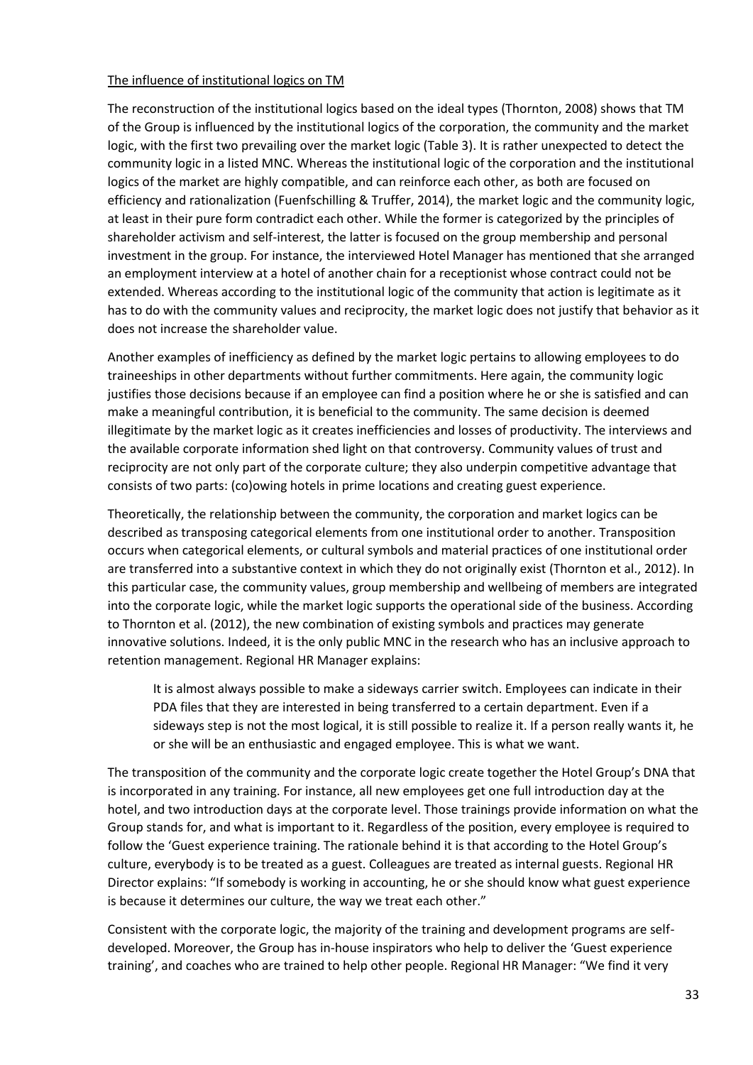The influence of institutional logics on TM

The reconstruction of the institutional logics based on the ideal types (Thornton, 2008) shows that TM of the Group is influenced by the institutional logics of the corporation, the community and the market logic, with the first two prevailing over the market logic (Table 3). It is rather unexpected to detect the community logic in a listed MNC. Whereas the institutional logic of the corporation and the institutional logics of the market are highly compatible, and can reinforce each other, as both are focused on efficiency and rationalization (Fuenfschilling & Truffer, 2014), the market logic and the community logic, at least in their pure form contradict each other. While the former is categorized by the principles of shareholder activism and self-interest, the latter is focused on the group membership and personal investment in the group. For instance, the interviewed Hotel Manager has mentioned that she arranged an employment interview at a hotel of another chain for a receptionist whose contract could not be extended. Whereas according to the institutional logic of the community that action is legitimate as it has to do with the community values and reciprocity, the market logic does not justify that behavior as it does not increase the shareholder value.

Another examples of inefficiency as defined by the market logic pertains to allowing employees to do traineeships in other departments without further commitments. Here again, the community logic justifies those decisions because if an employee can find a position where he or she is satisfied and can make a meaningful contribution, it is beneficial to the community. The same decision is deemed illegitimate by the market logic as it creates inefficiencies and losses of productivity. The interviews and the available corporate information shed light on that controversy. Community values of trust and reciprocity are not only part of the corporate culture; they also underpin competitive advantage that consists of two parts: (co)owing hotels in prime locations and creating guest experience.

Theoretically, the relationship between the community, the corporation and market logics can be described as transposing categorical elements from one institutional order to another. Transposition occurs when categorical elements, or cultural symbols and material practices of one institutional order are transferred into a substantive context in which they do not originally exist (Thornton et al., 2012). In this particular case, the community values, group membership and wellbeing of members are integrated into the corporate logic, while the market logic supports the operational side of the business. According to Thornton et al. (2012), the new combination of existing symbols and practices may generate innovative solutions. Indeed, it is the only public MNC in the research who has an inclusive approach to retention management. Regional HR Manager explains:

> It is almost always possible to make a sideways carrier switch. Employees can indicate in their PDA files that they are interested in being transferred to a certain department. Even if a sideways step is not the most logical, it is still possible to realize it. If a person really wants it, he or she will be an enthusiastic and engaged employee. This is what we want.

The transposition of the community and the corporate logic create together the Hotel Group's DNA that is incorporated in any training. For instance, all new employees get one full introduction day at the hotel, and two introduction days at the corporate level. Those trainings provide information on what the Group stands for, and what is important to it. Regardless of the position, every employee is required to follow the 'Guest experience training. The rationale behind it is that according to the Hotel Group's culture, everybody is to be treated as a guest. Colleagues are treated as internal guests. Regional HR Director explains: "If somebody is working in accounting, he or she should know what guest experience is because it determines our culture, the way we treat each other."

Consistent with the corporate logic, the majority of the training and development programs are self-developed. Moreover, the Group has in-house inspirators who help to deliver the 'Guest experience training', and coaches who are trained to help other people. Regional HR Manager: "We find it very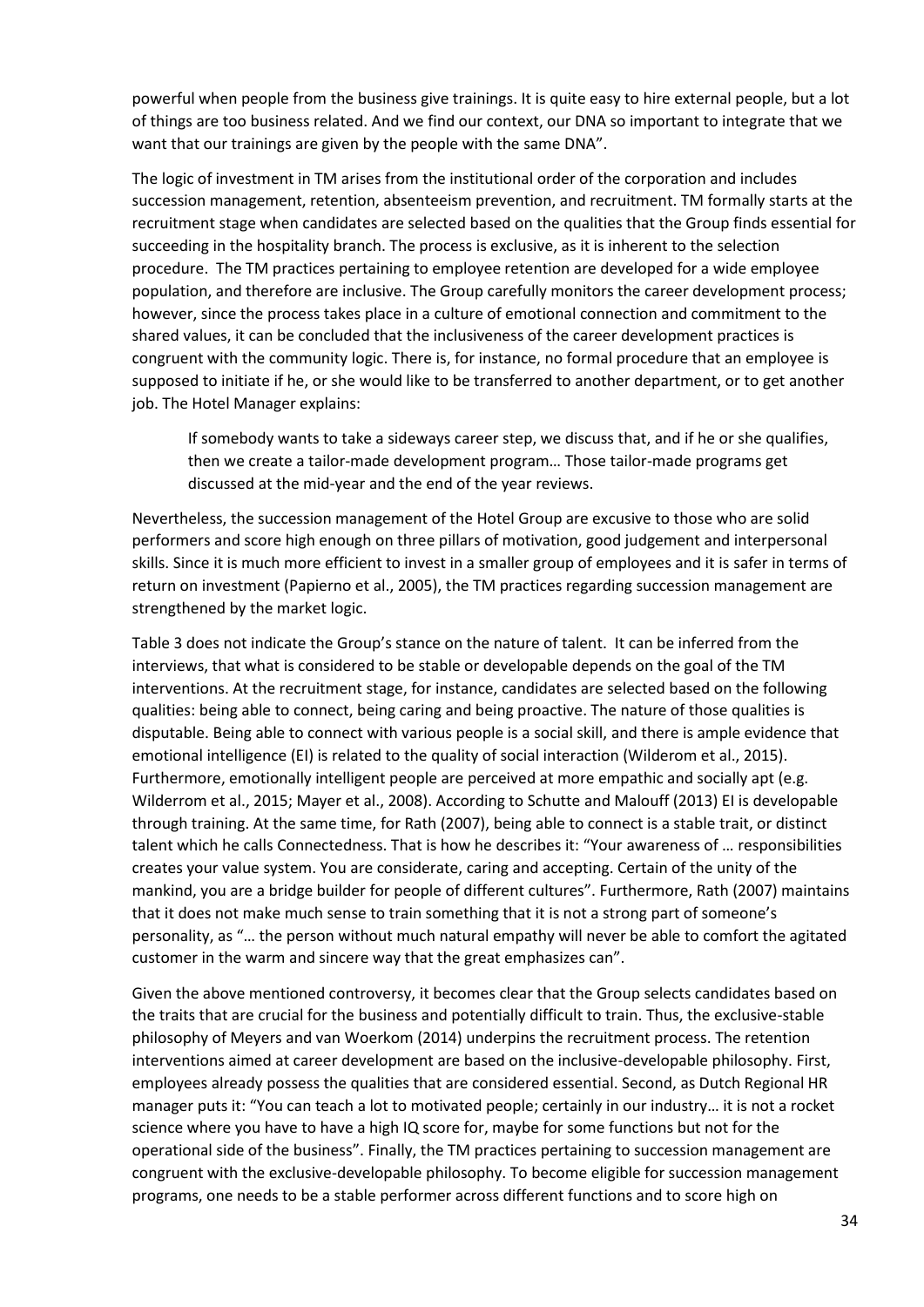powerful when people from the business give trainings. It is quite easy to hire external people, but a lot of things are too business related. And we find our context, our DNA so important to integrate that we want that our trainings are given by the people with the same DNA".

The logic of investment in TM arises from the institutional order of the corporation and includes succession management, retention, absenteeism prevention, and recruitment. TM formally starts at the recruitment stage when candidates are selected based on the qualities that the Group finds essential for succeeding in the hospitality branch. The process is exclusive, as it is inherent to the selection procedure. The TM practices pertaining to employee retention are developed for a wide employee population, and therefore are inclusive. The Group carefully monitors the career development process; however, since the process takes place in a culture of emotional connection and commitment to the shared values, it can be concluded that the inclusiveness of the career development practices is congruent with the community logic. There is, for instance, no formal procedure that an employee is supposed to initiate if he, or she would like to be transferred to another department, or to get another job. The Hotel Manager explains:

> If somebody wants to take a sideways career step, we discuss that, and if he or she qualifies, then we create a tailor-made development program… Those tailor-made programs get discussed at the mid-year and the end of the year reviews.

Nevertheless, the succession management of the Hotel Group are excusive to those who are solid performers and score high enough on three pillars of motivation, good judgement and interpersonal skills. Since it is much more efficient to invest in a smaller group of employees and it is safer in terms of return on investment (Papierno et al., 2005), the TM practices regarding succession management are strengthened by the market logic.

Table 3 does not indicate the Group's stance on the nature of talent. It can be inferred from the interviews, that what is considered to be stable or developable depends on the goal of the TM interventions. At the recruitment stage, for instance, candidates are selected based on the following qualities: being able to connect, being caring and being proactive. The nature of those qualities is disputable. Being able to connect with various people is a social skill, and there is ample evidence that emotional intelligence (EI) is related to the quality of social interaction (Wilderom et al., 2015). Furthermore, emotionally intelligent people are perceived at more empathic and socially apt (e.g. Wilderrom et al., 2015; Mayer et al., 2008). According to Schutte and Malouff (2013) EI is developable through training. At the same time, for Rath (2007), being able to connect is a stable trait, or distinct talent which he calls Connectedness. That is how he describes it: "Your awareness of … responsibilities creates your value system. You are considerate, caring and accepting. Certain of the unity of the mankind, you are a bridge builder for people of different cultures". Furthermore, Rath (2007) maintains that it does not make much sense to train something that it is not a strong part of someone's personality, as "… the person without much natural empathy will never be able to comfort the agitated customer in the warm and sincere way that the great emphasizes can".

Given the above mentioned controversy, it becomes clear that the Group selects candidates based on the traits that are crucial for the business and potentially difficult to train. Thus, the exclusive-stable philosophy of Meyers and van Woerkom (2014) underpins the recruitment process. The retention interventions aimed at career development are based on the inclusive-developable philosophy. First, employees already possess the qualities that are considered essential. Second, as Dutch Regional HR manager puts it: "You can teach a lot to motivated people; certainly in our industry… it is not a rocket science where you have to have a high IQ score for, maybe for some functions but not for the operational side of the business". Finally, the TM practices pertaining to succession management are congruent with the exclusive-developable philosophy. To become eligible for succession management programs, one needs to be a stable performer across different functions and to score high on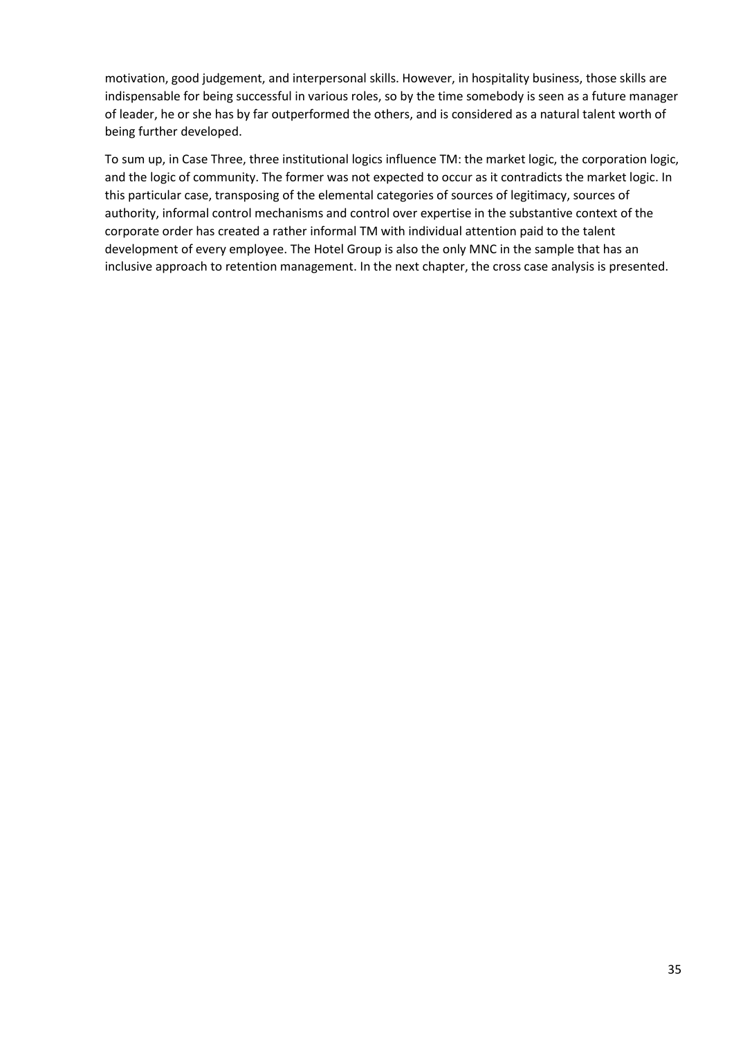motivation, good judgement, and interpersonal skills. However, in hospitality business, those skills are indispensable for being successful in various roles, so by the time somebody is seen as a future manager of leader, he or she has by far outperformed the others, and is considered as a natural talent worth of being further developed.

To sum up, in Case Three, three institutional logics influence TM: the market logic, the corporation logic, and the logic of community. The former was not expected to occur as it contradicts the market logic. In this particular case, transposing of the elemental categories of sources of legitimacy, sources of authority, informal control mechanisms and control over expertise in the substantive context of the corporate order has created a rather informal TM with individual attention paid to the talent development of every employee. The Hotel Group is also the only MNC in the sample that has an inclusive approach to retention management. In the next chapter, the cross case analysis is presented.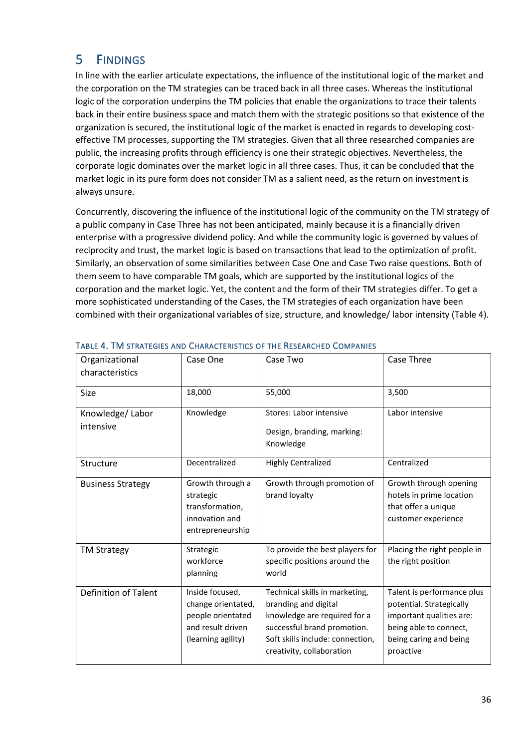# 5 FINDINGS

In line with the earlier articulate expectations, the influence of the institutional logic of the market and the corporation on the TM strategies can be traced back in all three cases. Whereas the institutional logic of the corporation underpins the TM policies that enable the organizations to trace their talents back in their entire business space and match them with the strategic positions so that existence of the organization is secured, the institutional logic of the market is enacted in regards to developing cost-effective TM processes, supporting the TM strategies. Given that all three researched companies are public, the increasing profits through efficiency is one their strategic objectives. Nevertheless, the corporate logic dominates over the market logic in all three cases. Thus, it can be concluded that the market logic in its pure form does not consider TM as a salient need, as the return on investment is always unsure.

Concurrently, discovering the influence of the institutional logic of the community on the TM strategy of a public company in Case Three has not been anticipated, mainly because it is a financially driven enterprise with a progressive dividend policy. And while the community logic is governed by values of reciprocity and trust, the market logic is based on transactions that lead to the optimization of profit. Similarly, an observation of some similarities between Case One and Case Two raise questions. Both of them seem to have comparable TM goals, which are supported by the institutional logics of the corporation and the market logic. Yet, the content and the form of their TM strategies differ. To get a more sophisticated understanding of the Cases, the TM strategies of each organization have been combined with their organizational variables of size, structure, and knowledge/ labor intensity (Table 4).

TABLE 4. TM STRATEGIES AND CHARACTERISTICS OF THE RESEARCHED COMPANIES

| Organizational characteristics | Case One | Case Two | Case Three |
|---|---|---|---|
| Size | 18,000 | 55,000 | 3,500 |
| Knowledge/ Labor intensive | Knowledge | Stores: Labor intensive<br>Design, branding, marking: Knowledge | Labor intensive |
| Structure | Decentralized | Highly Centralized | Centralized |
| Business Strategy | Growth through a strategic transformation, innovation and entrepreneurship | Growth through promotion of brand loyalty | Growth through opening hotels in prime location that offer a unique customer experience |
| TM Strategy | Strategic workforce planning | To provide the best players for specific positions around the world | Placing the right people in the right position |
| Definition of Talent | Inside focused, change orientated, people orientated and result driven (learning agility) | Technical skills in marketing, branding and digital knowledge are required for a successful brand promotion. Soft skills include: connection, creativity, collaboration | Talent is performance plus potential. Strategically important qualities are: being able to connect, being caring and being proactive |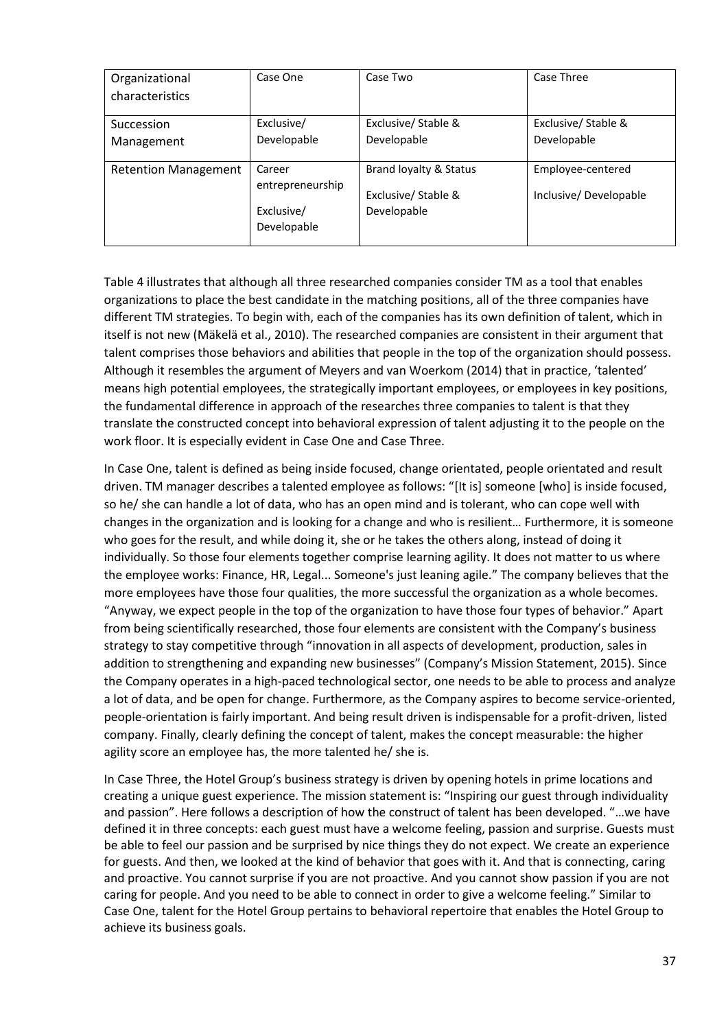| Organizational characteristics | Case One | Case Two | Case Three |
| --- | --- | --- | --- |
| Succession Management | Exclusive/ Developable | Exclusive/ Stable & Developable | Exclusive/ Stable & Developable |
| Retention Management | Career entrepreneurship Exclusive/ Developable | Brand loyalty & Status Exclusive/ Stable & Developable | Employee-centered Inclusive/ Developable |

Table 4 illustrates that although all three researched companies consider TM as a tool that enables organizations to place the best candidate in the matching positions, all of the three companies have different TM strategies. To begin with, each of the companies has its own definition of talent, which in itself is not new (Mäkelä et al., 2010). The researched companies are consistent in their argument that talent comprises those behaviors and abilities that people in the top of the organization should possess. Although it resembles the argument of Meyers and van Woerkom (2014) that in practice, 'talented' means high potential employees, the strategically important employees, or employees in key positions, the fundamental difference in approach of the researches three companies to talent is that they translate the constructed concept into behavioral expression of talent adjusting it to the people on the work floor. It is especially evident in Case One and Case Three.

In Case One, talent is defined as being inside focused, change orientated, people orientated and result driven. TM manager describes a talented employee as follows: "[It is] someone [who] is inside focused, so he/ she can handle a lot of data, who has an open mind and is tolerant, who can cope well with changes in the organization and is looking for a change and who is resilient… Furthermore, it is someone who goes for the result, and while doing it, she or he takes the others along, instead of doing it individually. So those four elements together comprise learning agility. It does not matter to us where the employee works: Finance, HR, Legal... Someone's just leaning agile." The company believes that the more employees have those four qualities, the more successful the organization as a whole becomes. "Anyway, we expect people in the top of the organization to have those four types of behavior." Apart from being scientifically researched, those four elements are consistent with the Company's business strategy to stay competitive through "innovation in all aspects of development, production, sales in addition to strengthening and expanding new businesses" (Company's Mission Statement, 2015). Since the Company operates in a high-paced technological sector, one needs to be able to process and analyze a lot of data, and be open for change. Furthermore, as the Company aspires to become service-oriented, people-orientation is fairly important. And being result driven is indispensable for a profit-driven, listed company. Finally, clearly defining the concept of talent, makes the concept measurable: the higher agility score an employee has, the more talented he/ she is.

In Case Three, the Hotel Group's business strategy is driven by opening hotels in prime locations and creating a unique guest experience. The mission statement is: "Inspiring our guest through individuality and passion". Here follows a description of how the construct of talent has been developed. "…we have defined it in three concepts: each guest must have a welcome feeling, passion and surprise. Guests must be able to feel our passion and be surprised by nice things they do not expect. We create an experience for guests. And then, we looked at the kind of behavior that goes with it. And that is connecting, caring and proactive. You cannot surprise if you are not proactive. And you cannot show passion if you are not caring for people. And you need to be able to connect in order to give a welcome feeling." Similar to Case One, talent for the Hotel Group pertains to behavioral repertoire that enables the Hotel Group to achieve its business goals.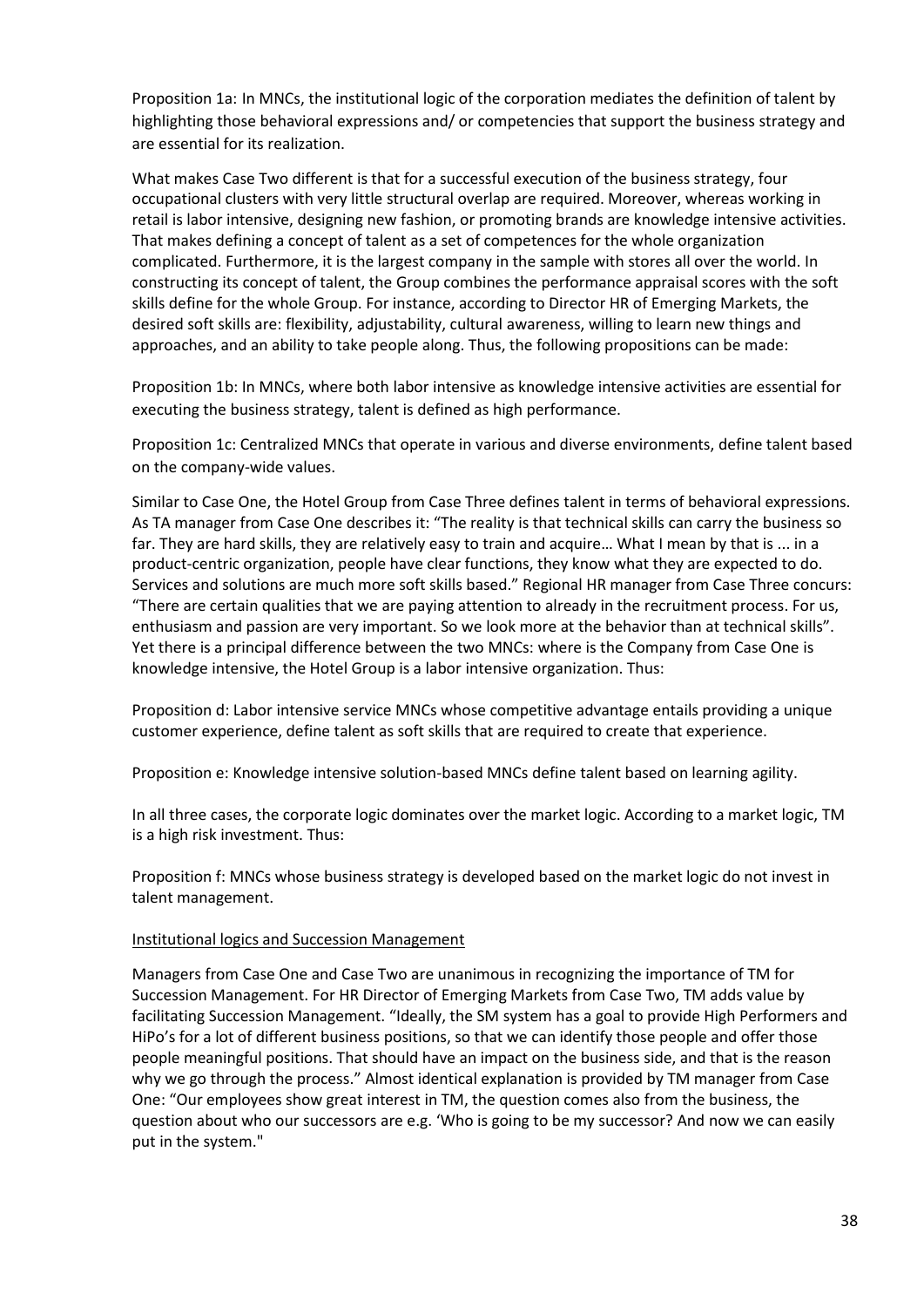Proposition 1a: In MNCs, the institutional logic of the corporation mediates the definition of talent by highlighting those behavioral expressions and/ or competencies that support the business strategy and are essential for its realization.

What makes Case Two different is that for a successful execution of the business strategy, four occupational clusters with very little structural overlap are required. Moreover, whereas working in retail is labor intensive, designing new fashion, or promoting brands are knowledge intensive activities. That makes defining a concept of talent as a set of competences for the whole organization complicated. Furthermore, it is the largest company in the sample with stores all over the world. In constructing its concept of talent, the Group combines the performance appraisal scores with the soft skills define for the whole Group. For instance, according to Director HR of Emerging Markets, the desired soft skills are: flexibility, adjustability, cultural awareness, willing to learn new things and approaches, and an ability to take people along. Thus, the following propositions can be made:

Proposition 1b: In MNCs, where both labor intensive as knowledge intensive activities are essential for executing the business strategy, talent is defined as high performance.

Proposition 1c: Centralized MNCs that operate in various and diverse environments, define talent based on the company-wide values.

Similar to Case One, the Hotel Group from Case Three defines talent in terms of behavioral expressions. As TA manager from Case One describes it: "The reality is that technical skills can carry the business so far. They are hard skills, they are relatively easy to train and acquire… What I mean by that is ... in a product-centric organization, people have clear functions, they know what they are expected to do. Services and solutions are much more soft skills based." Regional HR manager from Case Three concurs: "There are certain qualities that we are paying attention to already in the recruitment process. For us, enthusiasm and passion are very important. So we look more at the behavior than at technical skills". Yet there is a principal difference between the two MNCs: where is the Company from Case One is knowledge intensive, the Hotel Group is a labor intensive organization. Thus:

Proposition d: Labor intensive service MNCs whose competitive advantage entails providing a unique customer experience, define talent as soft skills that are required to create that experience.

Proposition e: Knowledge intensive solution-based MNCs define talent based on learning agility.

In all three cases, the corporate logic dominates over the market logic. According to a market logic, TM is a high risk investment. Thus:

Proposition f: MNCs whose business strategy is developed based on the market logic do not invest in talent management.

<u>Institutional logics and Succession Management</u>

Managers from Case One and Case Two are unanimous in recognizing the importance of TM for Succession Management. For HR Director of Emerging Markets from Case Two, TM adds value by facilitating Succession Management. "Ideally, the SM system has a goal to provide High Performers and HiPo's for a lot of different business positions, so that we can identify those people and offer those people meaningful positions. That should have an impact on the business side, and that is the reason why we go through the process." Almost identical explanation is provided by TM manager from Case One: "Our employees show great interest in TM, the question comes also from the business, the question about who our successors are e.g. 'Who is going to be my successor? And now we can easily put in the system."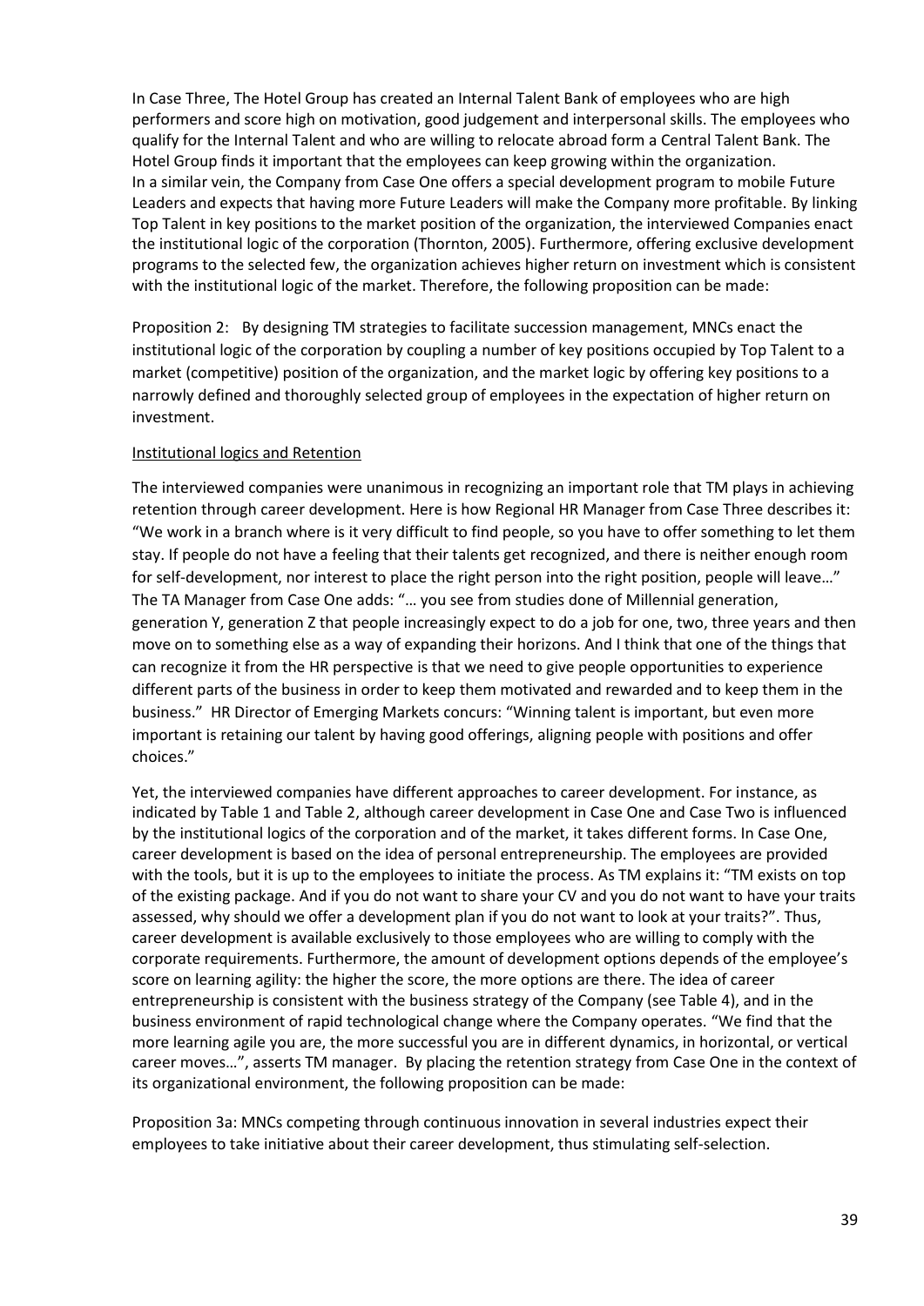In Case Three, The Hotel Group has created an Internal Talent Bank of employees who are high performers and score high on motivation, good judgement and interpersonal skills. The employees who qualify for the Internal Talent and who are willing to relocate abroad form a Central Talent Bank. The Hotel Group finds it important that the employees can keep growing within the organization. In a similar vein, the Company from Case One offers a special development program to mobile Future Leaders and expects that having more Future Leaders will make the Company more profitable. By linking Top Talent in key positions to the market position of the organization, the interviewed Companies enact the institutional logic of the corporation (Thornton, 2005). Furthermore, offering exclusive development programs to the selected few, the organization achieves higher return on investment which is consistent with the institutional logic of the market. Therefore, the following proposition can be made:

Proposition 2: By designing TM strategies to facilitate succession management, MNCs enact the institutional logic of the corporation by coupling a number of key positions occupied by Top Talent to a market (competitive) position of the organization, and the market logic by offering key positions to a narrowly defined and thoroughly selected group of employees in the expectation of higher return on investment.

<u>Institutional logics and Retention</u>

The interviewed companies were unanimous in recognizing an important role that TM plays in achieving retention through career development. Here is how Regional HR Manager from Case Three describes it: "We work in a branch where is it very difficult to find people, so you have to offer something to let them stay. If people do not have a feeling that their talents get recognized, and there is neither enough room for self-development, nor interest to place the right person into the right position, people will leave…" The TA Manager from Case One adds: "… you see from studies done of Millennial generation, generation Y, generation Z that people increasingly expect to do a job for one, two, three years and then move on to something else as a way of expanding their horizons. And I think that one of the things that can recognize it from the HR perspective is that we need to give people opportunities to experience different parts of the business in order to keep them motivated and rewarded and to keep them in the business." HR Director of Emerging Markets concurs: "Winning talent is important, but even more important is retaining our talent by having good offerings, aligning people with positions and offer choices."

Yet, the interviewed companies have different approaches to career development. For instance, as indicated by Table 1 and Table 2, although career development in Case One and Case Two is influenced by the institutional logics of the corporation and of the market, it takes different forms. In Case One, career development is based on the idea of personal entrepreneurship. The employees are provided with the tools, but it is up to the employees to initiate the process. As TM explains it: "TM exists on top of the existing package. And if you do not want to share your CV and you do not want to have your traits assessed, why should we offer a development plan if you do not want to look at your traits?". Thus, career development is available exclusively to those employees who are willing to comply with the corporate requirements. Furthermore, the amount of development options depends of the employee's score on learning agility: the higher the score, the more options are there. The idea of career entrepreneurship is consistent with the business strategy of the Company (see Table 4), and in the business environment of rapid technological change where the Company operates. "We find that the more learning agile you are, the more successful you are in different dynamics, in horizontal, or vertical career moves…", asserts TM manager. By placing the retention strategy from Case One in the context of its organizational environment, the following proposition can be made:

Proposition 3a: MNCs competing through continuous innovation in several industries expect their employees to take initiative about their career development, thus stimulating self-selection.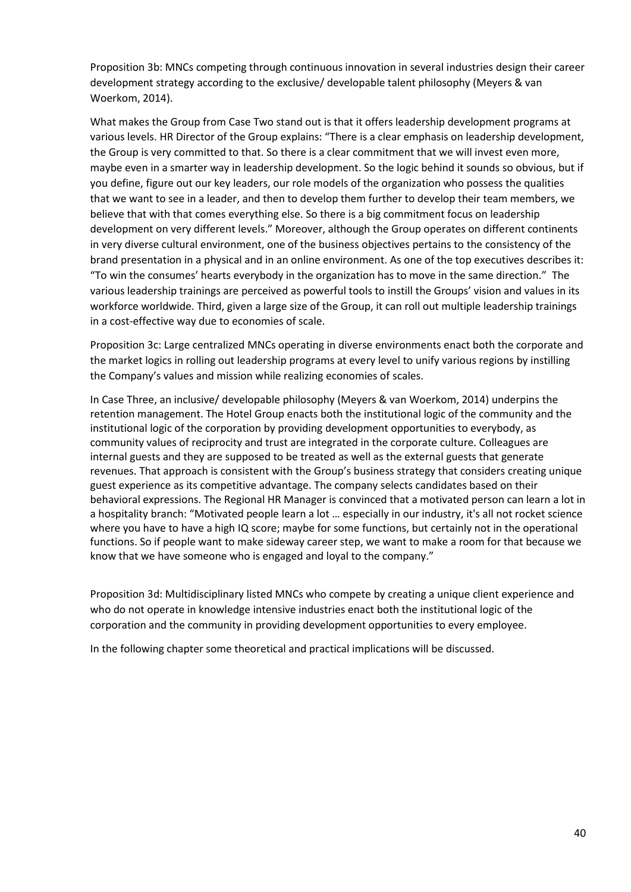Proposition 3b: MNCs competing through continuous innovation in several industries design their career development strategy according to the exclusive/ developable talent philosophy (Meyers & van Woerkom, 2014).

What makes the Group from Case Two stand out is that it offers leadership development programs at various levels. HR Director of the Group explains: "There is a clear emphasis on leadership development, the Group is very committed to that. So there is a clear commitment that we will invest even more, maybe even in a smarter way in leadership development. So the logic behind it sounds so obvious, but if you define, figure out our key leaders, our role models of the organization who possess the qualities that we want to see in a leader, and then to develop them further to develop their team members, we believe that with that comes everything else. So there is a big commitment focus on leadership development on very different levels." Moreover, although the Group operates on different continents in very diverse cultural environment, one of the business objectives pertains to the consistency of the brand presentation in a physical and in an online environment. As one of the top executives describes it: "To win the consumes' hearts everybody in the organization has to move in the same direction." The various leadership trainings are perceived as powerful tools to instill the Groups' vision and values in its workforce worldwide. Third, given a large size of the Group, it can roll out multiple leadership trainings in a cost-effective way due to economies of scale.

Proposition 3c: Large centralized MNCs operating in diverse environments enact both the corporate and the market logics in rolling out leadership programs at every level to unify various regions by instilling the Company's values and mission while realizing economies of scales.

In Case Three, an inclusive/ developable philosophy (Meyers & van Woerkom, 2014) underpins the retention management. The Hotel Group enacts both the institutional logic of the community and the institutional logic of the corporation by providing development opportunities to everybody, as community values of reciprocity and trust are integrated in the corporate culture. Colleagues are internal guests and they are supposed to be treated as well as the external guests that generate revenues. That approach is consistent with the Group's business strategy that considers creating unique guest experience as its competitive advantage. The company selects candidates based on their behavioral expressions. The Regional HR Manager is convinced that a motivated person can learn a lot in a hospitality branch: "Motivated people learn a lot … especially in our industry, it's all not rocket science where you have to have a high IQ score; maybe for some functions, but certainly not in the operational functions. So if people want to make sideway career step, we want to make a room for that because we know that we have someone who is engaged and loyal to the company."

Proposition 3d: Multidisciplinary listed MNCs who compete by creating a unique client experience and who do not operate in knowledge intensive industries enact both the institutional logic of the corporation and the community in providing development opportunities to every employee.

In the following chapter some theoretical and practical implications will be discussed.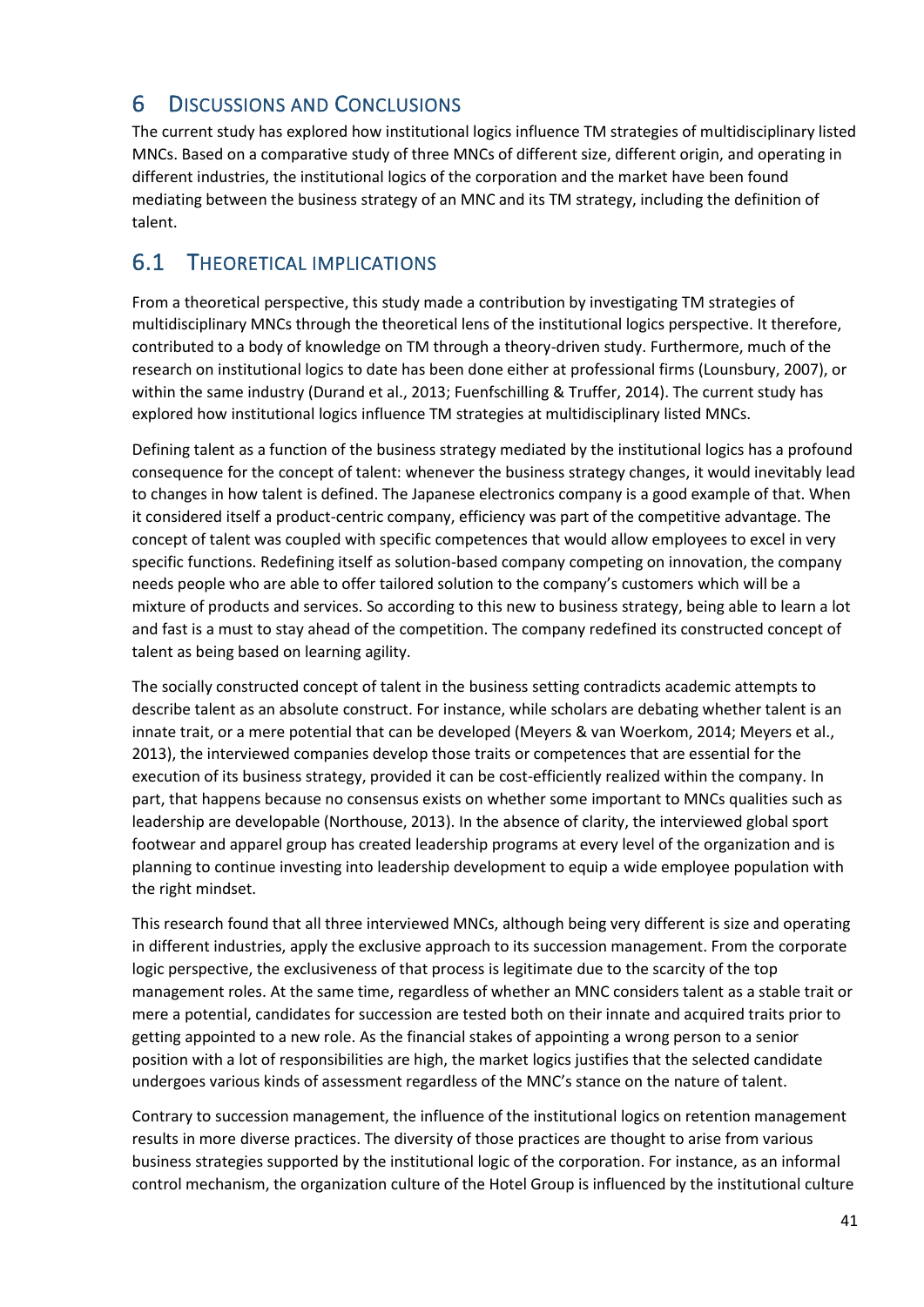# 6 Discussions and Conclusions

The current study has explored how institutional logics influence TM strategies of multidisciplinary listed MNCs. Based on a comparative study of three MNCs of different size, different origin, and operating in different industries, the institutional logics of the corporation and the market have been found mediating between the business strategy of an MNC and its TM strategy, including the definition of talent.

## 6.1 Theoretical implications

From a theoretical perspective, this study made a contribution by investigating TM strategies of multidisciplinary MNCs through the theoretical lens of the institutional logics perspective. It therefore, contributed to a body of knowledge on TM through a theory-driven study. Furthermore, much of the research on institutional logics to date has been done either at professional firms (Lounsbury, 2007), or within the same industry (Durand et al., 2013; Fuenfschilling & Truffer, 2014). The current study has explored how institutional logics influence TM strategies at multidisciplinary listed MNCs.

Defining talent as a function of the business strategy mediated by the institutional logics has a profound consequence for the concept of talent: whenever the business strategy changes, it would inevitably lead to changes in how talent is defined. The Japanese electronics company is a good example of that. When it considered itself a product-centric company, efficiency was part of the competitive advantage. The concept of talent was coupled with specific competences that would allow employees to excel in very specific functions. Redefining itself as solution-based company competing on innovation, the company needs people who are able to offer tailored solution to the company's customers which will be a mixture of products and services. So according to this new to business strategy, being able to learn a lot and fast is a must to stay ahead of the competition. The company redefined its constructed concept of talent as being based on learning agility.

The socially constructed concept of talent in the business setting contradicts academic attempts to describe talent as an absolute construct. For instance, while scholars are debating whether talent is an innate trait, or a mere potential that can be developed (Meyers & van Woerkom, 2014; Meyers et al., 2013), the interviewed companies develop those traits or competences that are essential for the execution of its business strategy, provided it can be cost-efficiently realized within the company. In part, that happens because no consensus exists on whether some important to MNCs qualities such as leadership are developable (Northouse, 2013). In the absence of clarity, the interviewed global sport footwear and apparel group has created leadership programs at every level of the organization and is planning to continue investing into leadership development to equip a wide employee population with the right mindset.

This research found that all three interviewed MNCs, although being very different is size and operating in different industries, apply the exclusive approach to its succession management. From the corporate logic perspective, the exclusiveness of that process is legitimate due to the scarcity of the top management roles. At the same time, regardless of whether an MNC considers talent as a stable trait or mere a potential, candidates for succession are tested both on their innate and acquired traits prior to getting appointed to a new role. As the financial stakes of appointing a wrong person to a senior position with a lot of responsibilities are high, the market logics justifies that the selected candidate undergoes various kinds of assessment regardless of the MNC's stance on the nature of talent.

Contrary to succession management, the influence of the institutional logics on retention management results in more diverse practices. The diversity of those practices are thought to arise from various business strategies supported by the institutional logic of the corporation. For instance, as an informal control mechanism, the organization culture of the Hotel Group is influenced by the institutional culture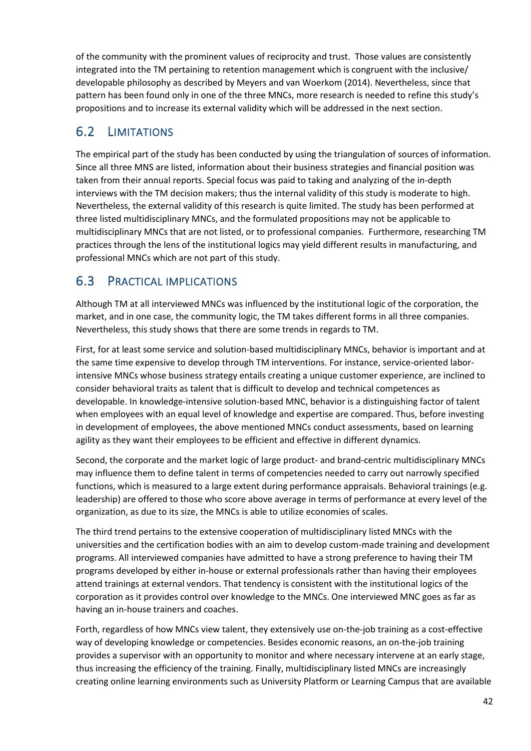of the community with the prominent values of reciprocity and trust. Those values are consistently integrated into the TM pertaining to retention management which is congruent with the inclusive/ developable philosophy as described by Meyers and van Woerkom (2014). Nevertheless, since that pattern has been found only in one of the three MNCs, more research is needed to refine this study's propositions and to increase its external validity which will be addressed in the next section.

## 6.2 Limitations

The empirical part of the study has been conducted by using the triangulation of sources of information. Since all three MNS are listed, information about their business strategies and financial position was taken from their annual reports. Special focus was paid to taking and analyzing of the in-depth interviews with the TM decision makers; thus the internal validity of this study is moderate to high. Nevertheless, the external validity of this research is quite limited. The study has been performed at three listed multidisciplinary MNCs, and the formulated propositions may not be applicable to multidisciplinary MNCs that are not listed, or to professional companies. Furthermore, researching TM practices through the lens of the institutional logics may yield different results in manufacturing, and professional MNCs which are not part of this study.

## 6.3 Practical implications

Although TM at all interviewed MNCs was influenced by the institutional logic of the corporation, the market, and in one case, the community logic, the TM takes different forms in all three companies. Nevertheless, this study shows that there are some trends in regards to TM.

First, for at least some service and solution-based multidisciplinary MNCs, behavior is important and at the same time expensive to develop through TM interventions. For instance, service-oriented labor-intensive MNCs whose business strategy entails creating a unique customer experience, are inclined to consider behavioral traits as talent that is difficult to develop and technical competences as developable. In knowledge-intensive solution-based MNC, behavior is a distinguishing factor of talent when employees with an equal level of knowledge and expertise are compared. Thus, before investing in development of employees, the above mentioned MNCs conduct assessments, based on learning agility as they want their employees to be efficient and effective in different dynamics.

Second, the corporate and the market logic of large product- and brand-centric multidisciplinary MNCs may influence them to define talent in terms of competencies needed to carry out narrowly specified functions, which is measured to a large extent during performance appraisals. Behavioral trainings (e.g. leadership) are offered to those who score above average in terms of performance at every level of the organization, as due to its size, the MNCs is able to utilize economies of scales.

The third trend pertains to the extensive cooperation of multidisciplinary listed MNCs with the universities and the certification bodies with an aim to develop custom-made training and development programs. All interviewed companies have admitted to have a strong preference to having their TM programs developed by either in-house or external professionals rather than having their employees attend trainings at external vendors. That tendency is consistent with the institutional logics of the corporation as it provides control over knowledge to the MNCs. One interviewed MNC goes as far as having an in-house trainers and coaches.

Forth, regardless of how MNCs view talent, they extensively use on-the-job training as a cost-effective way of developing knowledge or competencies. Besides economic reasons, an on-the-job training provides a supervisor with an opportunity to monitor and where necessary intervene at an early stage, thus increasing the efficiency of the training. Finally, multidisciplinary listed MNCs are increasingly creating online learning environments such as University Platform or Learning Campus that are available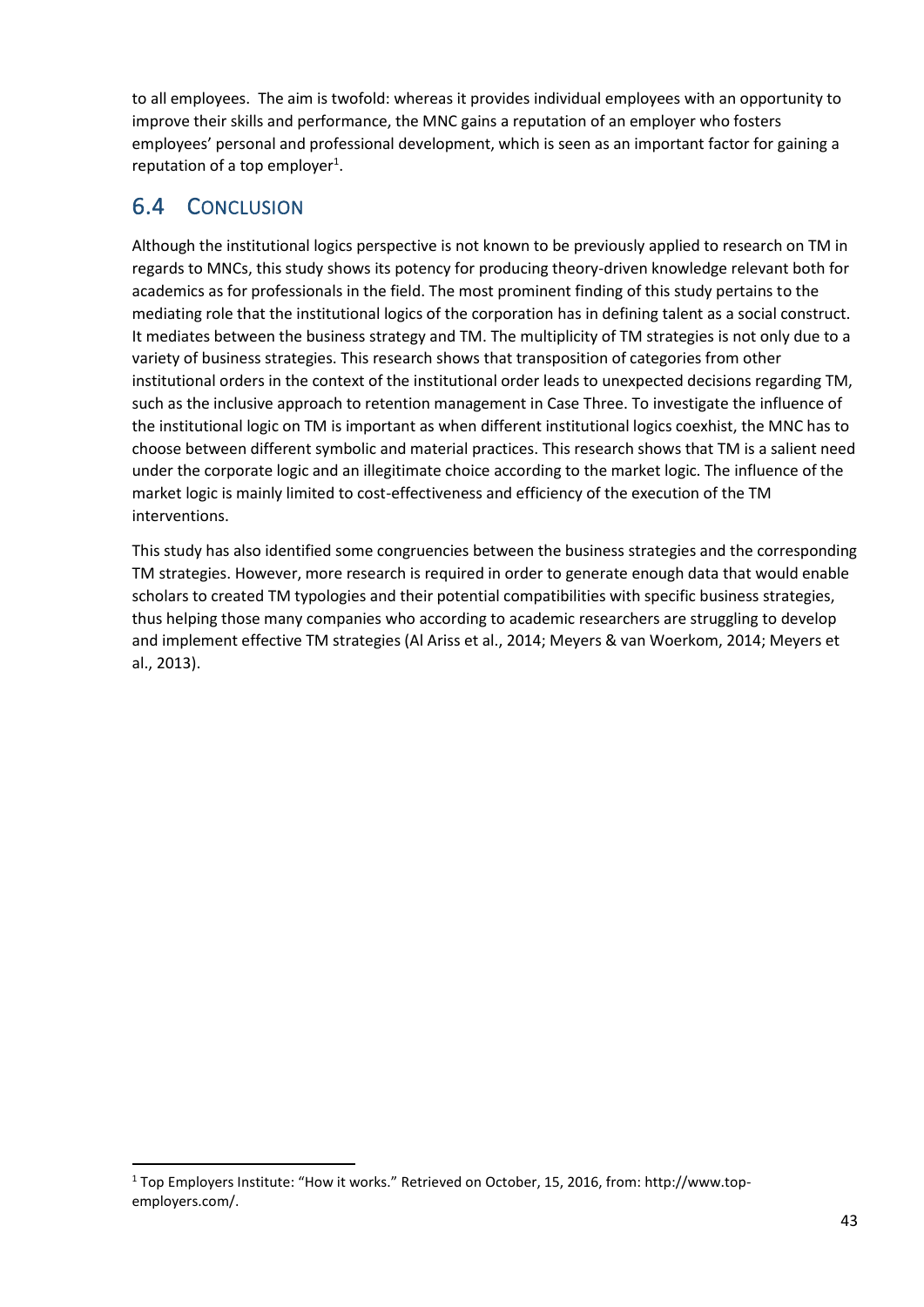to all employees. The aim is twofold: whereas it provides individual employees with an opportunity to improve their skills and performance, the MNC gains a reputation of an employer who fosters employees' personal and professional development, which is seen as an important factor for gaining a reputation of a top employer[1].

## 6.4 Conclusion

Although the institutional logics perspective is not known to be previously applied to research on TM in regards to MNCs, this study shows its potency for producing theory-driven knowledge relevant both for academics as for professionals in the field. The most prominent finding of this study pertains to the mediating role that the institutional logics of the corporation has in defining talent as a social construct. It mediates between the business strategy and TM. The multiplicity of TM strategies is not only due to a variety of business strategies. This research shows that transposition of categories from other institutional orders in the context of the institutional order leads to unexpected decisions regarding TM, such as the inclusive approach to retention management in Case Three. To investigate the influence of the institutional logic on TM is important as when different institutional logics coexhist, the MNC has to choose between different symbolic and material practices. This research shows that TM is a salient need under the corporate logic and an illegitimate choice according to the market logic. The influence of the market logic is mainly limited to cost-effectiveness and efficiency of the execution of the TM interventions.

This study has also identified some congruencies between the business strategies and the corresponding TM strategies. However, more research is required in order to generate enough data that would enable scholars to created TM typologies and their potential compatibilities with specific business strategies, thus helping those many companies who according to academic researchers are struggling to develop and implement effective TM strategies (Al Ariss et al., 2014; Meyers & van Woerkom, 2014; Meyers et al., 2013).

[1] Top Employers Institute: "How it works." Retrieved on October, 15, 2016, from: http://www.top-employers.com/.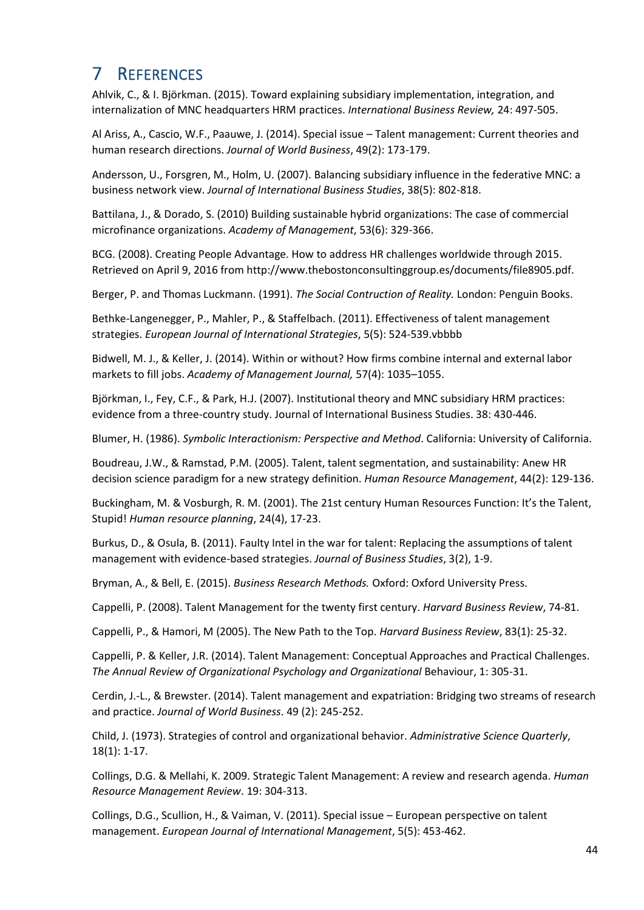# 7 REFERENCES

Ahlvik, C., & I. Björkman. (2015). Toward explaining subsidiary implementation, integration, and internalization of MNC headquarters HRM practices. *International Business Review,* 24: 497-505.

Al Ariss, A., Cascio, W.F., Paauwe, J. (2014). Special issue – Talent management: Current theories and human research directions. *Journal of World Business*, 49(2): 173-179.

Andersson, U., Forsgren, M., Holm, U. (2007). Balancing subsidiary influence in the federative MNC: a business network view. *Journal of International Business Studies*, 38(5): 802-818.

Battilana, J., & Dorado, S. (2010) Building sustainable hybrid organizations: The case of commercial microfinance organizations. *Academy of Management*, 53(6): 329-366.

BCG. (2008). Creating People Advantage. How to address HR challenges worldwide through 2015. Retrieved on April 9, 2016 from http://www.thebostonconsultinggroup.es/documents/file8905.pdf.

Berger, P. and Thomas Luckmann. (1991). *The Social Contruction of Reality.* London: Penguin Books.

Bethke-Langenegger, P., Mahler, P., & Staffelbach. (2011). Effectiveness of talent management strategies. *European Journal of International Strategies*, 5(5): 524-539.vbbbb

Bidwell, M. J., & Keller, J. (2014). Within or without? How firms combine internal and external labor markets to fill jobs. *Academy of Management Journal,* 57(4): 1035–1055.

Björkman, I., Fey, C.F., & Park, H.J. (2007). Institutional theory and MNC subsidiary HRM practices: evidence from a three-country study. Journal of International Business Studies. 38: 430-446.

Blumer, H. (1986). *Symbolic Interactionism: Perspective and Method*. California: University of California.

Boudreau, J.W., & Ramstad, P.M. (2005). Talent, talent segmentation, and sustainability: Anew HR decision science paradigm for a new strategy definition. *Human Resource Management*, 44(2): 129-136.

Buckingham, M. & Vosburgh, R. M. (2001). The 21st century Human Resources Function: It's the Talent, Stupid! *Human resource planning*, 24(4), 17-23.

Burkus, D., & Osula, B. (2011). Faulty Intel in the war for talent: Replacing the assumptions of talent management with evidence-based strategies. *Journal of Business Studies*, 3(2), 1-9.

Bryman, A., & Bell, E. (2015). *Business Research Methods.* Oxford: Oxford University Press.

Cappelli, P. (2008). Talent Management for the twenty first century. *Harvard Business Review*, 74-81.

Cappelli, P., & Hamori, M (2005). The New Path to the Top. *Harvard Business Review*, 83(1): 25-32.

Cappelli, P. & Keller, J.R. (2014). Talent Management: Conceptual Approaches and Practical Challenges. *The Annual Review of Organizational Psychology and Organizational* Behaviour, 1: 305-31.

Cerdin, J.-L., & Brewster. (2014). Talent management and expatriation: Bridging two streams of research and practice. *Journal of World Business*. 49 (2): 245-252.

Child, J. (1973). Strategies of control and organizational behavior. *Administrative Science Quarterly*, 18(1): 1-17.

Collings, D.G. & Mellahi, K. 2009. Strategic Talent Management: A review and research agenda. *Human Resource Management Review*. 19: 304-313.

Collings, D.G., Scullion, H., & Vaiman, V. (2011). Special issue – European perspective on talent management. *European Journal of International Management*, 5(5): 453-462.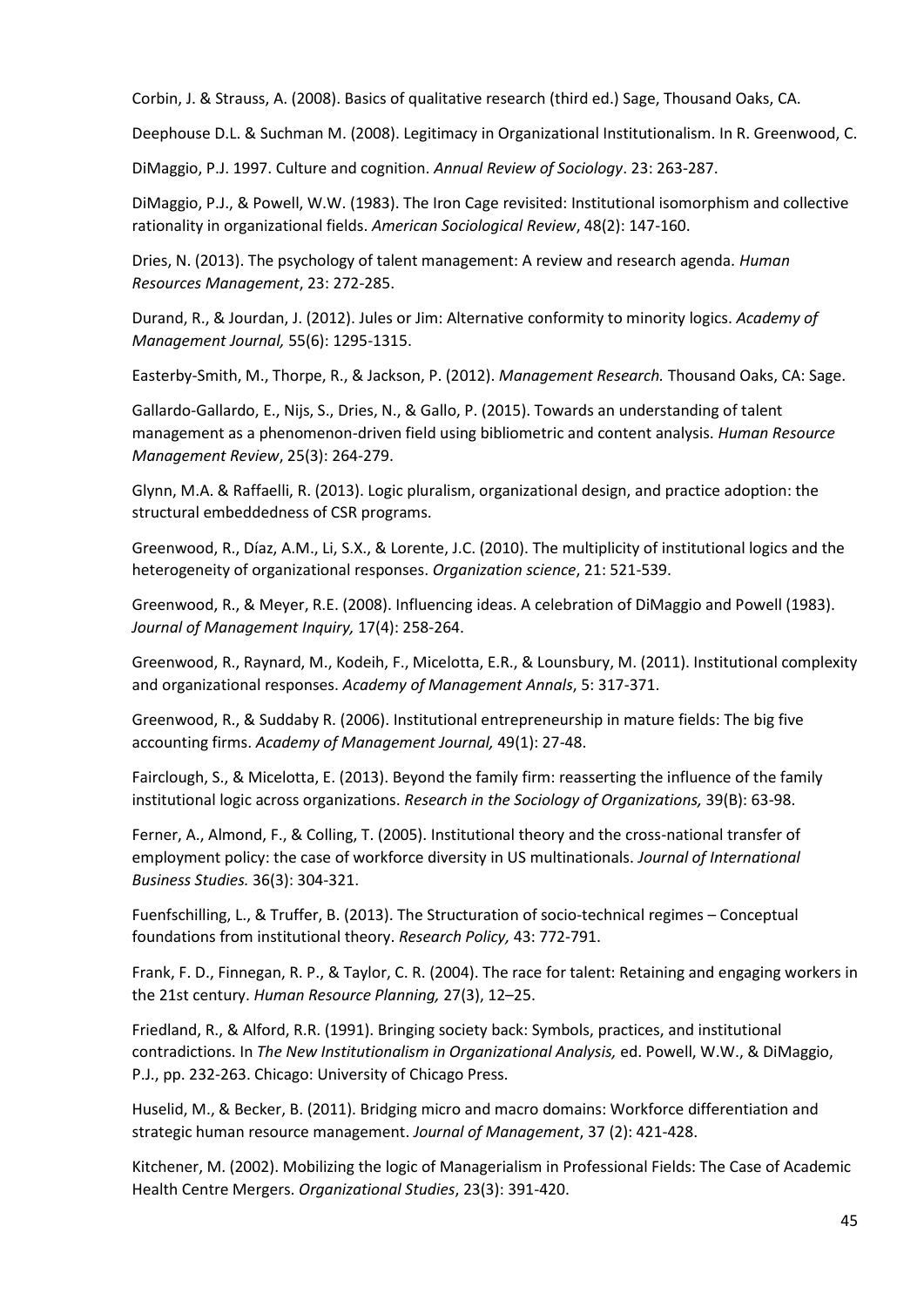Corbin, J. & Strauss, A. (2008). Basics of qualitative research (third ed.) Sage, Thousand Oaks, CA.

Deephouse D.L. & Suchman M. (2008). Legitimacy in Organizational Institutionalism. In R. Greenwood, C.

DiMaggio, P.J. 1997. Culture and cognition. *Annual Review of Sociology*. 23: 263-287.

DiMaggio, P.J., & Powell, W.W. (1983). The Iron Cage revisited: Institutional isomorphism and collective rationality in organizational fields. *American Sociological Review*, 48(2): 147-160.

Dries, N. (2013). The psychology of talent management: A review and research agenda. *Human Resources Management*, 23: 272-285.

Durand, R., & Jourdan, J. (2012). Jules or Jim: Alternative conformity to minority logics. *Academy of Management Journal,* 55(6): 1295-1315.

Easterby-Smith, M., Thorpe, R., & Jackson, P. (2012). *Management Research.* Thousand Oaks, CA: Sage.

Gallardo-Gallardo, E., Nijs, S., Dries, N., & Gallo, P. (2015). Towards an understanding of talent management as a phenomenon-driven field using bibliometric and content analysis. *Human Resource Management Review*, 25(3): 264-279.

Glynn, M.A. & Raffaelli, R. (2013). Logic pluralism, organizational design, and practice adoption: the structural embeddedness of CSR programs.

Greenwood, R., Díaz, A.M., Li, S.X., & Lorente, J.C. (2010). The multiplicity of institutional logics and the heterogeneity of organizational responses. *Organization science*, 21: 521-539.

Greenwood, R., & Meyer, R.E. (2008). Influencing ideas. A celebration of DiMaggio and Powell (1983). *Journal of Management Inquiry,* 17(4): 258-264.

Greenwood, R., Raynard, M., Kodeih, F., Micelotta, E.R., & Lounsbury, M. (2011). Institutional complexity and organizational responses. *Academy of Management Annals*, 5: 317-371.

Greenwood, R., & Suddaby R. (2006). Institutional entrepreneurship in mature fields: The big five accounting firms. *Academy of Management Journal,* 49(1): 27-48.

Fairclough, S., & Micelotta, E. (2013). Beyond the family firm: reasserting the influence of the family institutional logic across organizations. *Research in the Sociology of Organizations,* 39(B): 63-98.

Ferner, A., Almond, F., & Colling, T. (2005). Institutional theory and the cross-national transfer of employment policy: the case of workforce diversity in US multinationals. *Journal of International Business Studies.* 36(3): 304-321.

Fuenfschilling, L., & Truffer, B. (2013). The Structuration of socio-technical regimes – Conceptual foundations from institutional theory. *Research Policy,* 43: 772-791.

Frank, F. D., Finnegan, R. P., & Taylor, C. R. (2004). The race for talent: Retaining and engaging workers in the 21st century. *Human Resource Planning,* 27(3), 12–25.

Friedland, R., & Alford, R.R. (1991). Bringing society back: Symbols, practices, and institutional contradictions. In *The New Institutionalism in Organizational Analysis,* ed. Powell, W.W., & DiMaggio, P.J., pp. 232-263. Chicago: University of Chicago Press.

Huselid, M., & Becker, B. (2011). Bridging micro and macro domains: Workforce differentiation and strategic human resource management. *Journal of Management*, 37 (2): 421-428.

Kitchener, M. (2002). Mobilizing the logic of Managerialism in Professional Fields: The Case of Academic Health Centre Mergers. *Organizational Studies*, 23(3): 391-420.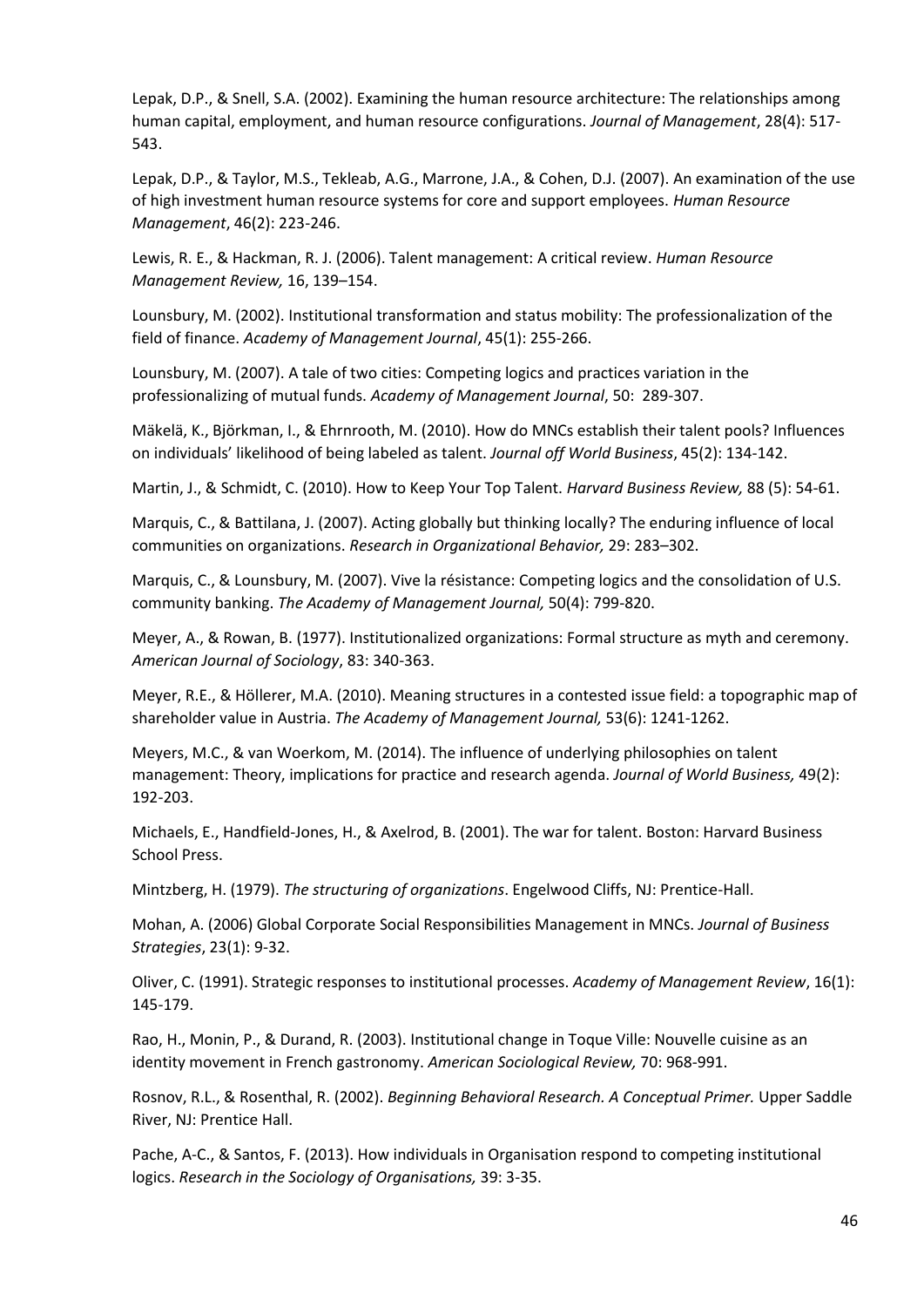Lepak, D.P., & Snell, S.A. (2002). Examining the human resource architecture: The relationships among human capital, employment, and human resource configurations. *Journal of Management*, 28(4): 517-543.

Lepak, D.P., & Taylor, M.S., Tekleab, A.G., Marrone, J.A., & Cohen, D.J. (2007). An examination of the use of high investment human resource systems for core and support employees. *Human Resource Management*, 46(2): 223-246.

Lewis, R. E., & Hackman, R. J. (2006). Talent management: A critical review. *Human Resource Management Review,* 16, 139–154.

Lounsbury, M. (2002). Institutional transformation and status mobility: The professionalization of the field of finance. *Academy of Management Journal*, 45(1): 255-266.

Lounsbury, M. (2007). A tale of two cities: Competing logics and practices variation in the professionalizing of mutual funds. *Academy of Management Journal*, 50: 289-307.

Mäkelä, K., Björkman, I., & Ehrnrooth, M. (2010). How do MNCs establish their talent pools? Influences on individuals' likelihood of being labeled as talent. *Journal off World Business*, 45(2): 134-142.

Martin, J., & Schmidt, C. (2010). How to Keep Your Top Talent. *Harvard Business Review,* 88 (5): 54-61.

Marquis, C., & Battilana, J. (2007). Acting globally but thinking locally? The enduring influence of local communities on organizations. *Research in Organizational Behavior,* 29: 283–302.

Marquis, C., & Lounsbury, M. (2007). Vive la résistance: Competing logics and the consolidation of U.S. community banking. *The Academy of Management Journal,* 50(4): 799-820.

Meyer, A., & Rowan, B. (1977). Institutionalized organizations: Formal structure as myth and ceremony. *American Journal of Sociology*, 83: 340-363.

Meyer, R.E., & Höllerer, M.A. (2010). Meaning structures in a contested issue field: a topographic map of shareholder value in Austria. *The Academy of Management Journal,* 53(6): 1241-1262.

Meyers, M.C., & van Woerkom, M. (2014). The influence of underlying philosophies on talent management: Theory, implications for practice and research agenda. *Journal of World Business,* 49(2): 192-203.

Michaels, E., Handfield-Jones, H., & Axelrod, B. (2001). The war for talent. Boston: Harvard Business School Press.

Mintzberg, H. (1979). *The structuring of organizations*. Engelwood Cliffs, NJ: Prentice-Hall.

Mohan, A. (2006) Global Corporate Social Responsibilities Management in MNCs. *Journal of Business Strategies*, 23(1): 9-32.

Oliver, C. (1991). Strategic responses to institutional processes. *Academy of Management Review*, 16(1): 145-179.

Rao, H., Monin, P., & Durand, R. (2003). Institutional change in Toque Ville: Nouvelle cuisine as an identity movement in French gastronomy. *American Sociological Review,* 70: 968-991.

Rosnov, R.L., & Rosenthal, R. (2002). *Beginning Behavioral Research. A Conceptual Primer.* Upper Saddle River, NJ: Prentice Hall.

Pache, A-C., & Santos, F. (2013). How individuals in Organisation respond to competing institutional logics. *Research in the Sociology of Organisations,* 39: 3-35.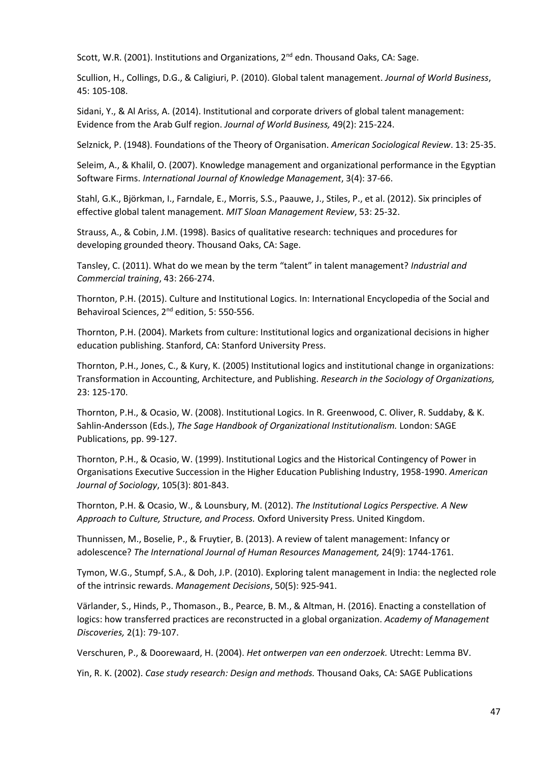Scott, W.R. (2001). Institutions and Organizations, 2nd edn. Thousand Oaks, CA: Sage.

Scullion, H., Collings, D.G., & Caligiuri, P. (2010). Global talent management. *Journal of World Business*, 45: 105-108.

Sidani, Y., & Al Ariss, A. (2014). Institutional and corporate drivers of global talent management: Evidence from the Arab Gulf region. *Journal of World Business,* 49(2): 215-224.

Selznick, P. (1948). Foundations of the Theory of Organisation. *American Sociological Review*. 13: 25-35.

Seleim, A., & Khalil, O. (2007). Knowledge management and organizational performance in the Egyptian Software Firms. *International Journal of Knowledge Management*, 3(4): 37-66.

Stahl, G.K., Björkman, I., Farndale, E., Morris, S.S., Paauwe, J., Stiles, P., et al. (2012). Six principles of effective global talent management. *MIT Sloan Management Review*, 53: 25-32.

Strauss, A., & Cobin, J.M. (1998). Basics of qualitative research: techniques and procedures for developing grounded theory. Thousand Oaks, CA: Sage.

Tansley, C. (2011). What do we mean by the term "talent" in talent management? *Industrial and Commercial training*, 43: 266-274.

Thornton, P.H. (2015). Culture and Institutional Logics. In: International Encyclopedia of the Social and Behaviroal Sciences, 2nd edition, 5: 550-556.

Thornton, P.H. (2004). Markets from culture: Institutional logics and organizational decisions in higher education publishing. Stanford, CA: Stanford University Press.

Thornton, P.H., Jones, C., & Kury, K. (2005) Institutional logics and institutional change in organizations: Transformation in Accounting, Architecture, and Publishing. *Research in the Sociology of Organizations,* 23: 125-170.

Thornton, P.H., & Ocasio, W. (2008). Institutional Logics. In R. Greenwood, C. Oliver, R. Suddaby, & K. Sahlin-Andersson (Eds.), *The Sage Handbook of Organizational Institutionalism.* London: SAGE Publications, pp. 99-127.

Thornton, P.H., & Ocasio, W. (1999). Institutional Logics and the Historical Contingency of Power in Organisations Executive Succession in the Higher Education Publishing Industry, 1958-1990. *American Journal of Sociology*, 105(3): 801-843.

Thornton, P.H. & Ocasio, W., & Lounsbury, M. (2012). *The Institutional Logics Perspective. A New Approach to Culture, Structure, and Process.* Oxford University Press. United Kingdom.

Thunnissen, M., Boselie, P., & Fruytier, B. (2013). A review of talent management: Infancy or adolescence? *The International Journal of Human Resources Management,* 24(9): 1744-1761.

Tymon, W.G., Stumpf, S.A., & Doh, J.P. (2010). Exploring talent management in India: the neglected role of the intrinsic rewards. *Management Decisions*, 50(5): 925-941.

Värlander, S., Hinds, P., Thomason., B., Pearce, B. M., & Altman, H. (2016). Enacting a constellation of logics: how transferred practices are reconstructed in a global organization. *Academy of Management Discoveries,* 2(1): 79-107.

Verschuren, P., & Doorewaard, H. (2004). *Het ontwerpen van een onderzoek.* Utrecht: Lemma BV.

Yin, R. K. (2002). *Case study research: Design and methods.* Thousand Oaks, CA: SAGE Publications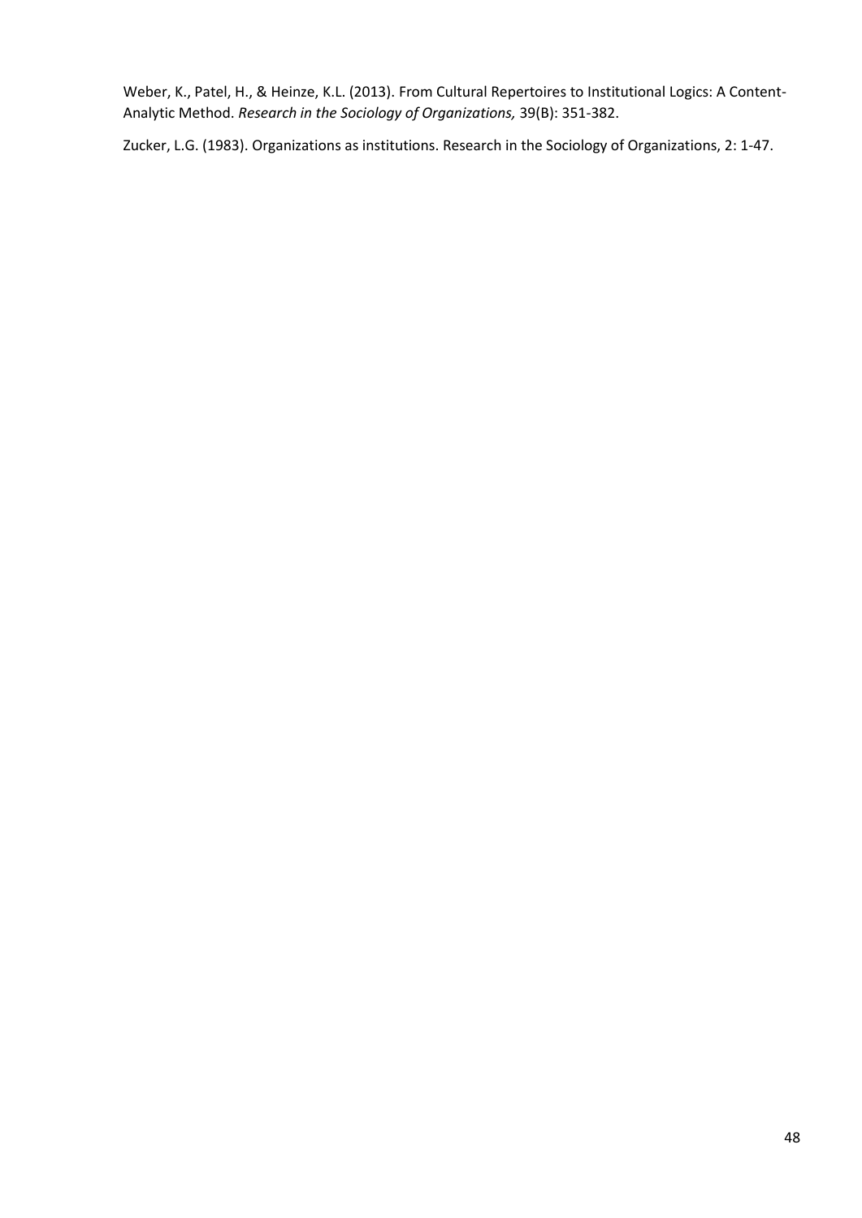Weber, K., Patel, H., & Heinze, K.L. (2013). From Cultural Repertoires to Institutional Logics: A Content-Analytic Method. *Research in the Sociology of Organizations,* 39(B): 351-382.

Zucker, L.G. (1983). Organizations as institutions. Research in the Sociology of Organizations, 2: 1-47.